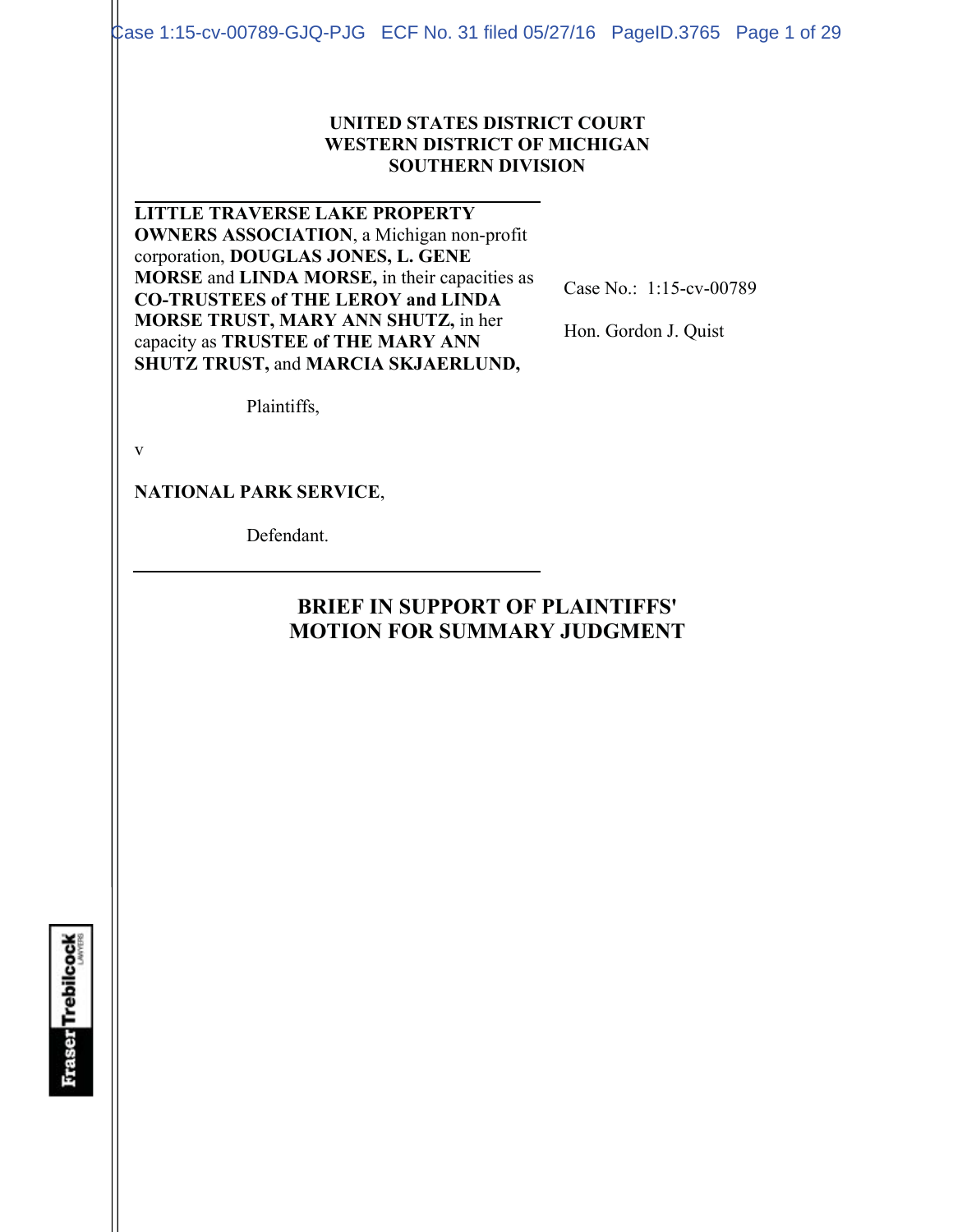**UNITED STATES DISTRICT COURT**
**WESTERN DISTRICT OF MICHIGAN**
**SOUTHERN DIVISION**

**LITTLE TRAVERSE LAKE PROPERTY OWNERS ASSOCIATION**, a Michigan non-profit corporation, **DOUGLAS JONES, L. GENE MORSE** and **LINDA MORSE,** in their capacities as **CO-TRUSTEES of THE LEROY and LINDA MORSE TRUST, MARY ANN SHUTZ,** in her capacity as **TRUSTEE of THE MARY ANN SHUTZ TRUST,** and **MARCIA SKJAERLUND,**

Plaintiffs,

v

**NATIONAL PARK SERVICE**,

Defendant.

Case No.: 1:15-cv-00789

Hon. Gordon J. Quist

# BRIEF IN SUPPORT OF PLAINTIFFS' MOTION FOR SUMMARY JUDGMENT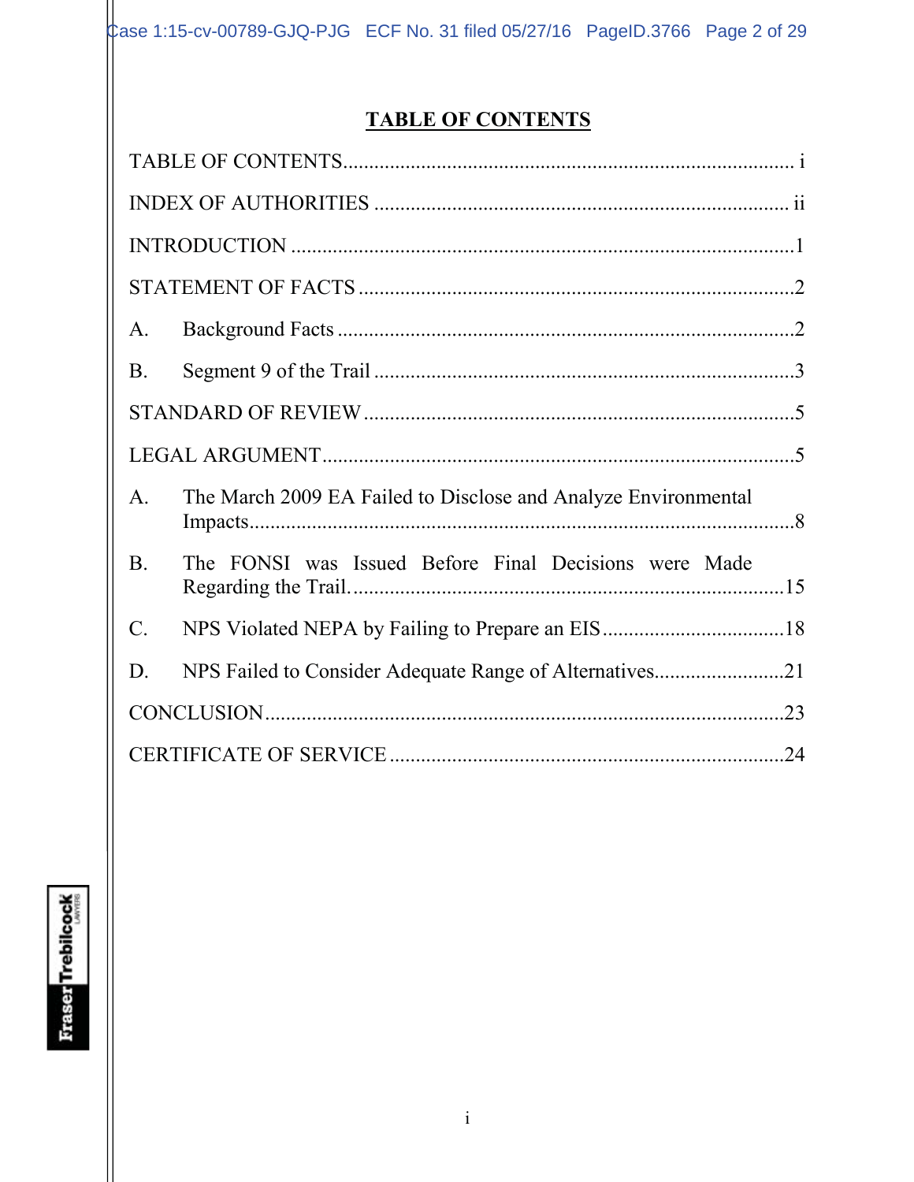# TABLE OF CONTENTS

TABLE OF CONTENTS ........................................................................................ i

INDEX OF AUTHORITIES ................................................................................ ii

INTRODUCTION ................................................................................................1

STATEMENT OF FACTS ...................................................................................2

A. Background Facts ........................................................................................2

B. Segment 9 of the Trail .................................................................................3

STANDARD OF REVIEW ..................................................................................5

LEGAL ARGUMENT..........................................................................................5

A. The March 2009 EA Failed to Disclose and Analyze Environmental Impacts.........................................................................................................8

B. The FONSI was Issued Before Final Decisions were Made Regarding the Trail....................................................................................15

C. NPS Violated NEPA by Failing to Prepare an EIS...................................18

D. NPS Failed to Consider Adequate Range of Alternatives.........................21

CONCLUSION....................................................................................................23

CERTIFICATE OF SERVICE ............................................................................24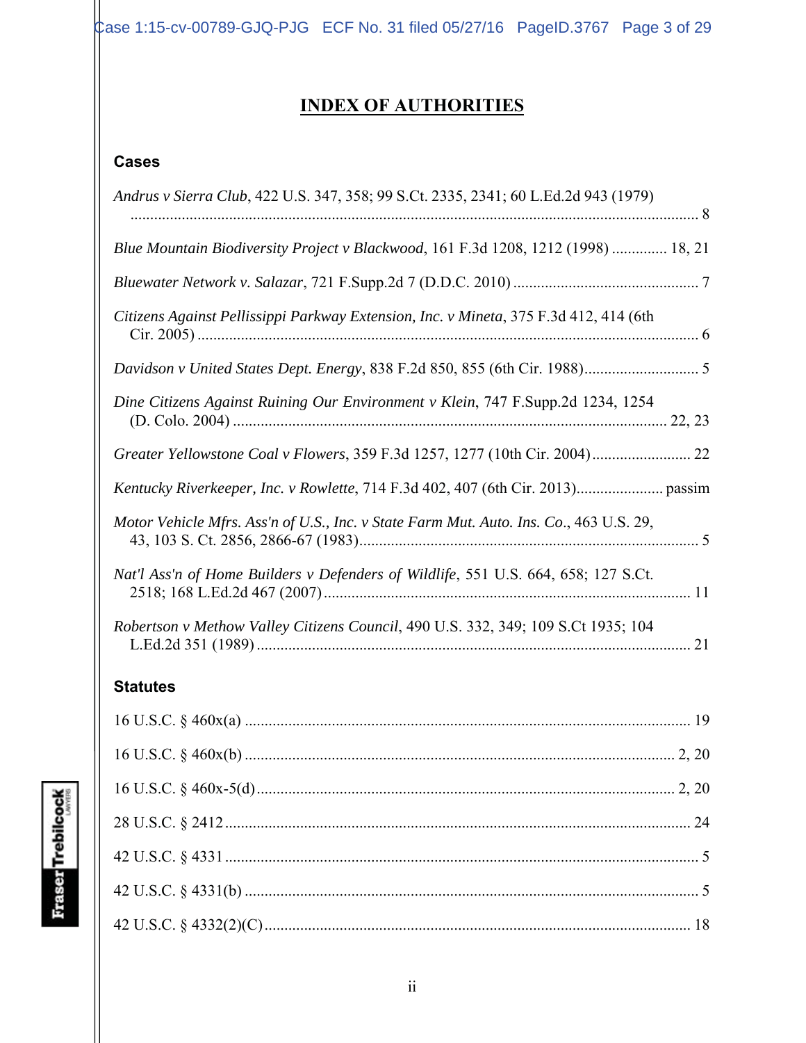# INDEX OF AUTHORITIES

## Cases

*Andrus v Sierra Club*, 422 U.S. 347, 358; 99 S.Ct. 2335, 2341; 60 L.Ed.2d 943 (1979) ............ 8

*Blue Mountain Biodiversity Project v Blackwood*, 161 F.3d 1208, 1212 (1998) ............. 18, 21

*Bluewater Network v. Salazar*, 721 F.Supp.2d 7 (D.D.C. 2010) ............ 7

*Citizens Against Pellissippi Parkway Extension, Inc. v Mineta*, 375 F.3d 412, 414 (6th Cir. 2005) ............ 6

*Davidson v United States Dept. Energy*, 838 F.2d 850, 855 (6th Cir. 1988)............ 5

*Dine Citizens Against Ruining Our Environment v Klein*, 747 F.Supp.2d 1234, 1254 (D. Colo. 2004) ............ 22, 23

*Greater Yellowstone Coal v Flowers*, 359 F.3d 1257, 1277 (10th Cir. 2004)............ 22

*Kentucky Riverkeeper, Inc. v Rowlette*, 714 F.3d 402, 407 (6th Cir. 2013)............ passim

*Motor Vehicle Mfrs. Ass'n of U.S., Inc. v State Farm Mut. Auto. Ins. Co*., 463 U.S. 29, 43, 103 S. Ct. 2856, 2866-67 (1983)............ 5

*Nat'l Ass'n of Home Builders v Defenders of Wildlife*, 551 U.S. 664, 658; 127 S.Ct. 2518; 168 L.Ed.2d 467 (2007)............ 11

*Robertson v Methow Valley Citizens Council*, 490 U.S. 332, 349; 109 S.Ct 1935; 104 L.Ed.2d 351 (1989)............ 21

## Statutes

16 U.S.C. § 460x(a) ............ 19

16 U.S.C. § 460x(b) ............ 2, 20

16 U.S.C. § 460x-5(d)............ 2, 20

28 U.S.C. § 2412............ 24

42 U.S.C. § 4331............ 5

42 U.S.C. § 4331(b) ............ 5

42 U.S.C. § 4332(2)(C)............ 18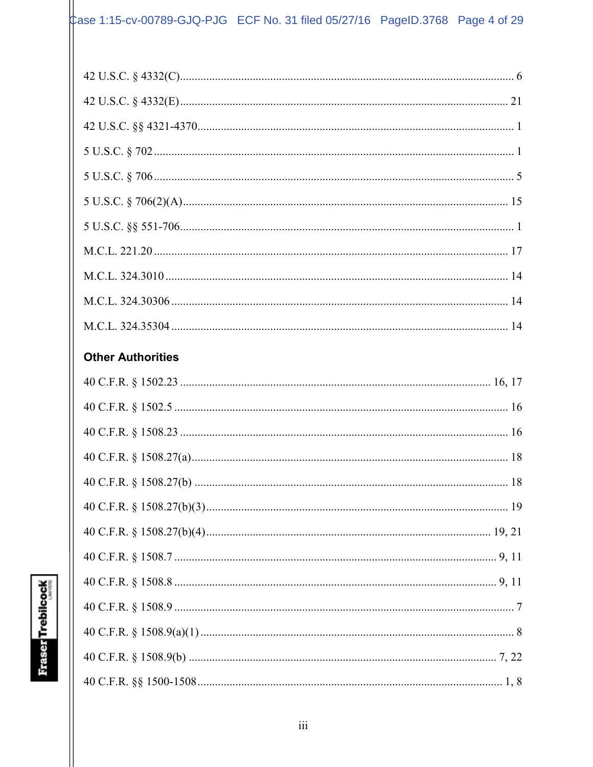42 U.S.C. § 4332(C)........................................................................................................... 6

42 U.S.C. § 4332(E)......................................................................................................... 21

42 U.S.C. §§ 4321-4370...................................................................................................... 1

5 U.S.C. § 702 .................................................................................................................... 1

5 U.S.C. § 706 .................................................................................................................... 5

5 U.S.C. § 706(2)(A)......................................................................................................... 15

5 U.S.C. §§ 551-706............................................................................................................ 1

M.C.L. 221.20 .................................................................................................................. 17

M.C.L. 324.3010 ............................................................................................................... 14

M.C.L. 324.30306 ............................................................................................................. 14

M.C.L. 324.35304 ............................................................................................................. 14

**Other Authorities**

40 C.F.R. § 1502.23 ..................................................................................................... 16, 17

40 C.F.R. § 1502.5 ............................................................................................................ 16

40 C.F.R. § 1508.23 .......................................................................................................... 16

40 C.F.R. § 1508.27(a)...................................................................................................... 18

40 C.F.R. § 1508.27(b) ..................................................................................................... 18

40 C.F.R. § 1508.27(b)(3).................................................................................................. 19

40 C.F.R. § 1508.27(b)(4)............................................................................................ 19, 21

40 C.F.R. § 1508.7 ......................................................................................................... 9, 11

40 C.F.R. § 1508.8 ......................................................................................................... 9, 11

40 C.F.R. § 1508.9 .............................................................................................................. 7

40 C.F.R. § 1508.9(a)(1) ..................................................................................................... 8

40 C.F.R. § 1508.9(b) ................................................................................................... 7, 22

40 C.F.R. §§ 1500-1508................................................................................................... 1, 8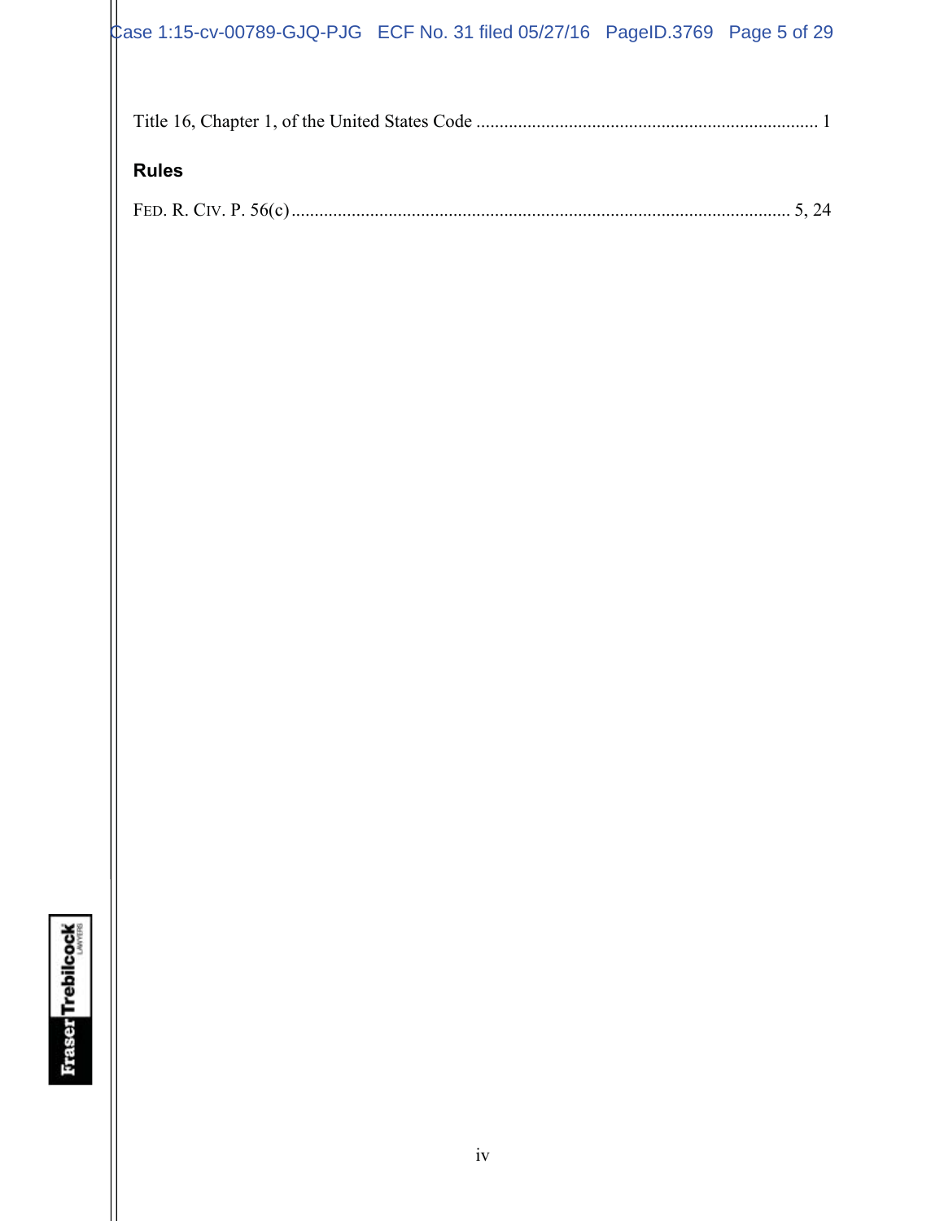Title 16, Chapter 1, of the United States Code ........................................................................ 1

**Rules**

FED. R. CIV. P. 56(c) .......................................................................................................... 5, 24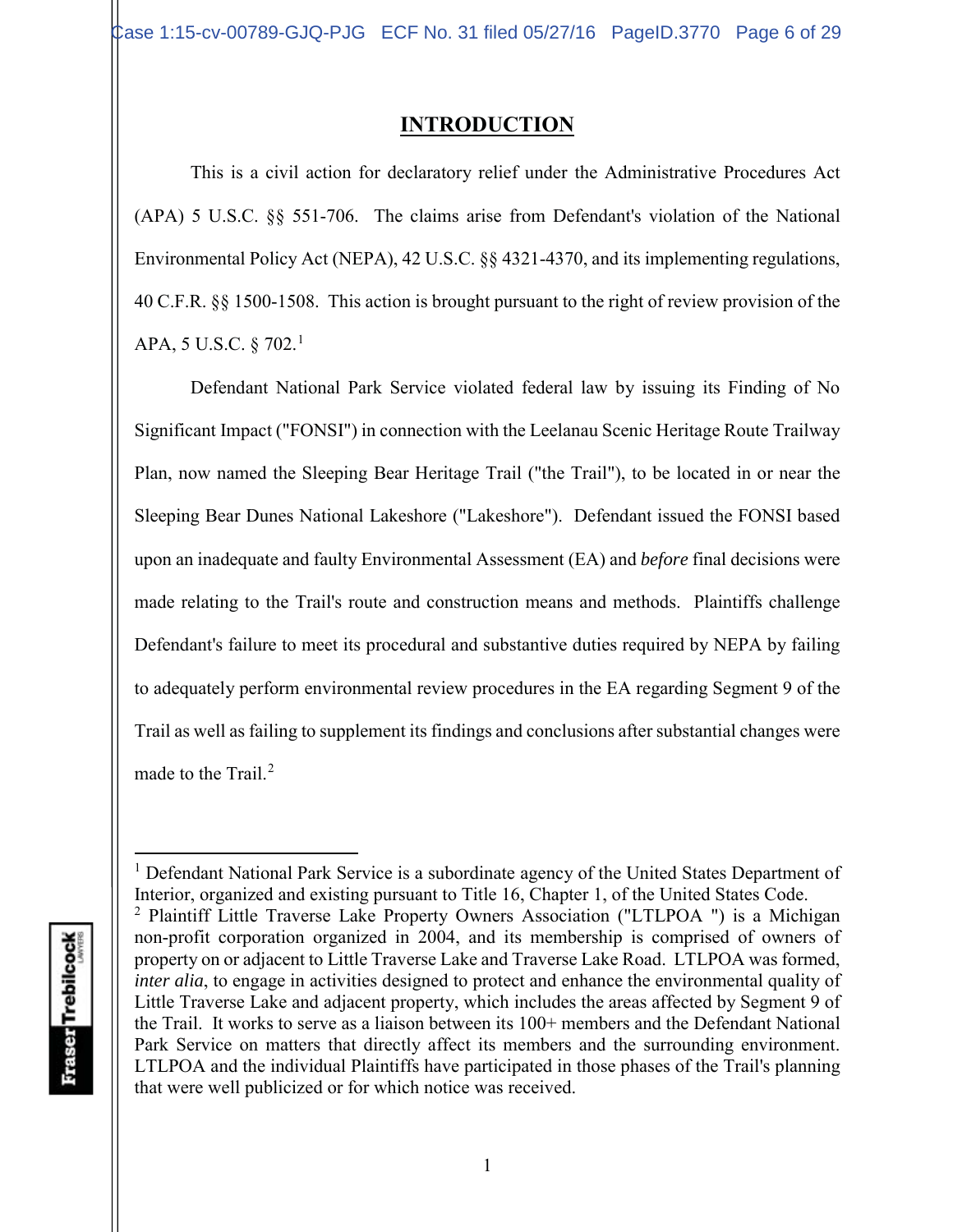# INTRODUCTION

This is a civil action for declaratory relief under the Administrative Procedures Act (APA) 5 U.S.C. §§ 551-706. The claims arise from Defendant's violation of the National Environmental Policy Act (NEPA), 42 U.S.C. §§ 4321-4370, and its implementing regulations, 40 C.F.R. §§ 1500-1508. This action is brought pursuant to the right of review provision of the APA, 5 U.S.C. § 702.[1]

Defendant National Park Service violated federal law by issuing its Finding of No Significant Impact ("FONSI") in connection with the Leelanau Scenic Heritage Route Trailway Plan, now named the Sleeping Bear Heritage Trail ("the Trail"), to be located in or near the Sleeping Bear Dunes National Lakeshore ("Lakeshore"). Defendant issued the FONSI based upon an inadequate and faulty Environmental Assessment (EA) and *before* final decisions were made relating to the Trail's route and construction means and methods. Plaintiffs challenge Defendant's failure to meet its procedural and substantive duties required by NEPA by failing to adequately perform environmental review procedures in the EA regarding Segment 9 of the Trail as well as failing to supplement its findings and conclusions after substantial changes were made to the Trail.[2]

---

[1] Defendant National Park Service is a subordinate agency of the United States Department of Interior, organized and existing pursuant to Title 16, Chapter 1, of the United States Code.

[2] Plaintiff Little Traverse Lake Property Owners Association ("LTLPOA ") is a Michigan non-profit corporation organized in 2004, and its membership is comprised of owners of property on or adjacent to Little Traverse Lake and Traverse Lake Road. LTLPOA was formed, *inter alia*, to engage in activities designed to protect and enhance the environmental quality of Little Traverse Lake and adjacent property, which includes the areas affected by Segment 9 of the Trail. It works to serve as a liaison between its 100+ members and the Defendant National Park Service on matters that directly affect its members and the surrounding environment. LTLPOA and the individual Plaintiffs have participated in those phases of the Trail's planning that were well publicized or for which notice was received.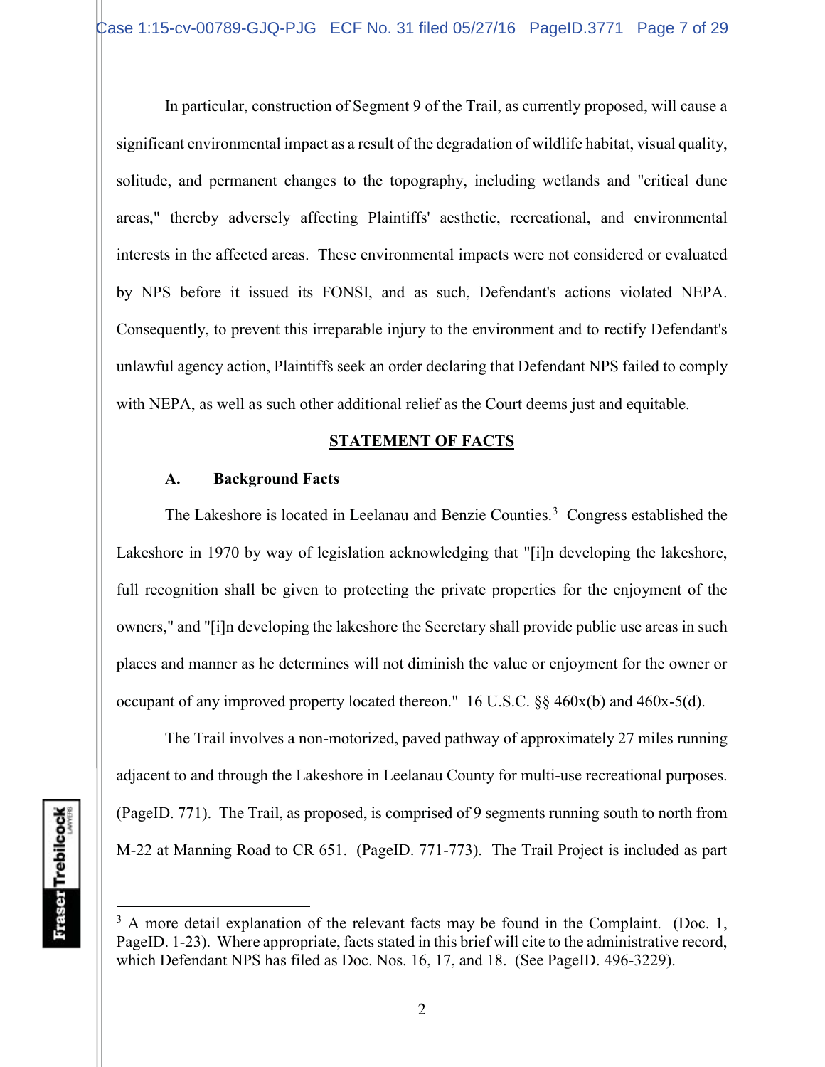In particular, construction of Segment 9 of the Trail, as currently proposed, will cause a significant environmental impact as a result of the degradation of wildlife habitat, visual quality, solitude, and permanent changes to the topography, including wetlands and "critical dune areas," thereby adversely affecting Plaintiffs' aesthetic, recreational, and environmental interests in the affected areas. These environmental impacts were not considered or evaluated by NPS before it issued its FONSI, and as such, Defendant's actions violated NEPA. Consequently, to prevent this irreparable injury to the environment and to rectify Defendant's unlawful agency action, Plaintiffs seek an order declaring that Defendant NPS failed to comply with NEPA, as well as such other additional relief as the Court deems just and equitable.

## STATEMENT OF FACTS

### A. Background Facts

The Lakeshore is located in Leelanau and Benzie Counties.[3] Congress established the Lakeshore in 1970 by way of legislation acknowledging that "[i]n developing the lakeshore, full recognition shall be given to protecting the private properties for the enjoyment of the owners," and "[i]n developing the lakeshore the Secretary shall provide public use areas in such places and manner as he determines will not diminish the value or enjoyment for the owner or occupant of any improved property located thereon." 16 U.S.C. §§ 460x(b) and 460x-5(d).

The Trail involves a non-motorized, paved pathway of approximately 27 miles running adjacent to and through the Lakeshore in Leelanau County for multi-use recreational purposes. (PageID. 771). The Trail, as proposed, is comprised of 9 segments running south to north from M-22 at Manning Road to CR 651. (PageID. 771-773). The Trail Project is included as part

[3] A more detail explanation of the relevant facts may be found in the Complaint. (Doc. 1, PageID. 1-23). Where appropriate, facts stated in this brief will cite to the administrative record, which Defendant NPS has filed as Doc. Nos. 16, 17, and 18. (See PageID. 496-3229).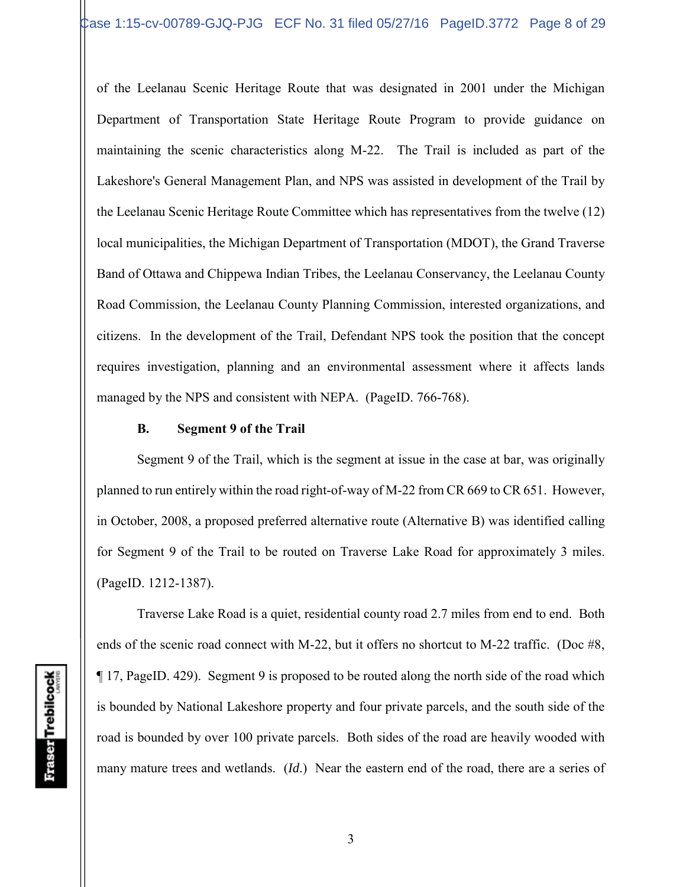of the Leelanau Scenic Heritage Route that was designated in 2001 under the Michigan Department of Transportation State Heritage Route Program to provide guidance on maintaining the scenic characteristics along M-22. The Trail is included as part of the Lakeshore's General Management Plan, and NPS was assisted in development of the Trail by the Leelanau Scenic Heritage Route Committee which has representatives from the twelve (12) local municipalities, the Michigan Department of Transportation (MDOT), the Grand Traverse Band of Ottawa and Chippewa Indian Tribes, the Leelanau Conservancy, the Leelanau County Road Commission, the Leelanau County Planning Commission, interested organizations, and citizens. In the development of the Trail, Defendant NPS took the position that the concept requires investigation, planning and an environmental assessment where it affects lands managed by the NPS and consistent with NEPA. (PageID. 766-768).

### B. Segment 9 of the Trail

Segment 9 of the Trail, which is the segment at issue in the case at bar, was originally planned to run entirely within the road right-of-way of M-22 from CR 669 to CR 651. However, in October, 2008, a proposed preferred alternative route (Alternative B) was identified calling for Segment 9 of the Trail to be routed on Traverse Lake Road for approximately 3 miles. (PageID. 1212-1387).

Traverse Lake Road is a quiet, residential county road 2.7 miles from end to end. Both ends of the scenic road connect with M-22, but it offers no shortcut to M-22 traffic. (Doc #8, ¶ 17, PageID. 429). Segment 9 is proposed to be routed along the north side of the road which is bounded by National Lakeshore property and four private parcels, and the south side of the road is bounded by over 100 private parcels. Both sides of the road are heavily wooded with many mature trees and wetlands. (*Id.*) Near the eastern end of the road, there are a series of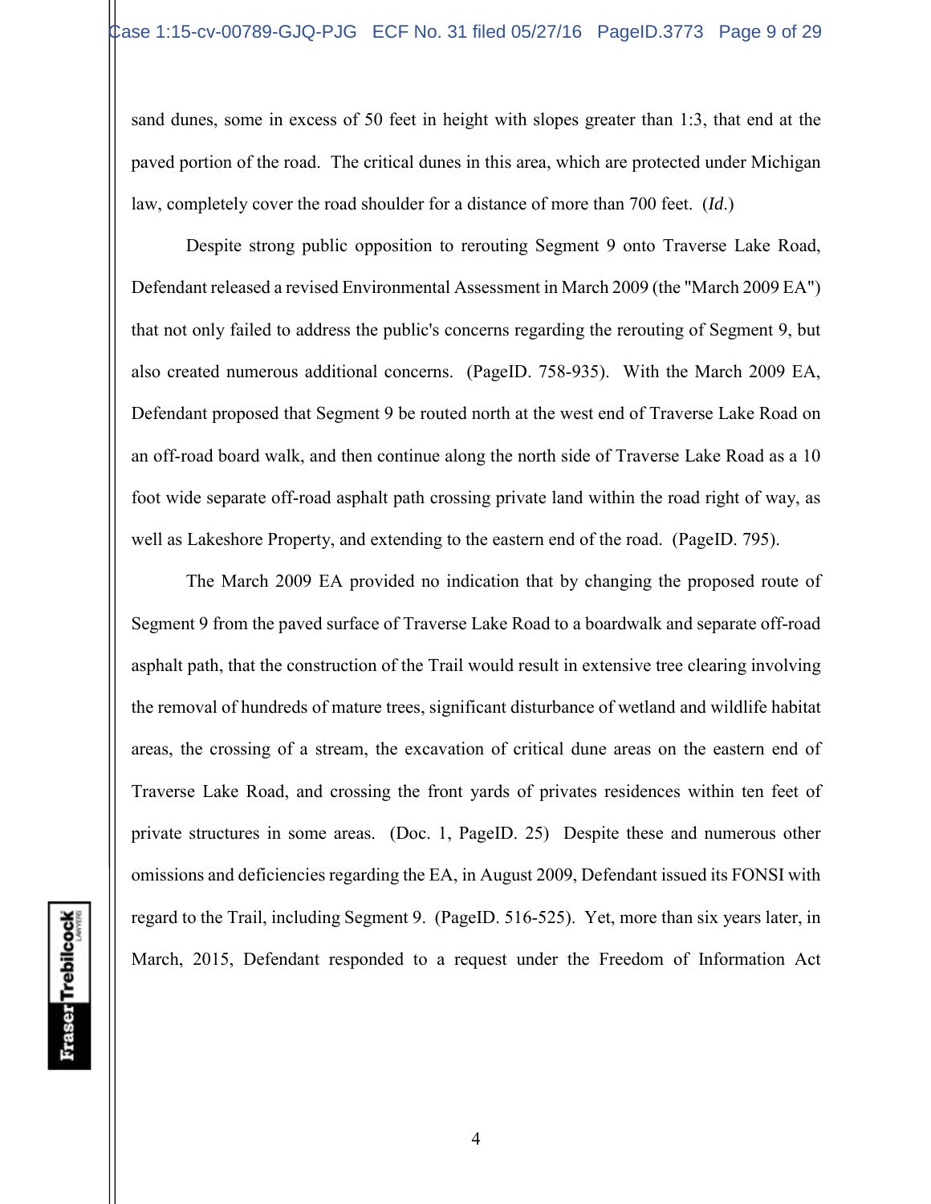sand dunes, some in excess of 50 feet in height with slopes greater than 1:3, that end at the paved portion of the road. The critical dunes in this area, which are protected under Michigan law, completely cover the road shoulder for a distance of more than 700 feet. (*Id.*)

Despite strong public opposition to rerouting Segment 9 onto Traverse Lake Road, Defendant released a revised Environmental Assessment in March 2009 (the "March 2009 EA") that not only failed to address the public's concerns regarding the rerouting of Segment 9, but also created numerous additional concerns. (PageID. 758-935). With the March 2009 EA, Defendant proposed that Segment 9 be routed north at the west end of Traverse Lake Road on an off-road board walk, and then continue along the north side of Traverse Lake Road as a 10 foot wide separate off-road asphalt path crossing private land within the road right of way, as well as Lakeshore Property, and extending to the eastern end of the road. (PageID. 795).

The March 2009 EA provided no indication that by changing the proposed route of Segment 9 from the paved surface of Traverse Lake Road to a boardwalk and separate off-road asphalt path, that the construction of the Trail would result in extensive tree clearing involving the removal of hundreds of mature trees, significant disturbance of wetland and wildlife habitat areas, the crossing of a stream, the excavation of critical dune areas on the eastern end of Traverse Lake Road, and crossing the front yards of privates residences within ten feet of private structures in some areas. (Doc. 1, PageID. 25) Despite these and numerous other omissions and deficiencies regarding the EA, in August 2009, Defendant issued its FONSI with regard to the Trail, including Segment 9. (PageID. 516-525). Yet, more than six years later, in March, 2015, Defendant responded to a request under the Freedom of Information Act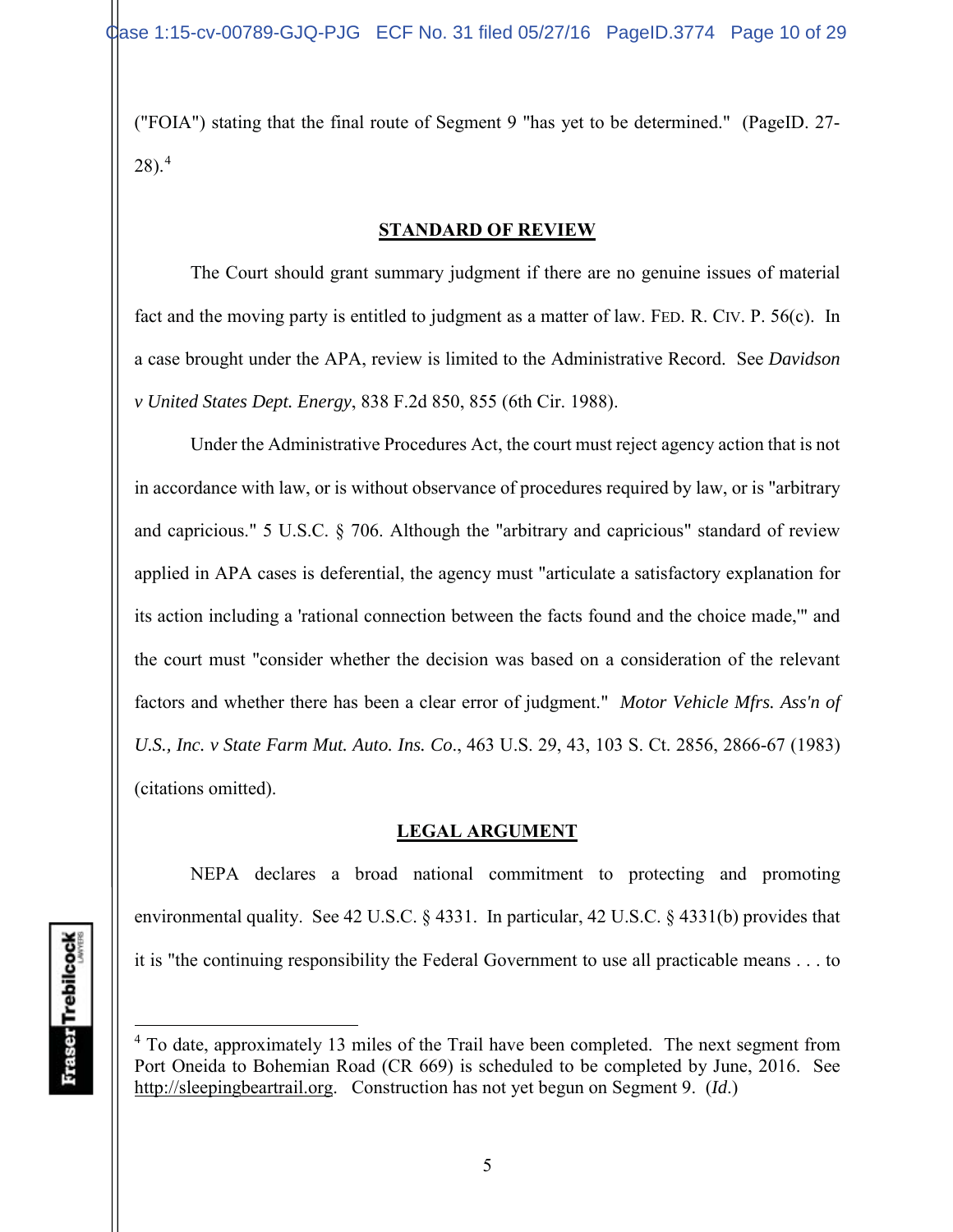("FOIA") stating that the final route of Segment 9 "has yet to be determined." (PageID. 27-28).[4]

## STANDARD OF REVIEW

The Court should grant summary judgment if there are no genuine issues of material fact and the moving party is entitled to judgment as a matter of law. FED. R. CIV. P. 56(c). In a case brought under the APA, review is limited to the Administrative Record. See *Davidson v United States Dept. Energy*, 838 F.2d 850, 855 (6th Cir. 1988).

Under the Administrative Procedures Act, the court must reject agency action that is not in accordance with law, or is without observance of procedures required by law, or is "arbitrary and capricious." 5 U.S.C. § 706. Although the "arbitrary and capricious" standard of review applied in APA cases is deferential, the agency must "articulate a satisfactory explanation for its action including a 'rational connection between the facts found and the choice made,'" and the court must "consider whether the decision was based on a consideration of the relevant factors and whether there has been a clear error of judgment." *Motor Vehicle Mfrs. Ass'n of U.S., Inc. v State Farm Mut. Auto. Ins. Co.*, 463 U.S. 29, 43, 103 S. Ct. 2856, 2866-67 (1983) (citations omitted).

## LEGAL ARGUMENT

NEPA declares a broad national commitment to protecting and promoting environmental quality. See 42 U.S.C. § 4331. In particular, 42 U.S.C. § 4331(b) provides that it is "the continuing responsibility the Federal Government to use all practicable means . . . to

---

[4] To date, approximately 13 miles of the Trail have been completed. The next segment from Port Oneida to Bohemian Road (CR 669) is scheduled to be completed by June, 2016. See http://sleepingbeartrail.org. Construction has not yet begun on Segment 9. (*Id.*)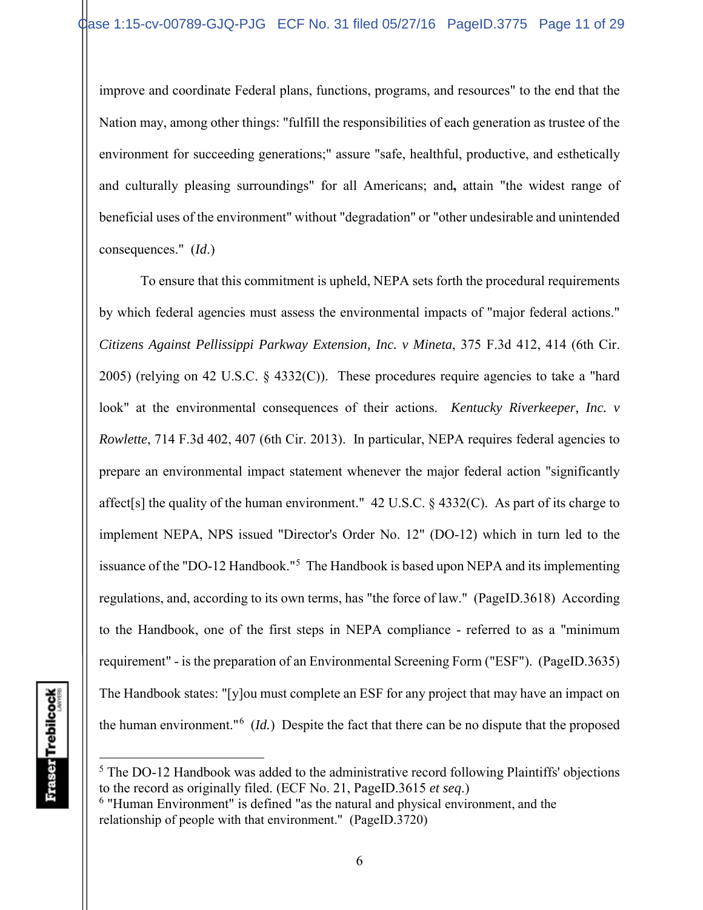improve and coordinate Federal plans, functions, programs, and resources" to the end that the Nation may, among other things: "fulfill the responsibilities of each generation as trustee of the environment for succeeding generations;" assure "safe, healthful, productive, and esthetically and culturally pleasing surroundings" for all Americans; and**,** attain "the widest range of beneficial uses of the environment" without "degradation" or "other undesirable and unintended consequences." (*Id*.)

To ensure that this commitment is upheld, NEPA sets forth the procedural requirements by which federal agencies must assess the environmental impacts of "major federal actions." *Citizens Against Pellissippi Parkway Extension, Inc. v Mineta*, 375 F.3d 412, 414 (6th Cir. 2005) (relying on 42 U.S.C. § 4332(C)). These procedures require agencies to take a "hard look" at the environmental consequences of their actions. *Kentucky Riverkeeper, Inc. v Rowlette*, 714 F.3d 402, 407 (6th Cir. 2013). In particular, NEPA requires federal agencies to prepare an environmental impact statement whenever the major federal action "significantly affect[s] the quality of the human environment." 42 U.S.C. § 4332(C). As part of its charge to implement NEPA, NPS issued "Director's Order No. 12" (DO-12) which in turn led to the issuance of the "DO-12 Handbook."[5] The Handbook is based upon NEPA and its implementing regulations, and, according to its own terms, has "the force of law." (PageID.3618) According to the Handbook, one of the first steps in NEPA compliance - referred to as a "minimum requirement" - is the preparation of an Environmental Screening Form ("ESF"). (PageID.3635) The Handbook states: "[y]ou must complete an ESF for any project that may have an impact on the human environment."[6] (*Id.*) Despite the fact that there can be no dispute that the proposed

[5] The DO-12 Handbook was added to the administrative record following Plaintiffs' objections to the record as originally filed. (ECF No. 21, PageID.3615 *et seq*.)

[6] "Human Environment" is defined "as the natural and physical environment, and the relationship of people with that environment." (PageID.3720)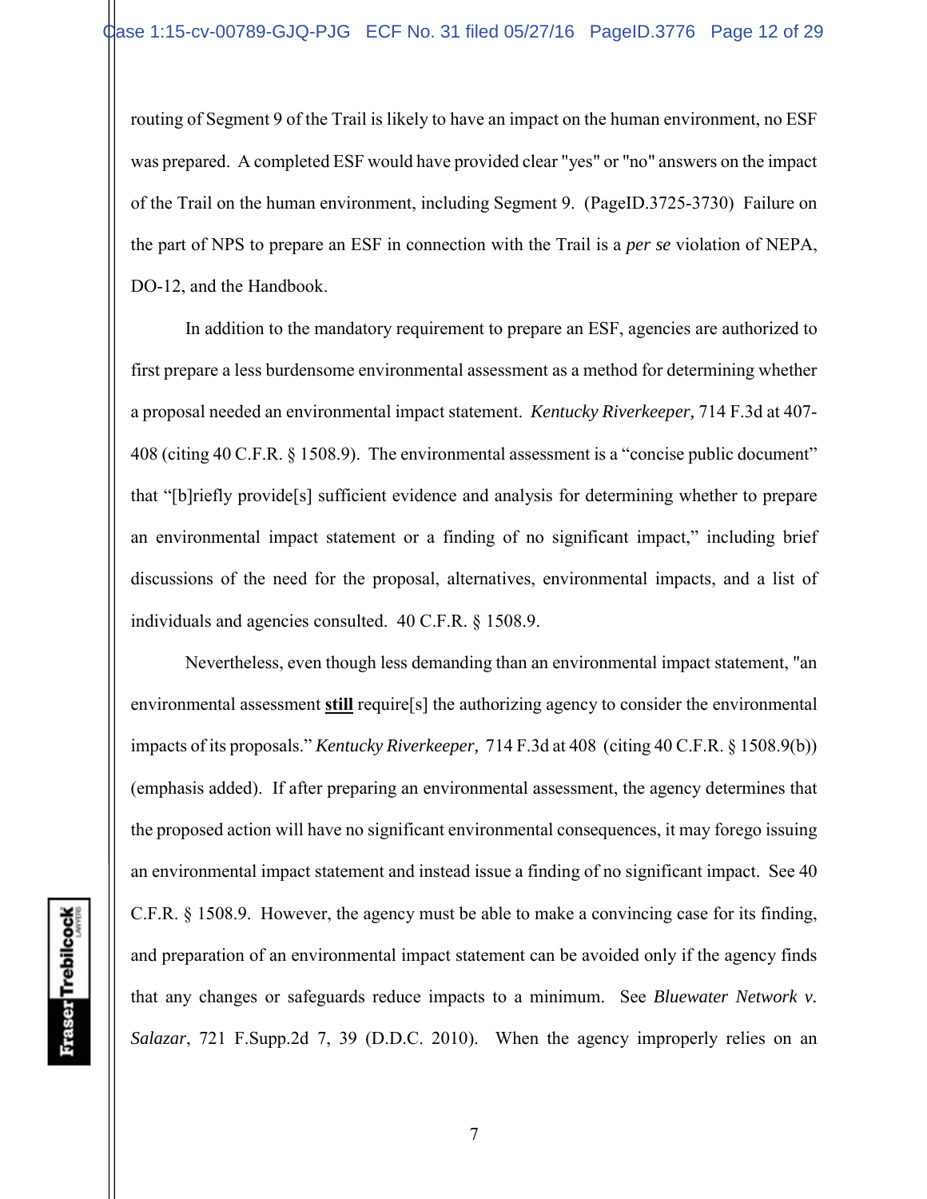routing of Segment 9 of the Trail is likely to have an impact on the human environment, no ESF was prepared. A completed ESF would have provided clear "yes" or "no" answers on the impact of the Trail on the human environment, including Segment 9. (PageID.3725-3730) Failure on the part of NPS to prepare an ESF in connection with the Trail is a *per se* violation of NEPA, DO-12, and the Handbook.

In addition to the mandatory requirement to prepare an ESF, agencies are authorized to first prepare a less burdensome environmental assessment as a method for determining whether a proposal needed an environmental impact statement. *Kentucky Riverkeeper,* 714 F.3d at 407-408 (citing 40 C.F.R. § 1508.9). The environmental assessment is a "concise public document" that "[b]riefly provide[s] sufficient evidence and analysis for determining whether to prepare an environmental impact statement or a finding of no significant impact," including brief discussions of the need for the proposal, alternatives, environmental impacts, and a list of individuals and agencies consulted. 40 C.F.R. § 1508.9.

Nevertheless, even though less demanding than an environmental impact statement, "an environmental assessment **still** require[s] the authorizing agency to consider the environmental impacts of its proposals." *Kentucky Riverkeeper,* 714 F.3d at 408 (citing 40 C.F.R. § 1508.9(b)) (emphasis added). If after preparing an environmental assessment, the agency determines that the proposed action will have no significant environmental consequences, it may forego issuing an environmental impact statement and instead issue a finding of no significant impact. See 40 C.F.R. § 1508.9. However, the agency must be able to make a convincing case for its finding, and preparation of an environmental impact statement can be avoided only if the agency finds that any changes or safeguards reduce impacts to a minimum. See *Bluewater Network v. Salazar*, 721 F.Supp.2d 7, 39 (D.D.C. 2010). When the agency improperly relies on an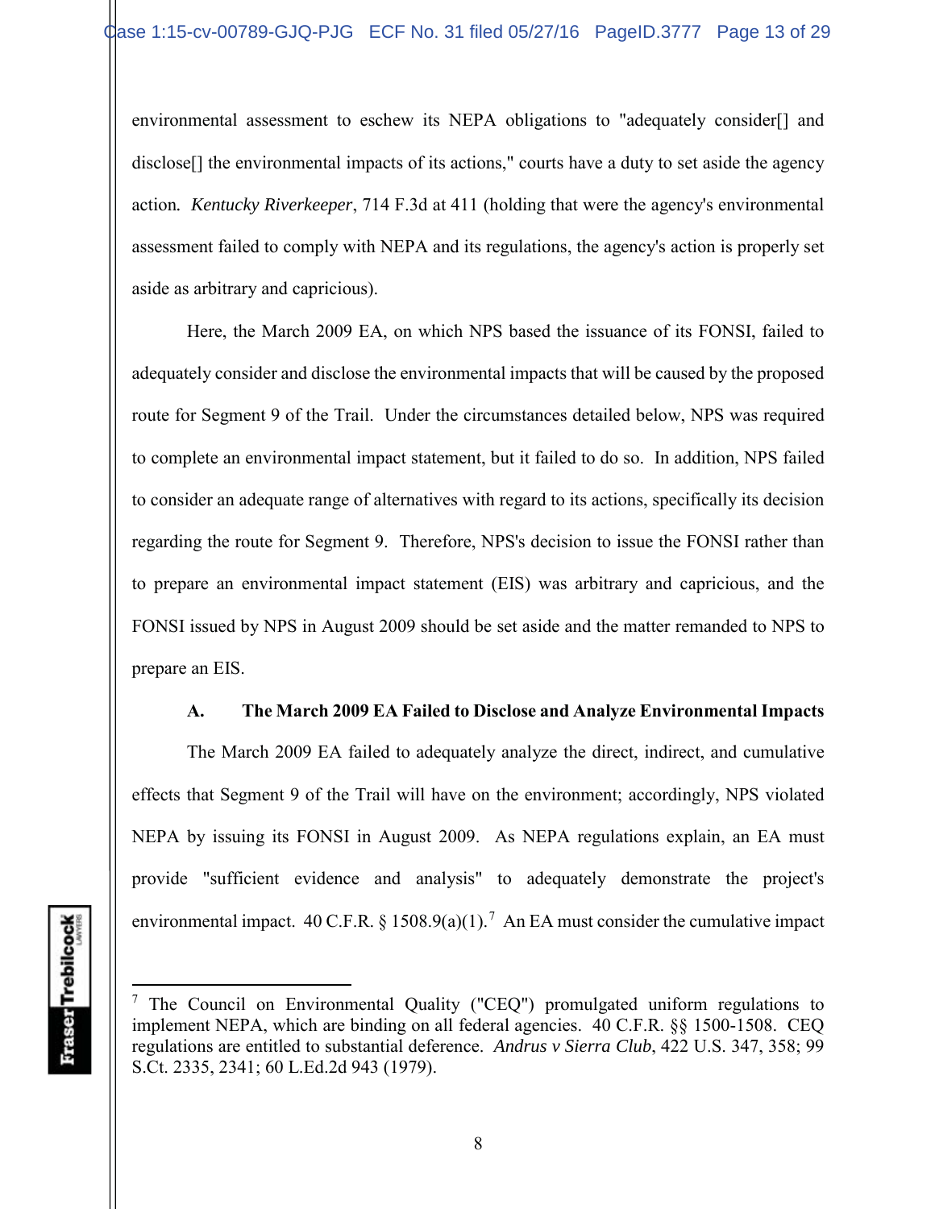environmental assessment to eschew its NEPA obligations to "adequately consider[] and disclose[] the environmental impacts of its actions," courts have a duty to set aside the agency action. *Kentucky Riverkeeper*, 714 F.3d at 411 (holding that were the agency's environmental assessment failed to comply with NEPA and its regulations, the agency's action is properly set aside as arbitrary and capricious).

Here, the March 2009 EA, on which NPS based the issuance of its FONSI, failed to adequately consider and disclose the environmental impacts that will be caused by the proposed route for Segment 9 of the Trail. Under the circumstances detailed below, NPS was required to complete an environmental impact statement, but it failed to do so. In addition, NPS failed to consider an adequate range of alternatives with regard to its actions, specifically its decision regarding the route for Segment 9. Therefore, NPS's decision to issue the FONSI rather than to prepare an environmental impact statement (EIS) was arbitrary and capricious, and the FONSI issued by NPS in August 2009 should be set aside and the matter remanded to NPS to prepare an EIS.

### A. The March 2009 EA Failed to Disclose and Analyze Environmental Impacts

The March 2009 EA failed to adequately analyze the direct, indirect, and cumulative effects that Segment 9 of the Trail will have on the environment; accordingly, NPS violated NEPA by issuing its FONSI in August 2009. As NEPA regulations explain, an EA must provide "sufficient evidence and analysis" to adequately demonstrate the project's environmental impact. 40 C.F.R. § 1508.9(a)(1).[7] An EA must consider the cumulative impact

---

[7] The Council on Environmental Quality ("CEQ") promulgated uniform regulations to implement NEPA, which are binding on all federal agencies. 40 C.F.R. §§ 1500-1508. CEQ regulations are entitled to substantial deference. *Andrus v Sierra Club*, 422 U.S. 347, 358; 99 S.Ct. 2335, 2341; 60 L.Ed.2d 943 (1979).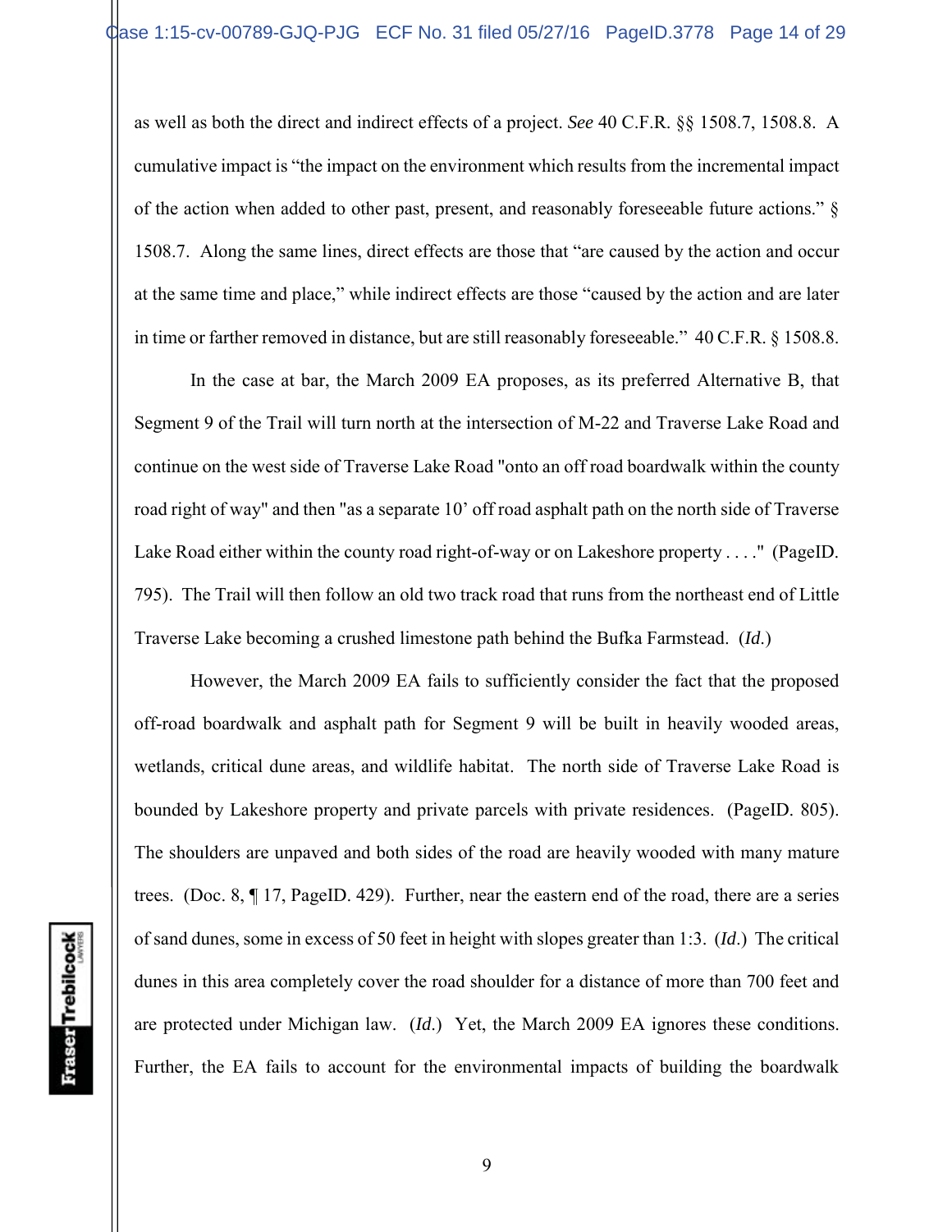as well as both the direct and indirect effects of a project. *See* 40 C.F.R. §§ 1508.7, 1508.8. A cumulative impact is "the impact on the environment which results from the incremental impact of the action when added to other past, present, and reasonably foreseeable future actions." § 1508.7. Along the same lines, direct effects are those that "are caused by the action and occur at the same time and place," while indirect effects are those "caused by the action and are later in time or farther removed in distance, but are still reasonably foreseeable." 40 C.F.R. § 1508.8.

In the case at bar, the March 2009 EA proposes, as its preferred Alternative B, that Segment 9 of the Trail will turn north at the intersection of M-22 and Traverse Lake Road and continue on the west side of Traverse Lake Road "onto an off road boardwalk within the county road right of way" and then "as a separate 10' off road asphalt path on the north side of Traverse Lake Road either within the county road right-of-way or on Lakeshore property . . . ." (PageID. 795). The Trail will then follow an old two track road that runs from the northeast end of Little Traverse Lake becoming a crushed limestone path behind the Bufka Farmstead. (*Id.*)

However, the March 2009 EA fails to sufficiently consider the fact that the proposed off-road boardwalk and asphalt path for Segment 9 will be built in heavily wooded areas, wetlands, critical dune areas, and wildlife habitat. The north side of Traverse Lake Road is bounded by Lakeshore property and private parcels with private residences. (PageID. 805). The shoulders are unpaved and both sides of the road are heavily wooded with many mature trees. (Doc. 8, ¶ 17, PageID. 429). Further, near the eastern end of the road, there are a series of sand dunes, some in excess of 50 feet in height with slopes greater than 1:3. (*Id.*) The critical dunes in this area completely cover the road shoulder for a distance of more than 700 feet and are protected under Michigan law. (*Id.*) Yet, the March 2009 EA ignores these conditions. Further, the EA fails to account for the environmental impacts of building the boardwalk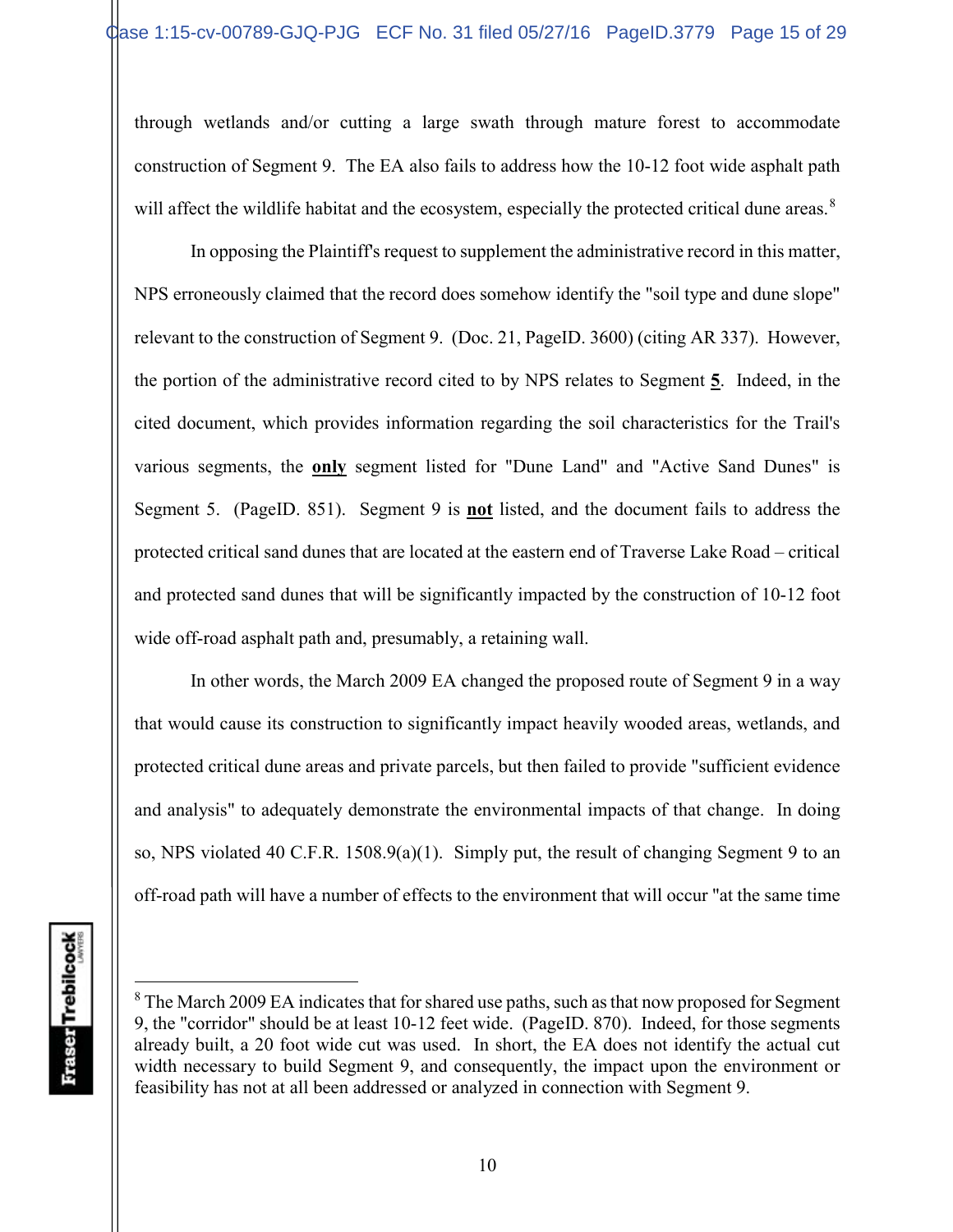through wetlands and/or cutting a large swath through mature forest to accommodate construction of Segment 9. The EA also fails to address how the 10-12 foot wide asphalt path will affect the wildlife habitat and the ecosystem, especially the protected critical dune areas.[8]

In opposing the Plaintiff's request to supplement the administrative record in this matter, NPS erroneously claimed that the record does somehow identify the "soil type and dune slope" relevant to the construction of Segment 9. (Doc. 21, PageID. 3600) (citing AR 337). However, the portion of the administrative record cited to by NPS relates to Segment **5**. Indeed, in the cited document, which provides information regarding the soil characteristics for the Trail's various segments, the **only** segment listed for "Dune Land" and "Active Sand Dunes" is Segment 5. (PageID. 851). Segment 9 is **not** listed, and the document fails to address the protected critical sand dunes that are located at the eastern end of Traverse Lake Road – critical and protected sand dunes that will be significantly impacted by the construction of 10-12 foot wide off-road asphalt path and, presumably, a retaining wall.

In other words, the March 2009 EA changed the proposed route of Segment 9 in a way that would cause its construction to significantly impact heavily wooded areas, wetlands, and protected critical dune areas and private parcels, but then failed to provide "sufficient evidence and analysis" to adequately demonstrate the environmental impacts of that change. In doing so, NPS violated 40 C.F.R. 1508.9(a)(1). Simply put, the result of changing Segment 9 to an off-road path will have a number of effects to the environment that will occur "at the same time

[8] The March 2009 EA indicates that for shared use paths, such as that now proposed for Segment 9, the "corridor" should be at least 10-12 feet wide. (PageID. 870). Indeed, for those segments already built, a 20 foot wide cut was used. In short, the EA does not identify the actual cut width necessary to build Segment 9, and consequently, the impact upon the environment or feasibility has not at all been addressed or analyzed in connection with Segment 9.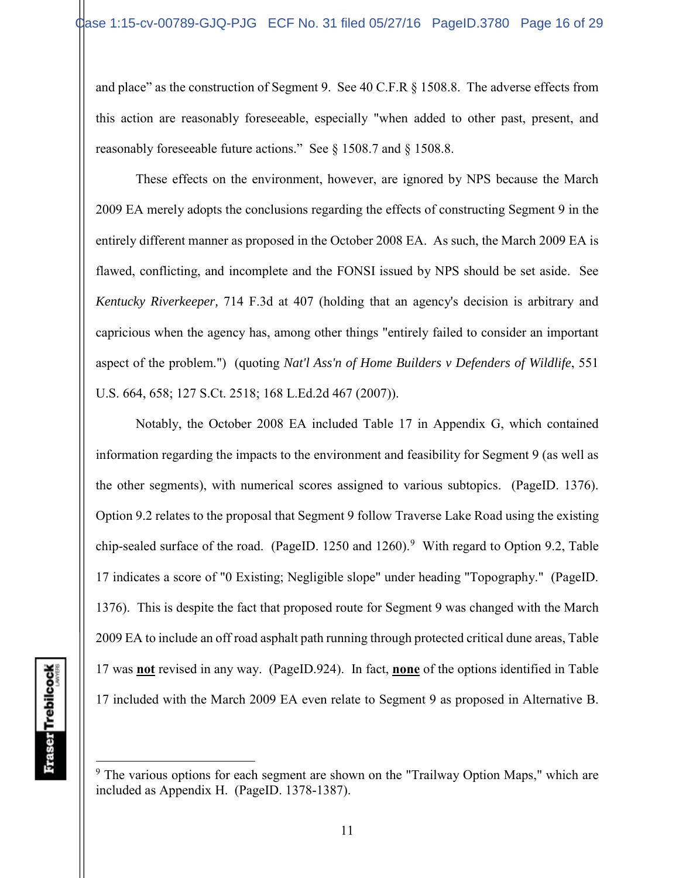and place" as the construction of Segment 9. See 40 C.F.R § 1508.8. The adverse effects from this action are reasonably foreseeable, especially "when added to other past, present, and reasonably foreseeable future actions." See § 1508.7 and § 1508.8.

These effects on the environment, however, are ignored by NPS because the March 2009 EA merely adopts the conclusions regarding the effects of constructing Segment 9 in the entirely different manner as proposed in the October 2008 EA. As such, the March 2009 EA is flawed, conflicting, and incomplete and the FONSI issued by NPS should be set aside. See *Kentucky Riverkeeper,* 714 F.3d at 407 (holding that an agency's decision is arbitrary and capricious when the agency has, among other things "entirely failed to consider an important aspect of the problem.") (quoting *Nat'l Ass'n of Home Builders v Defenders of Wildlife*, 551 U.S. 664, 658; 127 S.Ct. 2518; 168 L.Ed.2d 467 (2007)).

Notably, the October 2008 EA included Table 17 in Appendix G, which contained information regarding the impacts to the environment and feasibility for Segment 9 (as well as the other segments), with numerical scores assigned to various subtopics. (PageID. 1376). Option 9.2 relates to the proposal that Segment 9 follow Traverse Lake Road using the existing chip-sealed surface of the road. (PageID. 1250 and 1260).[9] With regard to Option 9.2, Table 17 indicates a score of "0 Existing; Negligible slope" under heading "Topography." (PageID. 1376). This is despite the fact that proposed route for Segment 9 was changed with the March 2009 EA to include an off road asphalt path running through protected critical dune areas, Table 17 was **not** revised in any way. (PageID.924). In fact, **none** of the options identified in Table 17 included with the March 2009 EA even relate to Segment 9 as proposed in Alternative B.

---

[9] The various options for each segment are shown on the "Trailway Option Maps," which are included as Appendix H. (PageID. 1378-1387).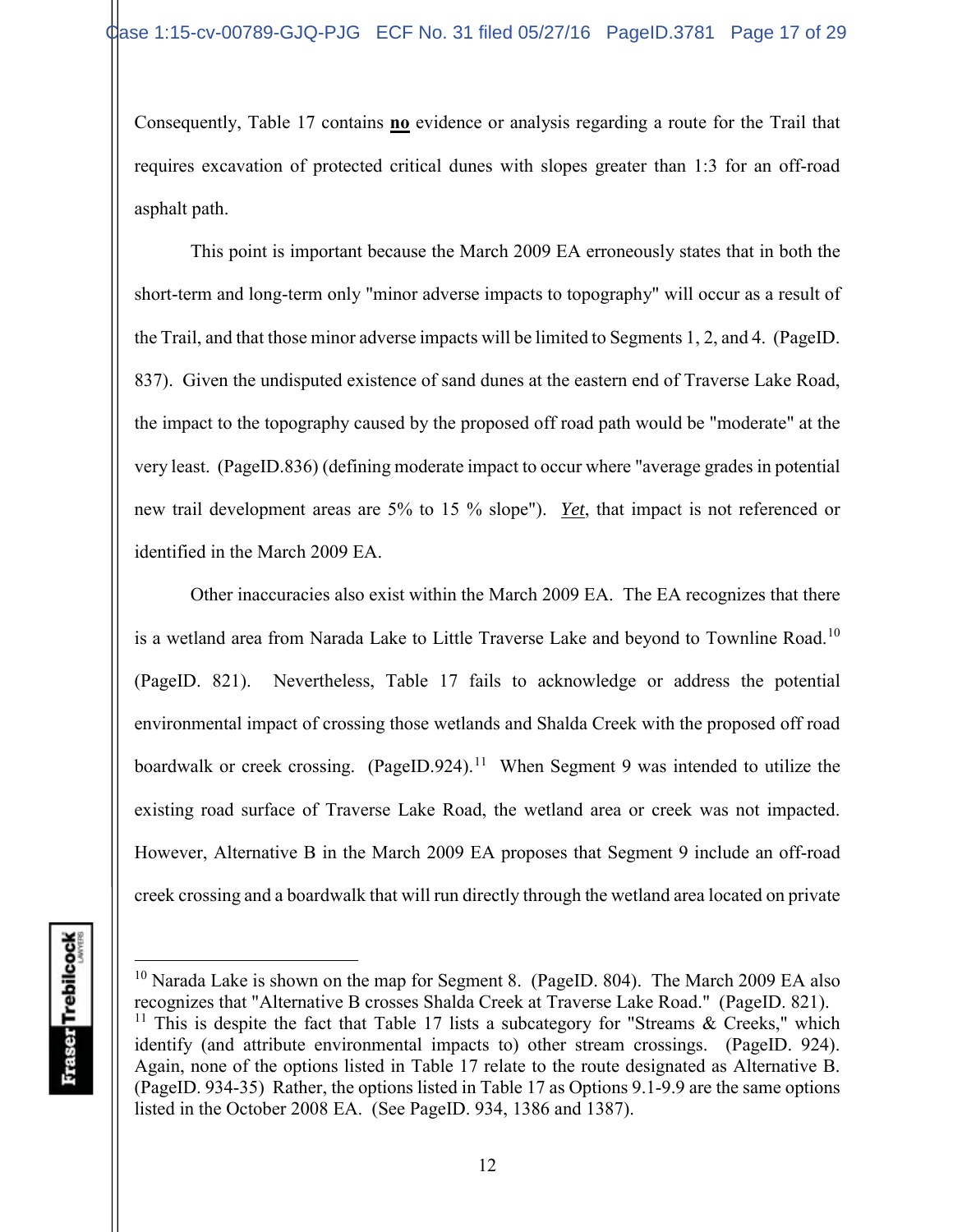Consequently, Table 17 contains **no** evidence or analysis regarding a route for the Trail that requires excavation of protected critical dunes with slopes greater than 1:3 for an off-road asphalt path.

This point is important because the March 2009 EA erroneously states that in both the short-term and long-term only "minor adverse impacts to topography" will occur as a result of the Trail, and that those minor adverse impacts will be limited to Segments 1, 2, and 4. (PageID. 837). Given the undisputed existence of sand dunes at the eastern end of Traverse Lake Road, the impact to the topography caused by the proposed off road path would be "moderate" at the very least. (PageID.836) (defining moderate impact to occur where "average grades in potential new trail development areas are 5% to 15 % slope"). ***Yet***, that impact is not referenced or identified in the March 2009 EA.

Other inaccuracies also exist within the March 2009 EA. The EA recognizes that there is a wetland area from Narada Lake to Little Traverse Lake and beyond to Townline Road.[10] (PageID. 821). Nevertheless, Table 17 fails to acknowledge or address the potential environmental impact of crossing those wetlands and Shalda Creek with the proposed off road boardwalk or creek crossing. (PageID.924).[11] When Segment 9 was intended to utilize the existing road surface of Traverse Lake Road, the wetland area or creek was not impacted. However, Alternative B in the March 2009 EA proposes that Segment 9 include an off-road creek crossing and a boardwalk that will run directly through the wetland area located on private

---

[10] Narada Lake is shown on the map for Segment 8. (PageID. 804). The March 2009 EA also recognizes that "Alternative B crosses Shalda Creek at Traverse Lake Road." (PageID. 821).

[11] This is despite the fact that Table 17 lists a subcategory for "Streams & Creeks," which identify (and attribute environmental impacts to) other stream crossings. (PageID. 924). Again, none of the options listed in Table 17 relate to the route designated as Alternative B. (PageID. 934-35) Rather, the options listed in Table 17 as Options 9.1-9.9 are the same options listed in the October 2008 EA. (See PageID. 934, 1386 and 1387).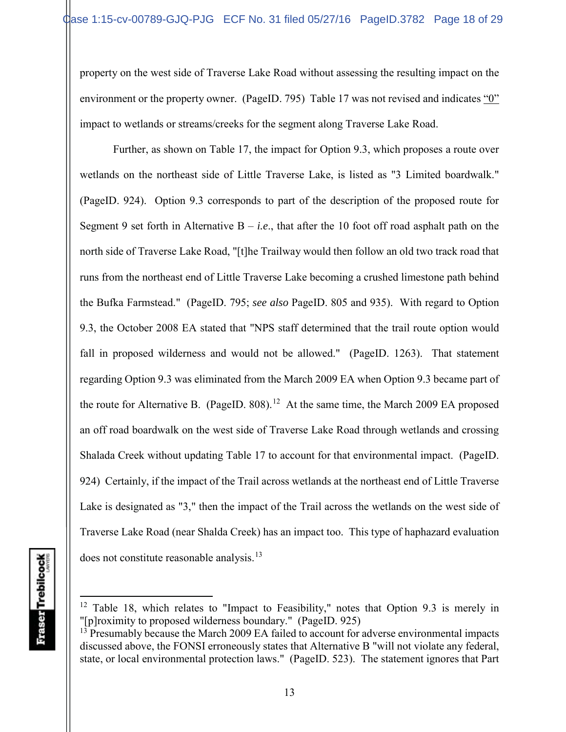property on the west side of Traverse Lake Road without assessing the resulting impact on the environment or the property owner. (PageID. 795) Table 17 was not revised and indicates "0" impact to wetlands or streams/creeks for the segment along Traverse Lake Road.

Further, as shown on Table 17, the impact for Option 9.3, which proposes a route over wetlands on the northeast side of Little Traverse Lake, is listed as "3 Limited boardwalk." (PageID. 924). Option 9.3 corresponds to part of the description of the proposed route for Segment 9 set forth in Alternative B – *i.e.*, that after the 10 foot off road asphalt path on the north side of Traverse Lake Road, "[t]he Trailway would then follow an old two track road that runs from the northeast end of Little Traverse Lake becoming a crushed limestone path behind the Bufka Farmstead." (PageID. 795; *see also* PageID. 805 and 935). With regard to Option 9.3, the October 2008 EA stated that "NPS staff determined that the trail route option would fall in proposed wilderness and would not be allowed." (PageID. 1263). That statement regarding Option 9.3 was eliminated from the March 2009 EA when Option 9.3 became part of the route for Alternative B. (PageID. 808).[12] At the same time, the March 2009 EA proposed an off road boardwalk on the west side of Traverse Lake Road through wetlands and crossing Shalada Creek without updating Table 17 to account for that environmental impact. (PageID. 924) Certainly, if the impact of the Trail across wetlands at the northeast end of Little Traverse Lake is designated as "3," then the impact of the Trail across the wetlands on the west side of Traverse Lake Road (near Shalda Creek) has an impact too. This type of haphazard evaluation does not constitute reasonable analysis.[13]

---

[12] Table 18, which relates to "Impact to Feasibility," notes that Option 9.3 is merely in "[p]roximity to proposed wilderness boundary." (PageID. 925)

[13] Presumably because the March 2009 EA failed to account for adverse environmental impacts discussed above, the FONSI erroneously states that Alternative B "will not violate any federal, state, or local environmental protection laws." (PageID. 523). The statement ignores that Part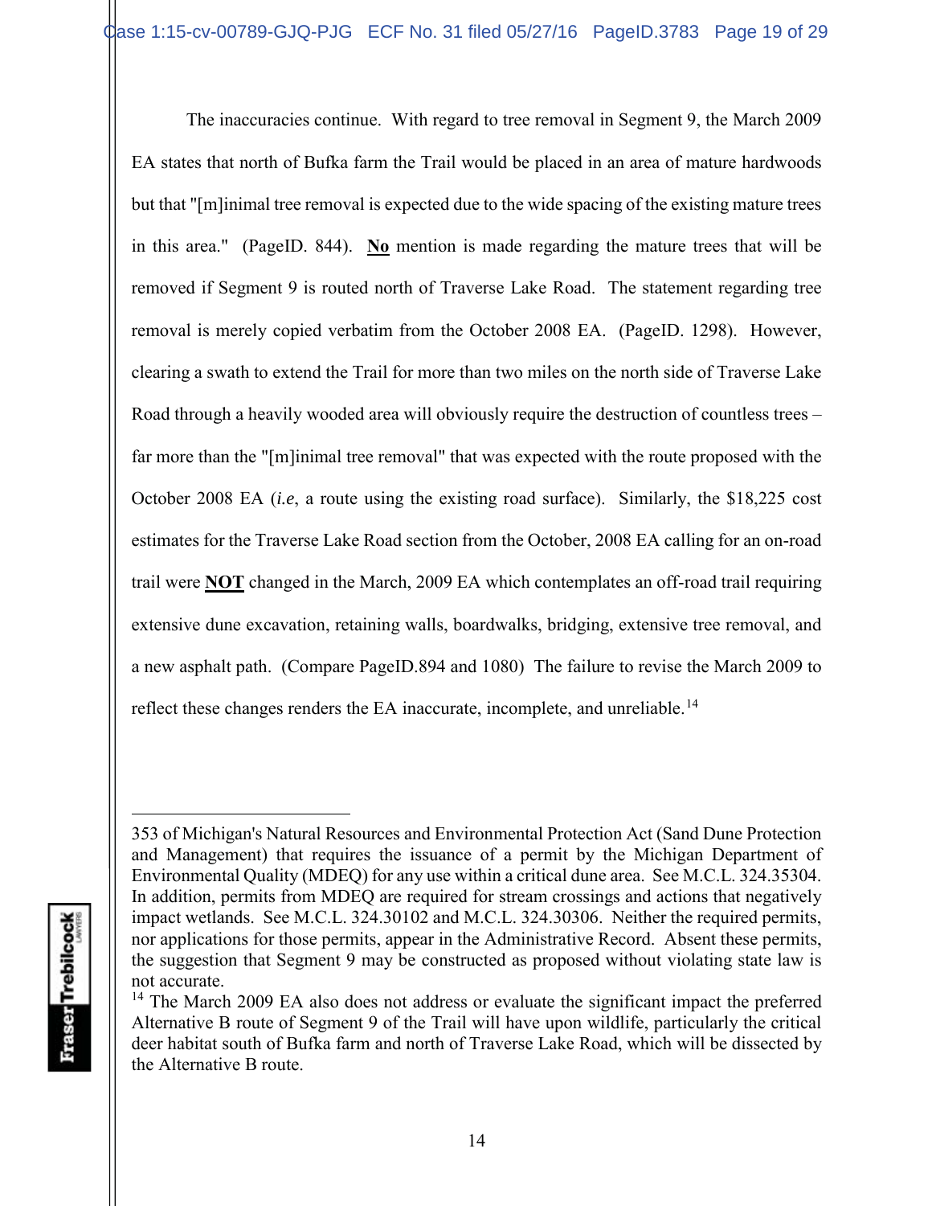The inaccuracies continue. With regard to tree removal in Segment 9, the March 2009 EA states that north of Bufka farm the Trail would be placed in an area of mature hardwoods but that "[m]inimal tree removal is expected due to the wide spacing of the existing mature trees in this area." (PageID. 844). **No** mention is made regarding the mature trees that will be removed if Segment 9 is routed north of Traverse Lake Road. The statement regarding tree removal is merely copied verbatim from the October 2008 EA. (PageID. 1298). However, clearing a swath to extend the Trail for more than two miles on the north side of Traverse Lake Road through a heavily wooded area will obviously require the destruction of countless trees – far more than the "[m]inimal tree removal" that was expected with the route proposed with the October 2008 EA (*i.e*, a route using the existing road surface). Similarly, the $18,225 cost estimates for the Traverse Lake Road section from the October, 2008 EA calling for an on-road trail were **NOT** changed in the March, 2009 EA which contemplates an off-road trail requiring extensive dune excavation, retaining walls, boardwalks, bridging, extensive tree removal, and a new asphalt path. (Compare PageID.894 and 1080) The failure to revise the March 2009 to reflect these changes renders the EA inaccurate, incomplete, and unreliable.[14]

---

353 of Michigan's Natural Resources and Environmental Protection Act (Sand Dune Protection and Management) that requires the issuance of a permit by the Michigan Department of Environmental Quality (MDEQ) for any use within a critical dune area. See M.C.L. 324.35304. In addition, permits from MDEQ are required for stream crossings and actions that negatively impact wetlands. See M.C.L. 324.30102 and M.C.L. 324.30306. Neither the required permits, nor applications for those permits, appear in the Administrative Record. Absent these permits, the suggestion that Segment 9 may be constructed as proposed without violating state law is not accurate.

[14] The March 2009 EA also does not address or evaluate the significant impact the preferred Alternative B route of Segment 9 of the Trail will have upon wildlife, particularly the critical deer habitat south of Bufka farm and north of Traverse Lake Road, which will be dissected by the Alternative B route.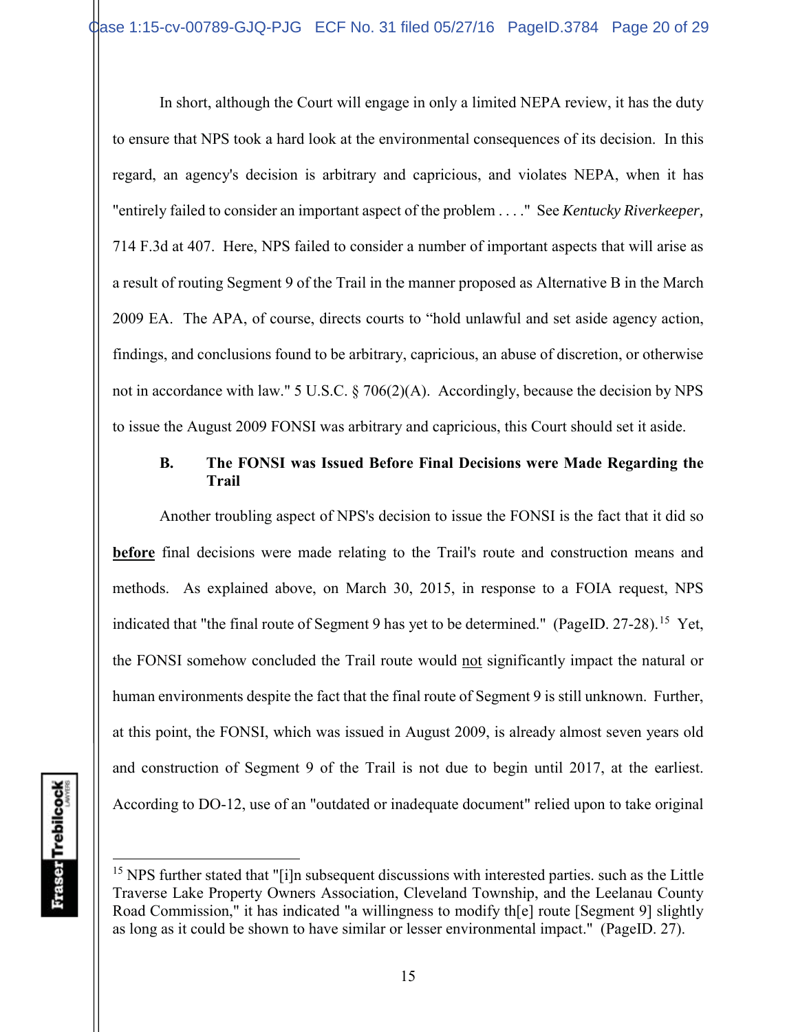In short, although the Court will engage in only a limited NEPA review, it has the duty to ensure that NPS took a hard look at the environmental consequences of its decision. In this regard, an agency's decision is arbitrary and capricious, and violates NEPA, when it has "entirely failed to consider an important aspect of the problem . . . ." See *Kentucky Riverkeeper,* 714 F.3d at 407. Here, NPS failed to consider a number of important aspects that will arise as a result of routing Segment 9 of the Trail in the manner proposed as Alternative B in the March 2009 EA. The APA, of course, directs courts to "hold unlawful and set aside agency action, findings, and conclusions found to be arbitrary, capricious, an abuse of discretion, or otherwise not in accordance with law." 5 U.S.C. § 706(2)(A). Accordingly, because the decision by NPS to issue the August 2009 FONSI was arbitrary and capricious, this Court should set it aside.

### B. The FONSI was Issued Before Final Decisions were Made Regarding the Trail

Another troubling aspect of NPS's decision to issue the FONSI is the fact that it did so **before** final decisions were made relating to the Trail's route and construction means and methods. As explained above, on March 30, 2015, in response to a FOIA request, NPS indicated that "the final route of Segment 9 has yet to be determined." (PageID. 27-28).[15] Yet, the FONSI somehow concluded the Trail route would not significantly impact the natural or human environments despite the fact that the final route of Segment 9 is still unknown. Further, at this point, the FONSI, which was issued in August 2009, is already almost seven years old and construction of Segment 9 of the Trail is not due to begin until 2017, at the earliest. According to DO-12, use of an "outdated or inadequate document" relied upon to take original

---

[15] NPS further stated that "[i]n subsequent discussions with interested parties. such as the Little Traverse Lake Property Owners Association, Cleveland Township, and the Leelanau County Road Commission," it has indicated "a willingness to modify th[e] route [Segment 9] slightly as long as it could be shown to have similar or lesser environmental impact." (PageID. 27).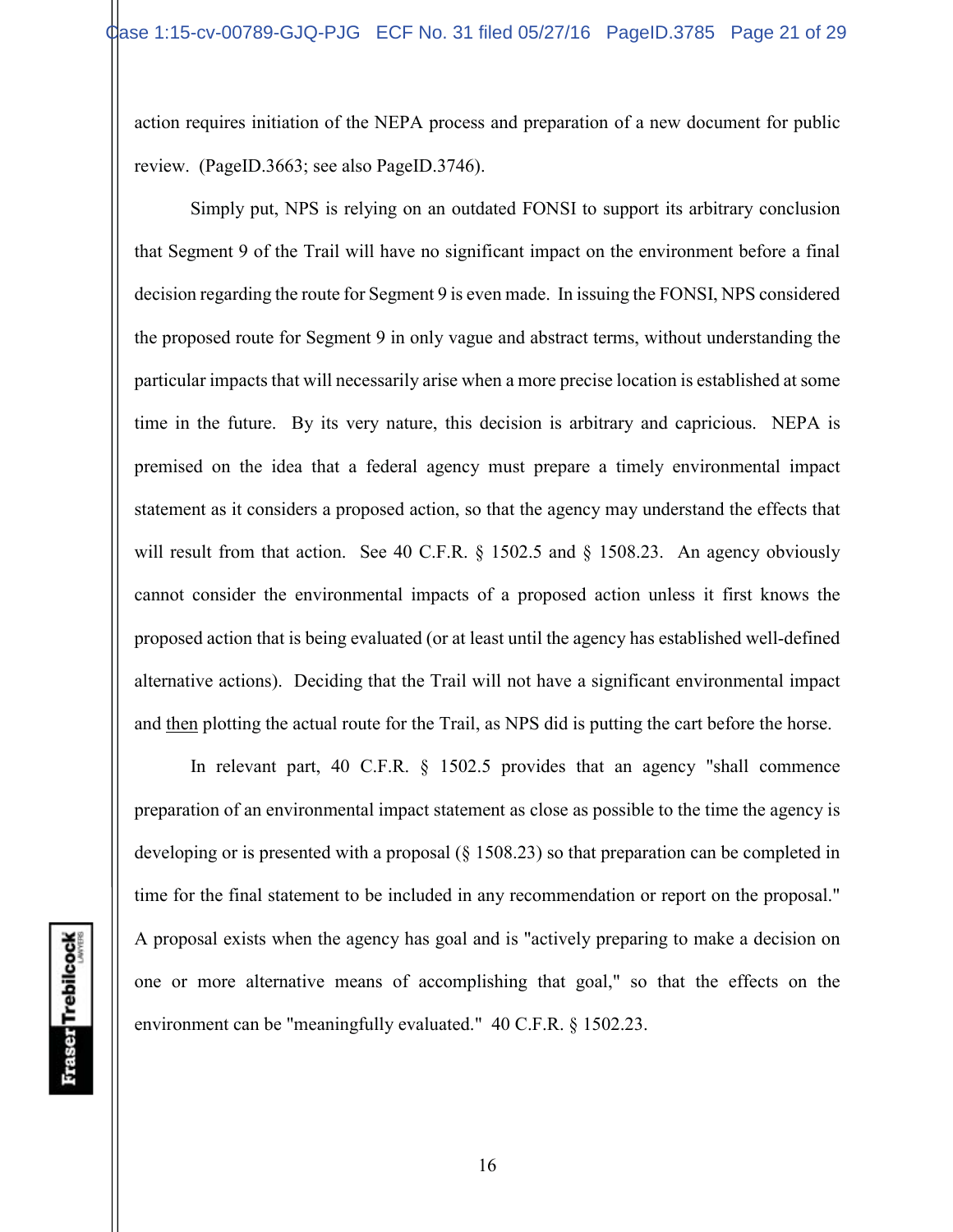action requires initiation of the NEPA process and preparation of a new document for public review. (PageID.3663; see also PageID.3746).

Simply put, NPS is relying on an outdated FONSI to support its arbitrary conclusion that Segment 9 of the Trail will have no significant impact on the environment before a final decision regarding the route for Segment 9 is even made. In issuing the FONSI, NPS considered the proposed route for Segment 9 in only vague and abstract terms, without understanding the particular impacts that will necessarily arise when a more precise location is established at some time in the future. By its very nature, this decision is arbitrary and capricious. NEPA is premised on the idea that a federal agency must prepare a timely environmental impact statement as it considers a proposed action, so that the agency may understand the effects that will result from that action. See 40 C.F.R. § 1502.5 and § 1508.23. An agency obviously cannot consider the environmental impacts of a proposed action unless it first knows the proposed action that is being evaluated (or at least until the agency has established well-defined alternative actions). Deciding that the Trail will not have a significant environmental impact and <u>then</u> plotting the actual route for the Trail, as NPS did is putting the cart before the horse.

In relevant part, 40 C.F.R. § 1502.5 provides that an agency "shall commence preparation of an environmental impact statement as close as possible to the time the agency is developing or is presented with a proposal (§ 1508.23) so that preparation can be completed in time for the final statement to be included in any recommendation or report on the proposal." A proposal exists when the agency has goal and is "actively preparing to make a decision on one or more alternative means of accomplishing that goal," so that the effects on the environment can be "meaningfully evaluated." 40 C.F.R. § 1502.23.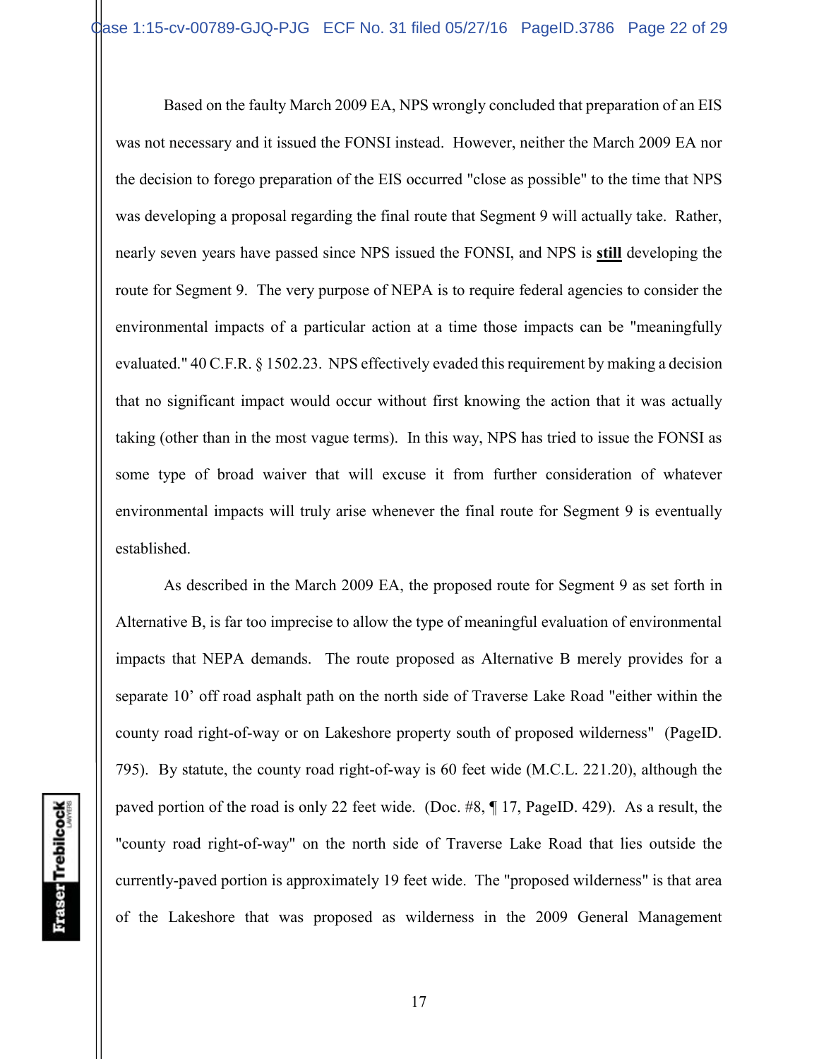Based on the faulty March 2009 EA, NPS wrongly concluded that preparation of an EIS was not necessary and it issued the FONSI instead. However, neither the March 2009 EA nor the decision to forego preparation of the EIS occurred "close as possible" to the time that NPS was developing a proposal regarding the final route that Segment 9 will actually take. Rather, nearly seven years have passed since NPS issued the FONSI, and NPS is **still** developing the route for Segment 9. The very purpose of NEPA is to require federal agencies to consider the environmental impacts of a particular action at a time those impacts can be "meaningfully evaluated." 40 C.F.R. § 1502.23. NPS effectively evaded this requirement by making a decision that no significant impact would occur without first knowing the action that it was actually taking (other than in the most vague terms). In this way, NPS has tried to issue the FONSI as some type of broad waiver that will excuse it from further consideration of whatever environmental impacts will truly arise whenever the final route for Segment 9 is eventually established.

As described in the March 2009 EA, the proposed route for Segment 9 as set forth in Alternative B, is far too imprecise to allow the type of meaningful evaluation of environmental impacts that NEPA demands. The route proposed as Alternative B merely provides for a separate 10' off road asphalt path on the north side of Traverse Lake Road "either within the county road right-of-way or on Lakeshore property south of proposed wilderness" (PageID. 795). By statute, the county road right-of-way is 60 feet wide (M.C.L. 221.20), although the paved portion of the road is only 22 feet wide. (Doc. #8, ¶ 17, PageID. 429). As a result, the "county road right-of-way" on the north side of Traverse Lake Road that lies outside the currently-paved portion is approximately 19 feet wide. The "proposed wilderness" is that area of the Lakeshore that was proposed as wilderness in the 2009 General Management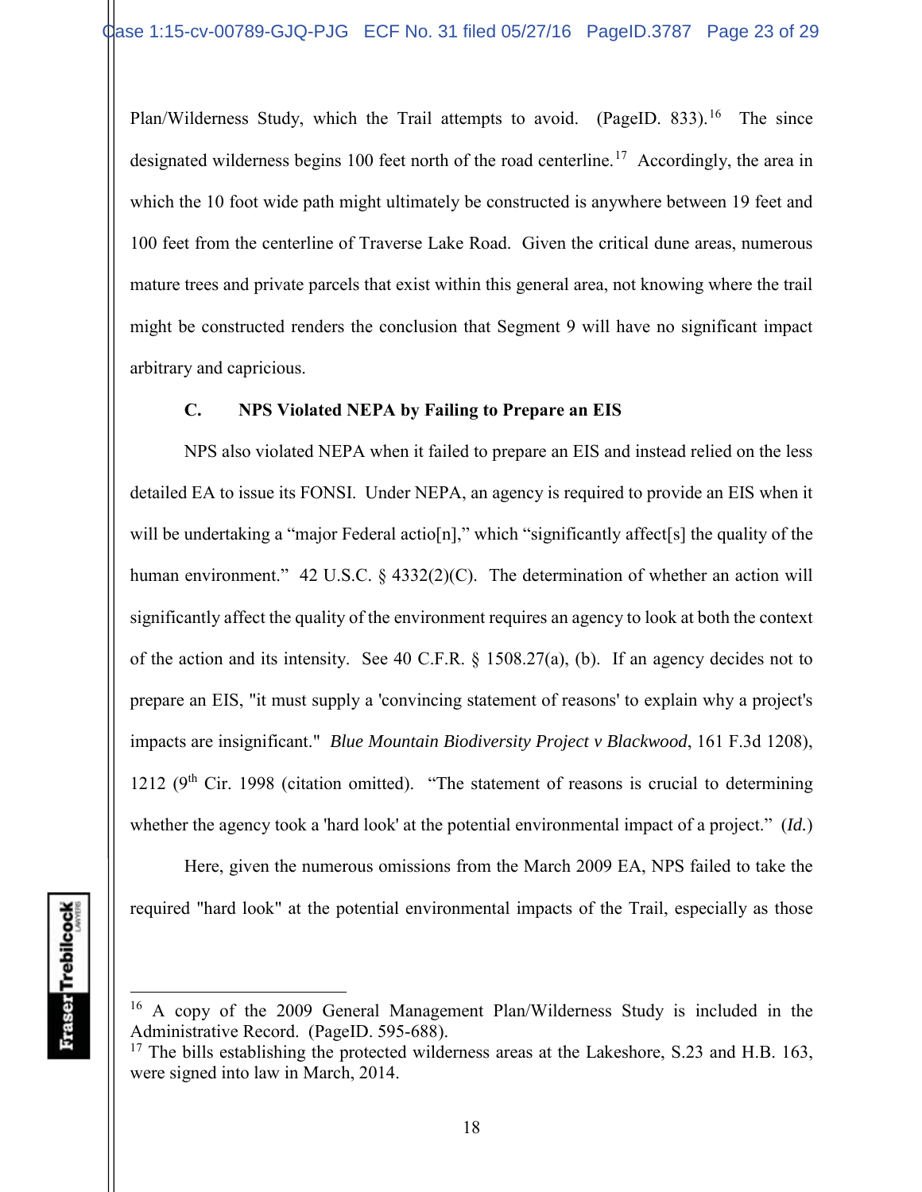Plan/Wilderness Study, which the Trail attempts to avoid. (PageID. 833).[16] The since designated wilderness begins 100 feet north of the road centerline.[17] Accordingly, the area in which the 10 foot wide path might ultimately be constructed is anywhere between 19 feet and 100 feet from the centerline of Traverse Lake Road. Given the critical dune areas, numerous mature trees and private parcels that exist within this general area, not knowing where the trail might be constructed renders the conclusion that Segment 9 will have no significant impact arbitrary and capricious.

**C. NPS Violated NEPA by Failing to Prepare an EIS**

NPS also violated NEPA when it failed to prepare an EIS and instead relied on the less detailed EA to issue its FONSI. Under NEPA, an agency is required to provide an EIS when it will be undertaking a "major Federal actio[n]," which "significantly affect[s] the quality of the human environment." 42 U.S.C. § 4332(2)(C). The determination of whether an action will significantly affect the quality of the environment requires an agency to look at both the context of the action and its intensity. See 40 C.F.R. § 1508.27(a), (b). If an agency decides not to prepare an EIS, "it must supply a 'convincing statement of reasons' to explain why a project's impacts are insignificant." *Blue Mountain Biodiversity Project v Blackwood*, 161 F.3d 1208), 1212 (9th Cir. 1998 (citation omitted). "The statement of reasons is crucial to determining whether the agency took a 'hard look' at the potential environmental impact of a project." (*Id.*)

Here, given the numerous omissions from the March 2009 EA, NPS failed to take the required "hard look" at the potential environmental impacts of the Trail, especially as those

---

[16] A copy of the 2009 General Management Plan/Wilderness Study is included in the Administrative Record. (PageID. 595-688).

[17] The bills establishing the protected wilderness areas at the Lakeshore, S.23 and H.B. 163, were signed into law in March, 2014.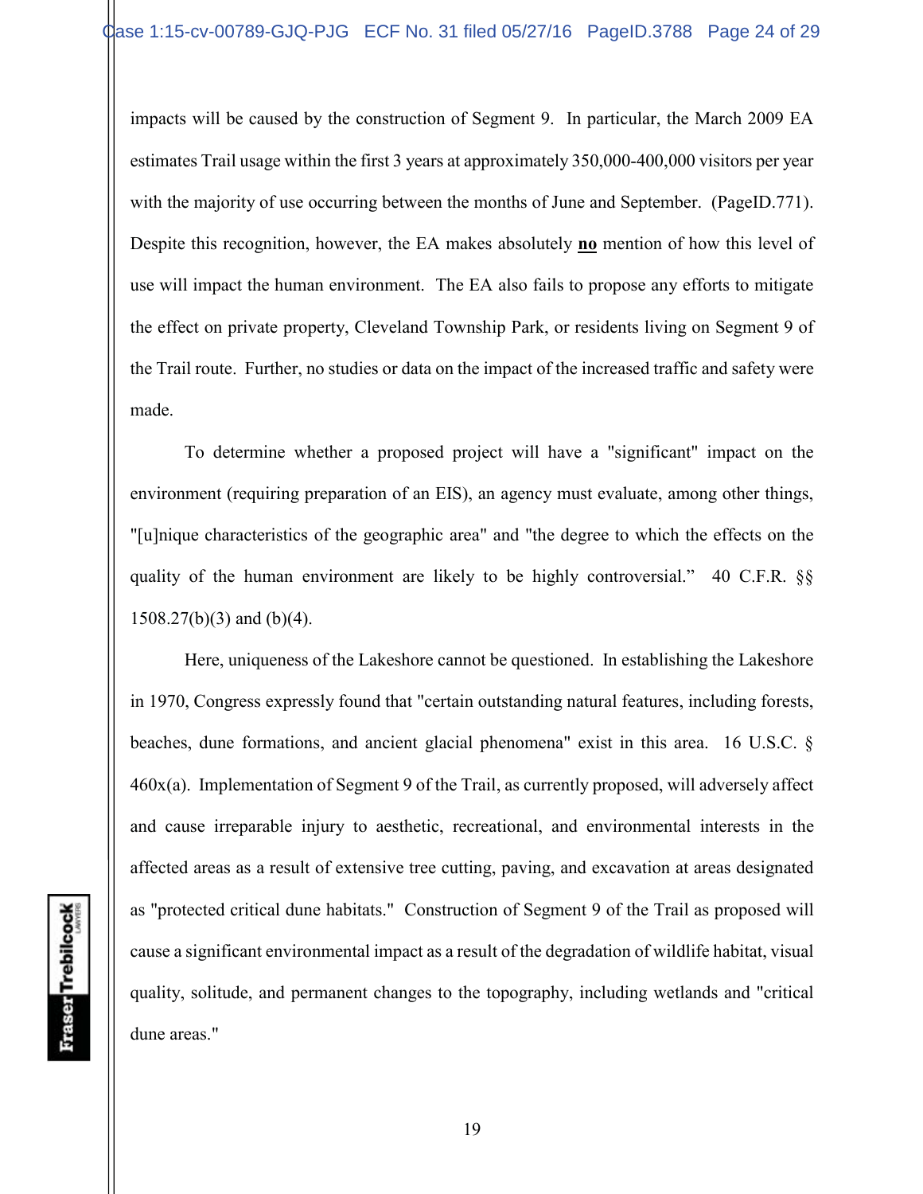impacts will be caused by the construction of Segment 9. In particular, the March 2009 EA estimates Trail usage within the first 3 years at approximately 350,000-400,000 visitors per year with the majority of use occurring between the months of June and September. (PageID.771). Despite this recognition, however, the EA makes absolutely **no** mention of how this level of use will impact the human environment. The EA also fails to propose any efforts to mitigate the effect on private property, Cleveland Township Park, or residents living on Segment 9 of the Trail route. Further, no studies or data on the impact of the increased traffic and safety were made.

To determine whether a proposed project will have a "significant" impact on the environment (requiring preparation of an EIS), an agency must evaluate, among other things, "[u]nique characteristics of the geographic area" and "the degree to which the effects on the quality of the human environment are likely to be highly controversial." 40 C.F.R. §§ 1508.27(b)(3) and (b)(4).

Here, uniqueness of the Lakeshore cannot be questioned. In establishing the Lakeshore in 1970, Congress expressly found that "certain outstanding natural features, including forests, beaches, dune formations, and ancient glacial phenomena" exist in this area. 16 U.S.C. § 460x(a). Implementation of Segment 9 of the Trail, as currently proposed, will adversely affect and cause irreparable injury to aesthetic, recreational, and environmental interests in the affected areas as a result of extensive tree cutting, paving, and excavation at areas designated as "protected critical dune habitats." Construction of Segment 9 of the Trail as proposed will cause a significant environmental impact as a result of the degradation of wildlife habitat, visual quality, solitude, and permanent changes to the topography, including wetlands and "critical dune areas."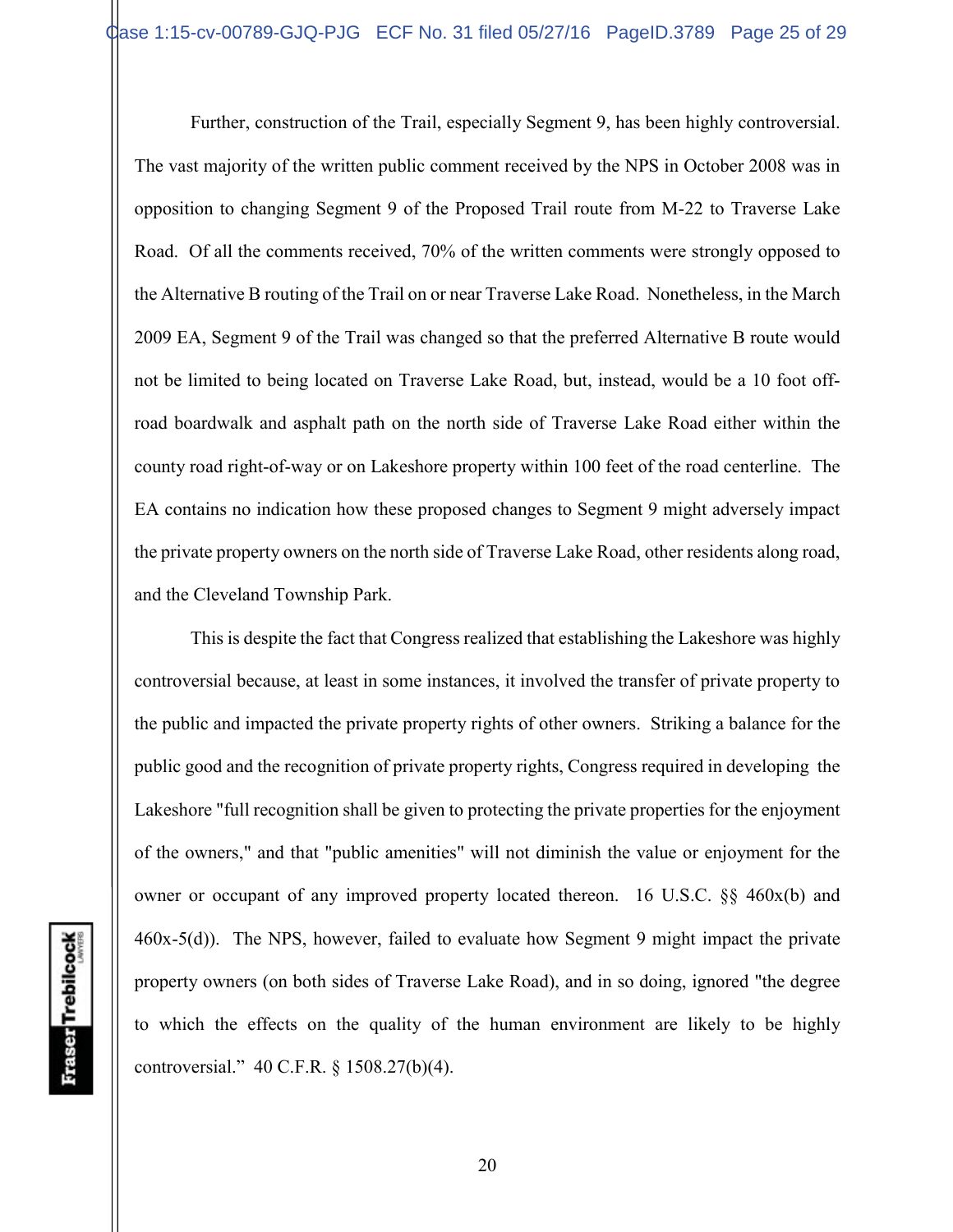Further, construction of the Trail, especially Segment 9, has been highly controversial. The vast majority of the written public comment received by the NPS in October 2008 was in opposition to changing Segment 9 of the Proposed Trail route from M-22 to Traverse Lake Road. Of all the comments received, 70% of the written comments were strongly opposed to the Alternative B routing of the Trail on or near Traverse Lake Road. Nonetheless, in the March 2009 EA, Segment 9 of the Trail was changed so that the preferred Alternative B route would not be limited to being located on Traverse Lake Road, but, instead, would be a 10 foot off-road boardwalk and asphalt path on the north side of Traverse Lake Road either within the county road right-of-way or on Lakeshore property within 100 feet of the road centerline. The EA contains no indication how these proposed changes to Segment 9 might adversely impact the private property owners on the north side of Traverse Lake Road, other residents along road, and the Cleveland Township Park.

This is despite the fact that Congress realized that establishing the Lakeshore was highly controversial because, at least in some instances, it involved the transfer of private property to the public and impacted the private property rights of other owners. Striking a balance for the public good and the recognition of private property rights, Congress required in developing the Lakeshore "full recognition shall be given to protecting the private properties for the enjoyment of the owners," and that "public amenities" will not diminish the value or enjoyment for the owner or occupant of any improved property located thereon. 16 U.S.C. §§ 460x(b) and 460x-5(d)). The NPS, however, failed to evaluate how Segment 9 might impact the private property owners (on both sides of Traverse Lake Road), and in so doing, ignored "the degree to which the effects on the quality of the human environment are likely to be highly controversial." 40 C.F.R. § 1508.27(b)(4).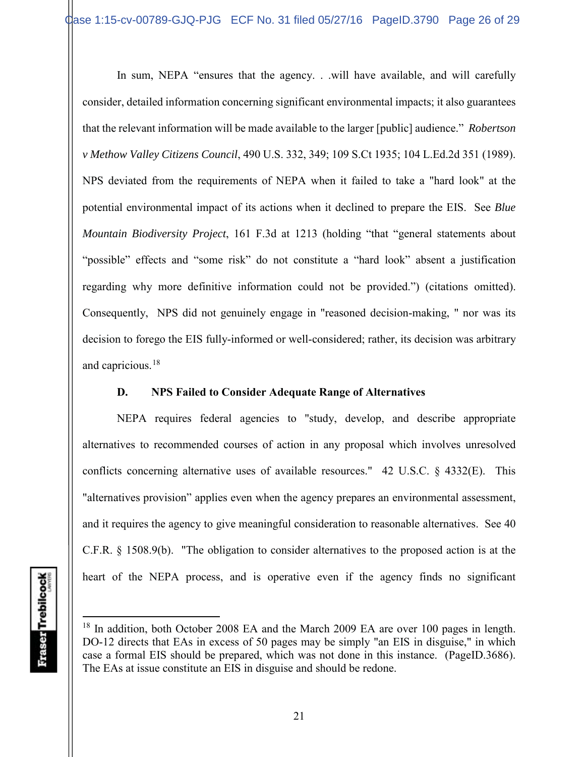In sum, NEPA "ensures that the agency. . .will have available, and will carefully consider, detailed information concerning significant environmental impacts; it also guarantees that the relevant information will be made available to the larger [public] audience." *Robertson v Methow Valley Citizens Council*, 490 U.S. 332, 349; 109 S.Ct 1935; 104 L.Ed.2d 351 (1989). NPS deviated from the requirements of NEPA when it failed to take a "hard look" at the potential environmental impact of its actions when it declined to prepare the EIS. See *Blue Mountain Biodiversity Project*, 161 F.3d at 1213 (holding "that "general statements about "possible" effects and "some risk" do not constitute a "hard look" absent a justification regarding why more definitive information could not be provided.") (citations omitted). Consequently, NPS did not genuinely engage in "reasoned decision-making, " nor was its decision to forego the EIS fully-informed or well-considered; rather, its decision was arbitrary and capricious.[18]

### D. NPS Failed to Consider Adequate Range of Alternatives

NEPA requires federal agencies to "study, develop, and describe appropriate alternatives to recommended courses of action in any proposal which involves unresolved conflicts concerning alternative uses of available resources." 42 U.S.C. § 4332(E). This "alternatives provision" applies even when the agency prepares an environmental assessment, and it requires the agency to give meaningful consideration to reasonable alternatives. See 40 C.F.R. § 1508.9(b). "The obligation to consider alternatives to the proposed action is at the heart of the NEPA process, and is operative even if the agency finds no significant

---

[18] In addition, both October 2008 EA and the March 2009 EA are over 100 pages in length. DO-12 directs that EAs in excess of 50 pages may be simply "an EIS in disguise," in which case a formal EIS should be prepared, which was not done in this instance. (PageID.3686). The EAs at issue constitute an EIS in disguise and should be redone.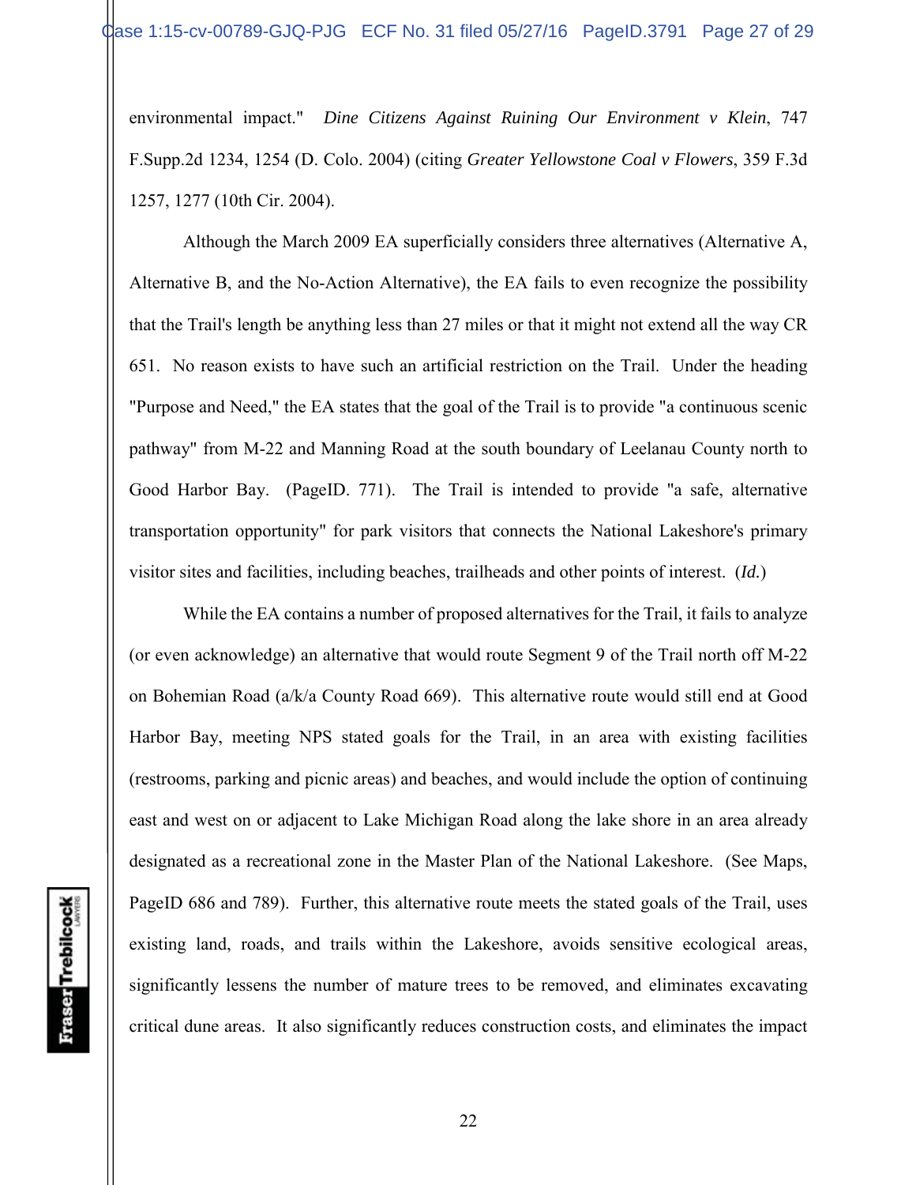environmental impact." *Dine Citizens Against Ruining Our Environment v Klein*, 747 F.Supp.2d 1234, 1254 (D. Colo. 2004) (citing *Greater Yellowstone Coal v Flowers*, 359 F.3d 1257, 1277 (10th Cir. 2004).

Although the March 2009 EA superficially considers three alternatives (Alternative A, Alternative B, and the No-Action Alternative), the EA fails to even recognize the possibility that the Trail's length be anything less than 27 miles or that it might not extend all the way CR 651. No reason exists to have such an artificial restriction on the Trail. Under the heading "Purpose and Need," the EA states that the goal of the Trail is to provide "a continuous scenic pathway" from M-22 and Manning Road at the south boundary of Leelanau County north to Good Harbor Bay. (PageID. 771). The Trail is intended to provide "a safe, alternative transportation opportunity" for park visitors that connects the National Lakeshore's primary visitor sites and facilities, including beaches, trailheads and other points of interest. (*Id.*)

While the EA contains a number of proposed alternatives for the Trail, it fails to analyze (or even acknowledge) an alternative that would route Segment 9 of the Trail north off M-22 on Bohemian Road (a/k/a County Road 669). This alternative route would still end at Good Harbor Bay, meeting NPS stated goals for the Trail, in an area with existing facilities (restrooms, parking and picnic areas) and beaches, and would include the option of continuing east and west on or adjacent to Lake Michigan Road along the lake shore in an area already designated as a recreational zone in the Master Plan of the National Lakeshore. (See Maps, PageID 686 and 789). Further, this alternative route meets the stated goals of the Trail, uses existing land, roads, and trails within the Lakeshore, avoids sensitive ecological areas, significantly lessens the number of mature trees to be removed, and eliminates excavating critical dune areas. It also significantly reduces construction costs, and eliminates the impact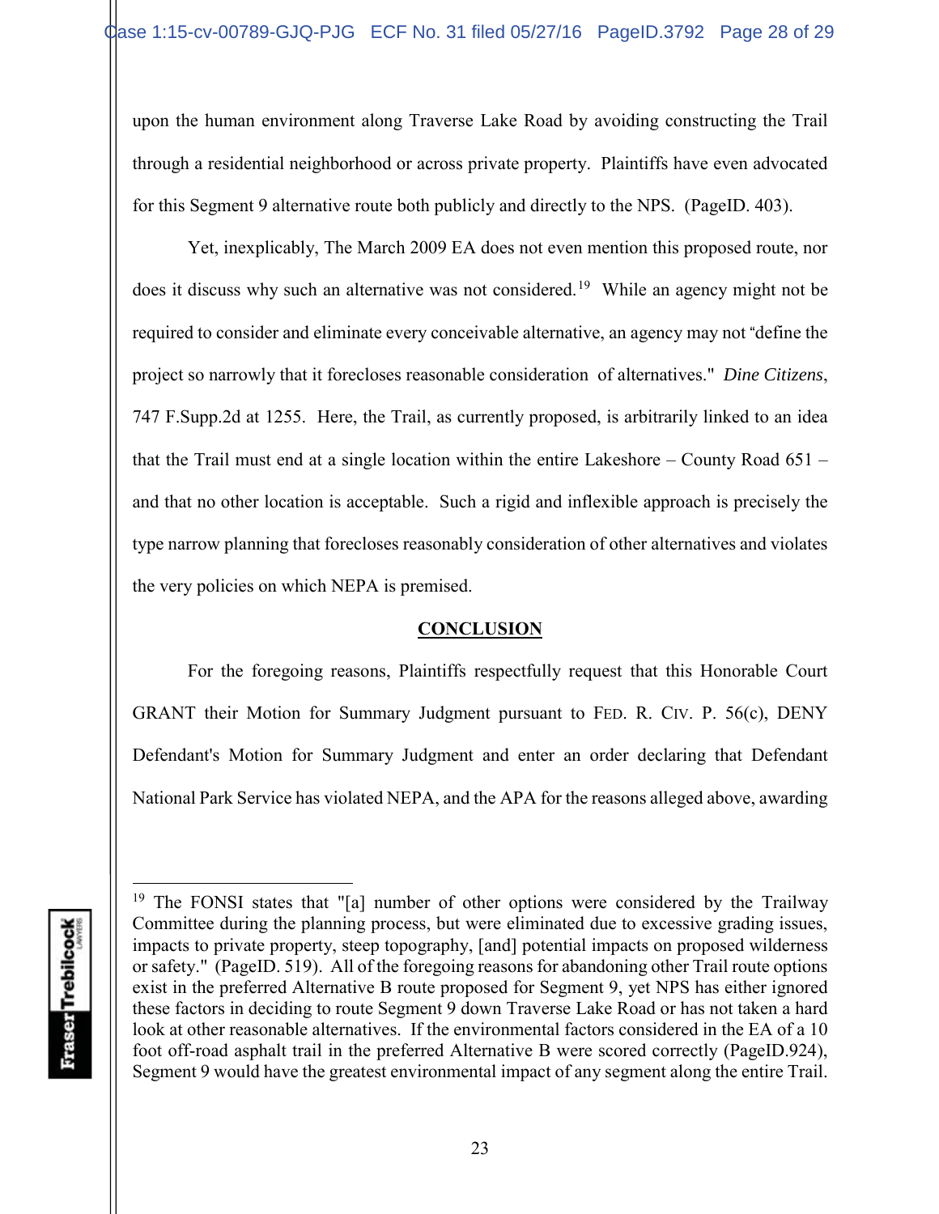upon the human environment along Traverse Lake Road by avoiding constructing the Trail through a residential neighborhood or across private property. Plaintiffs have even advocated for this Segment 9 alternative route both publicly and directly to the NPS. (PageID. 403).

Yet, inexplicably, The March 2009 EA does not even mention this proposed route, nor does it discuss why such an alternative was not considered.[19] While an agency might not be required to consider and eliminate every conceivable alternative, an agency may not "define the project so narrowly that it forecloses reasonable consideration of alternatives." *Dine Citizens*, 747 F.Supp.2d at 1255. Here, the Trail, as currently proposed, is arbitrarily linked to an idea that the Trail must end at a single location within the entire Lakeshore – County Road 651 – and that no other location is acceptable. Such a rigid and inflexible approach is precisely the type narrow planning that forecloses reasonably consideration of other alternatives and violates the very policies on which NEPA is premised.

## CONCLUSION

For the foregoing reasons, Plaintiffs respectfully request that this Honorable Court GRANT their Motion for Summary Judgment pursuant to FED. R. CIV. P. 56(c), DENY Defendant's Motion for Summary Judgment and enter an order declaring that Defendant National Park Service has violated NEPA, and the APA for the reasons alleged above, awarding

---

[19] The FONSI states that "[a] number of other options were considered by the Trailway Committee during the planning process, but were eliminated due to excessive grading issues, impacts to private property, steep topography, [and] potential impacts on proposed wilderness or safety." (PageID. 519). All of the foregoing reasons for abandoning other Trail route options exist in the preferred Alternative B route proposed for Segment 9, yet NPS has either ignored these factors in deciding to route Segment 9 down Traverse Lake Road or has not taken a hard look at other reasonable alternatives. If the environmental factors considered in the EA of a 10 foot off-road asphalt trail in the preferred Alternative B were scored correctly (PageID.924), Segment 9 would have the greatest environmental impact of any segment along the entire Trail.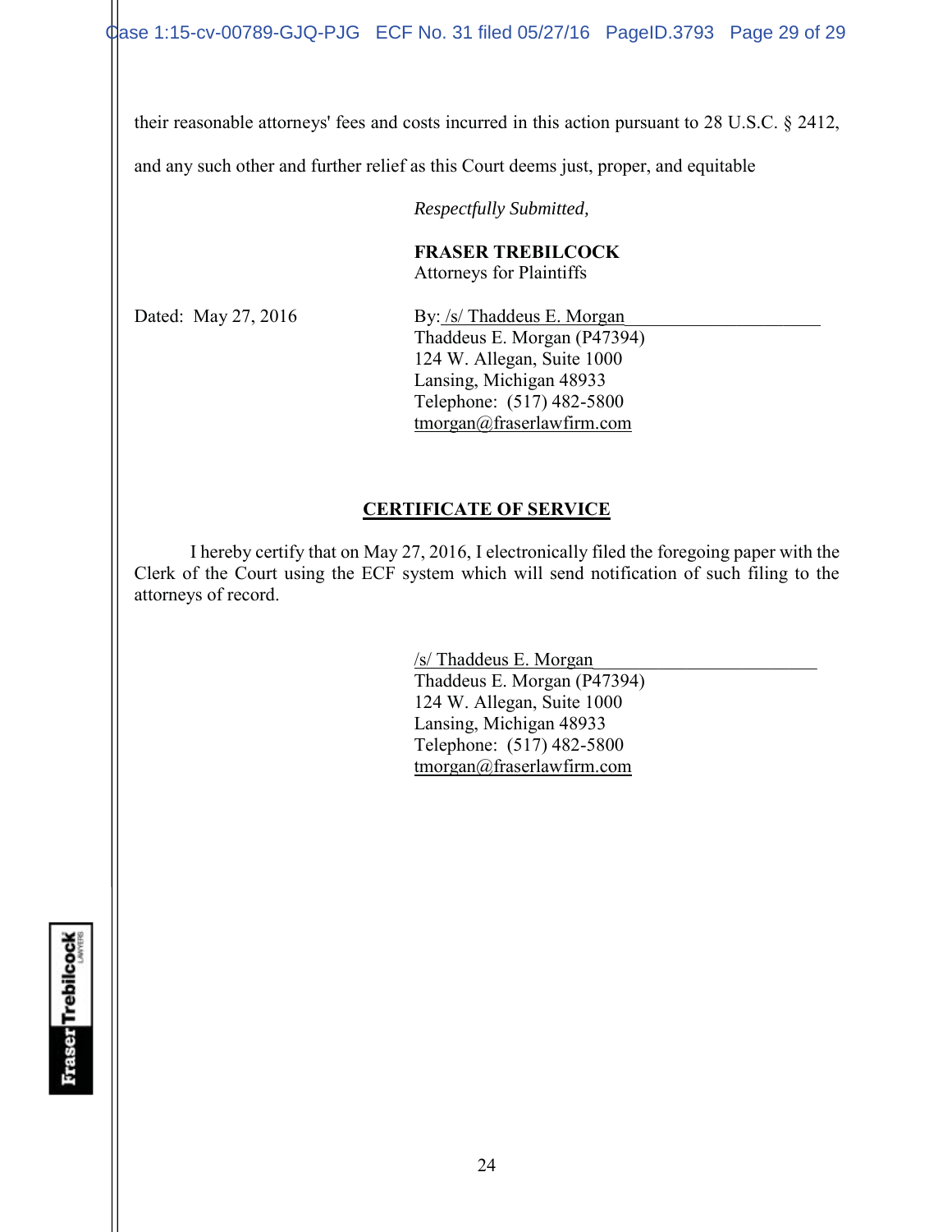their reasonable attorneys' fees and costs incurred in this action pursuant to 28 U.S.C. § 2412, and any such other and further relief as this Court deems just, proper, and equitable

*Respectfully Submitted,*

**FRASER TREBILCOCK**
Attorneys for Plaintiffs

Dated: May 27, 2016

By: /s/ Thaddeus E. Morgan
Thaddeus E. Morgan (P47394)
124 W. Allegan, Suite 1000
Lansing, Michigan 48933
Telephone: (517) 482-5800
tmorgan@fraserlawfirm.com

## CERTIFICATE OF SERVICE

I hereby certify that on May 27, 2016, I electronically filed the foregoing paper with the Clerk of the Court using the ECF system which will send notification of such filing to the attorneys of record.

/s/ Thaddeus E. Morgan
Thaddeus E. Morgan (P47394)
124 W. Allegan, Suite 1000
Lansing, Michigan 48933
Telephone: (517) 482-5800
tmorgan@fraserlawfirm.com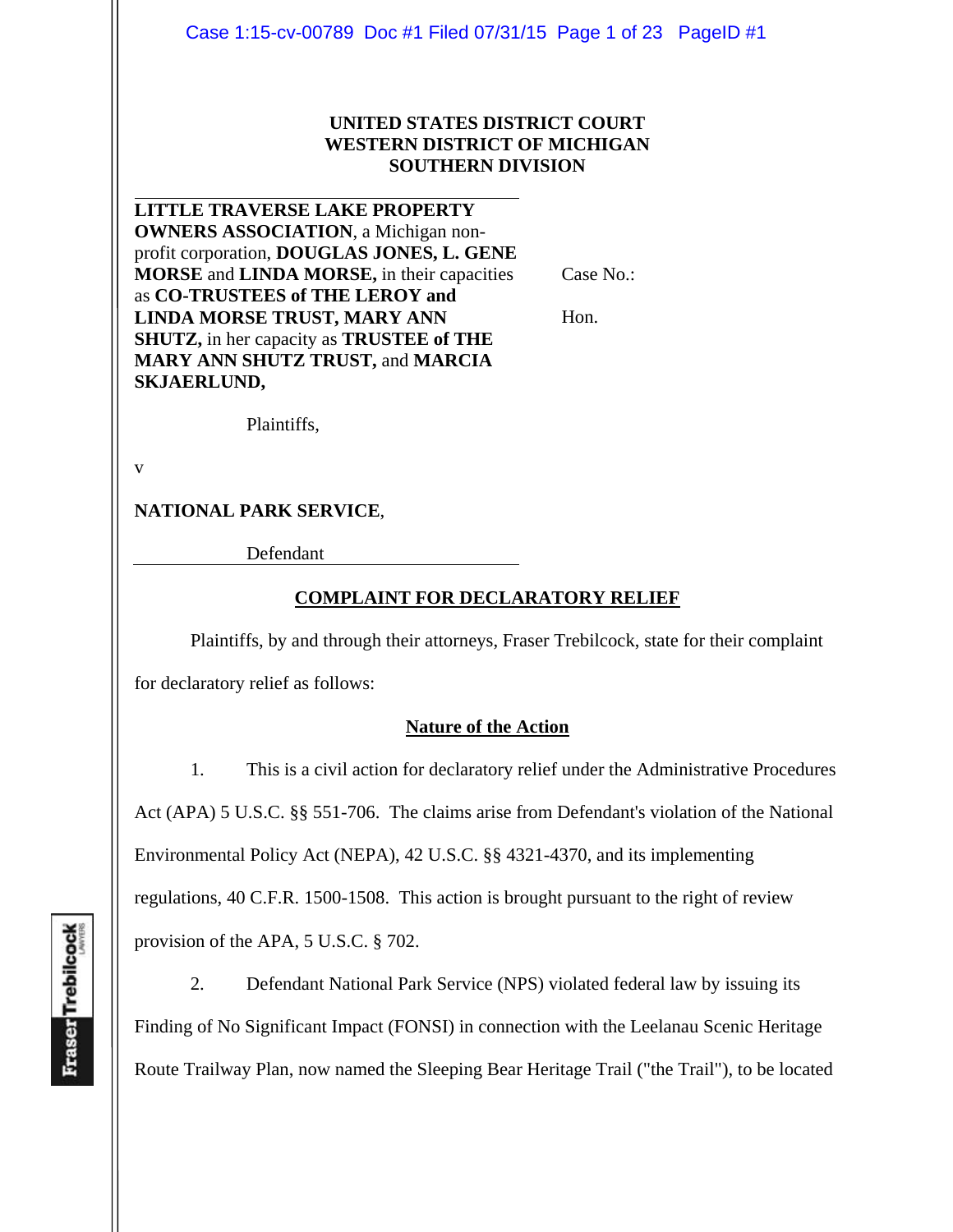UNITED STATES DISTRICT COURT
WESTERN DISTRICT OF MICHIGAN
SOUTHERN DIVISION

**LITTLE TRAVERSE LAKE PROPERTY OWNERS ASSOCIATION**, a Michigan non-profit corporation, **DOUGLAS JONES, L. GENE MORSE** and **LINDA MORSE,** in their capacities as **CO-TRUSTEES of THE LEROY and LINDA MORSE TRUST, MARY ANN SHUTZ,** in her capacity as **TRUSTEE of THE MARY ANN SHUTZ TRUST,** and **MARCIA SKJAERLUND,**

Plaintiffs,

v

**NATIONAL PARK SERVICE**,

Defendant

Case No.:

Hon.

## COMPLAINT FOR DECLARATORY RELIEF

Plaintiffs, by and through their attorneys, Fraser Trebilcock, state for their complaint for declaratory relief as follows:

## Nature of the Action

1. This is a civil action for declaratory relief under the Administrative Procedures Act (APA) 5 U.S.C. §§ 551-706. The claims arise from Defendant's violation of the National Environmental Policy Act (NEPA), 42 U.S.C. §§ 4321-4370, and its implementing regulations, 40 C.F.R. 1500-1508. This action is brought pursuant to the right of review provision of the APA, 5 U.S.C. § 702.

2. Defendant National Park Service (NPS) violated federal law by issuing its Finding of No Significant Impact (FONSI) in connection with the Leelanau Scenic Heritage Route Trailway Plan, now named the Sleeping Bear Heritage Trail ("the Trail"), to be located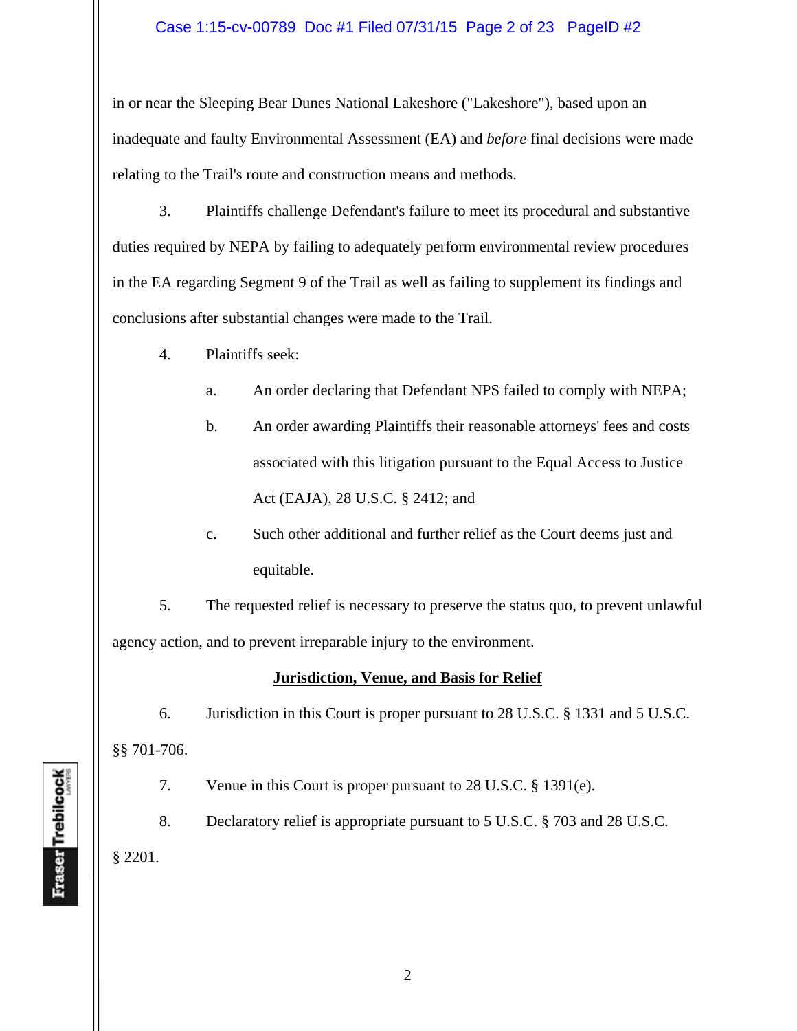in or near the Sleeping Bear Dunes National Lakeshore ("Lakeshore"), based upon an inadequate and faulty Environmental Assessment (EA) and *before* final decisions were made relating to the Trail's route and construction means and methods.

3. Plaintiffs challenge Defendant's failure to meet its procedural and substantive duties required by NEPA by failing to adequately perform environmental review procedures in the EA regarding Segment 9 of the Trail as well as failing to supplement its findings and conclusions after substantial changes were made to the Trail.

4. Plaintiffs seek:

   a. An order declaring that Defendant NPS failed to comply with NEPA;

   b. An order awarding Plaintiffs their reasonable attorneys' fees and costs associated with this litigation pursuant to the Equal Access to Justice Act (EAJA), 28 U.S.C. § 2412; and

   c. Such other additional and further relief as the Court deems just and equitable.

5. The requested relief is necessary to preserve the status quo, to prevent unlawful agency action, and to prevent irreparable injury to the environment.

**Jurisdiction, Venue, and Basis for Relief**

6. Jurisdiction in this Court is proper pursuant to 28 U.S.C. § 1331 and 5 U.S.C. §§ 701-706.

7. Venue in this Court is proper pursuant to 28 U.S.C. § 1391(e).

8. Declaratory relief is appropriate pursuant to 5 U.S.C. § 703 and 28 U.S.C. § 2201.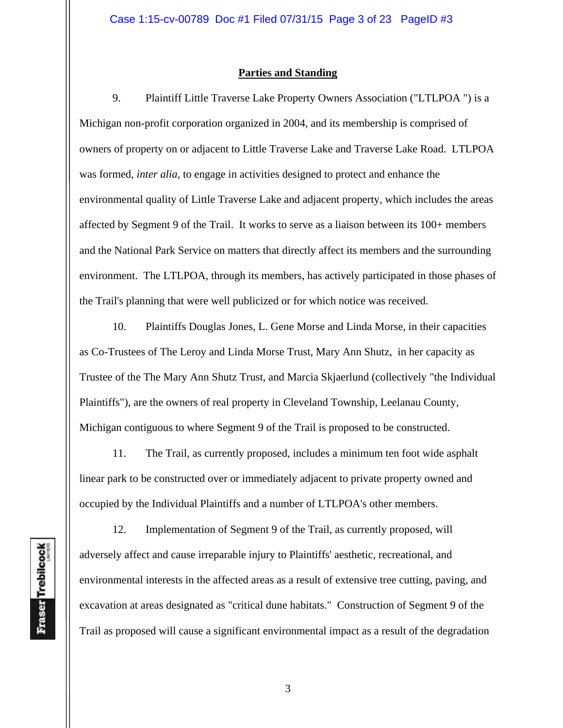## Parties and Standing

9. Plaintiff Little Traverse Lake Property Owners Association ("LTLPOA ") is a Michigan non-profit corporation organized in 2004, and its membership is comprised of owners of property on or adjacent to Little Traverse Lake and Traverse Lake Road. LTLPOA was formed, *inter alia*, to engage in activities designed to protect and enhance the environmental quality of Little Traverse Lake and adjacent property, which includes the areas affected by Segment 9 of the Trail. It works to serve as a liaison between its 100+ members and the National Park Service on matters that directly affect its members and the surrounding environment. The LTLPOA, through its members, has actively participated in those phases of the Trail's planning that were well publicized or for which notice was received.

10. Plaintiffs Douglas Jones, L. Gene Morse and Linda Morse, in their capacities as Co-Trustees of The Leroy and Linda Morse Trust, Mary Ann Shutz, in her capacity as Trustee of the The Mary Ann Shutz Trust, and Marcia Skjaerlund (collectively "the Individual Plaintiffs"), are the owners of real property in Cleveland Township, Leelanau County, Michigan contiguous to where Segment 9 of the Trail is proposed to be constructed.

11. The Trail, as currently proposed, includes a minimum ten foot wide asphalt linear park to be constructed over or immediately adjacent to private property owned and occupied by the Individual Plaintiffs and a number of LTLPOA's other members.

12. Implementation of Segment 9 of the Trail, as currently proposed, will adversely affect and cause irreparable injury to Plaintiffs' aesthetic, recreational, and environmental interests in the affected areas as a result of extensive tree cutting, paving, and excavation at areas designated as "critical dune habitats." Construction of Segment 9 of the Trail as proposed will cause a significant environmental impact as a result of the degradation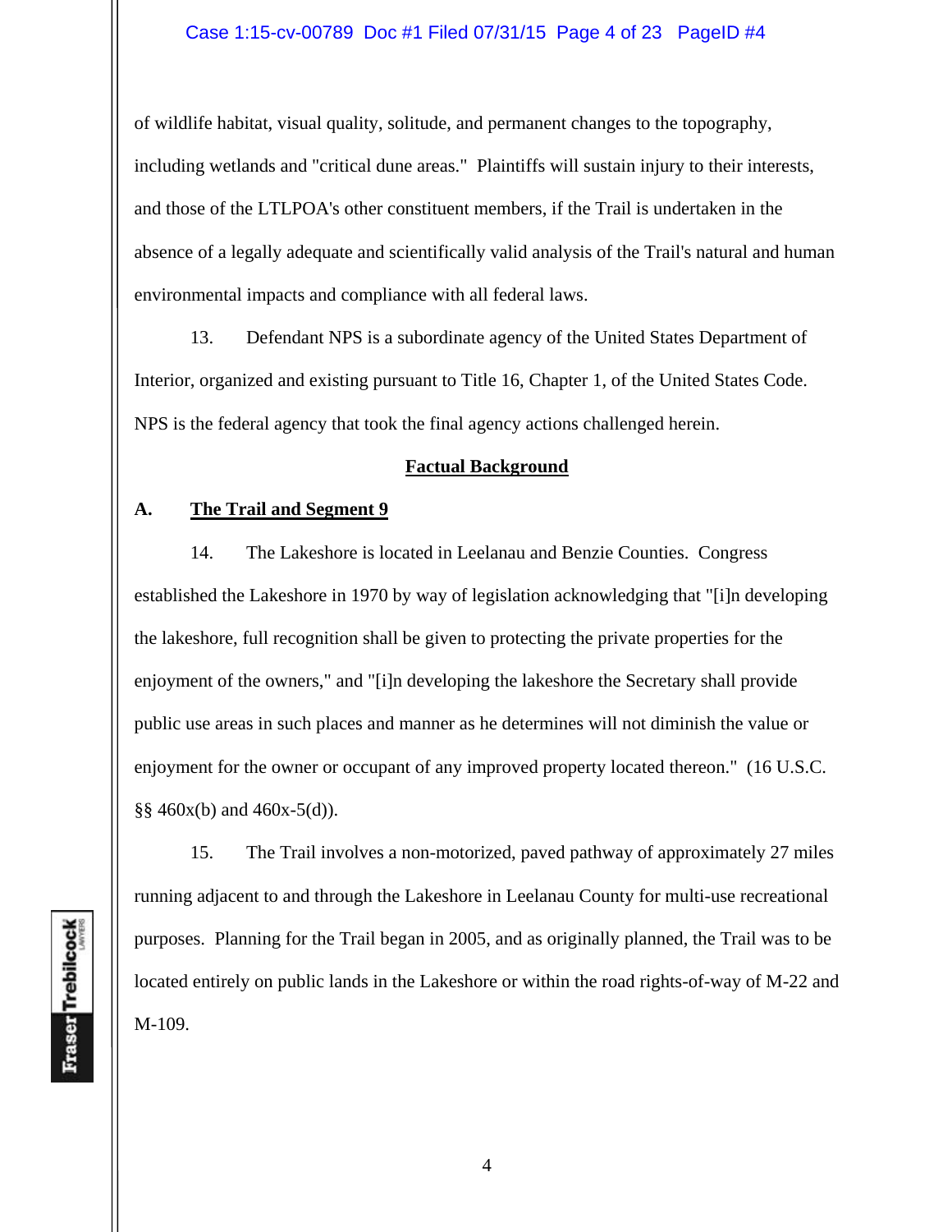of wildlife habitat, visual quality, solitude, and permanent changes to the topography, including wetlands and "critical dune areas." Plaintiffs will sustain injury to their interests, and those of the LTLPOA's other constituent members, if the Trail is undertaken in the absence of a legally adequate and scientifically valid analysis of the Trail's natural and human environmental impacts and compliance with all federal laws.

13. Defendant NPS is a subordinate agency of the United States Department of Interior, organized and existing pursuant to Title 16, Chapter 1, of the United States Code. NPS is the federal agency that took the final agency actions challenged herein.

## Factual Background

### A. The Trail and Segment 9

14. The Lakeshore is located in Leelanau and Benzie Counties. Congress established the Lakeshore in 1970 by way of legislation acknowledging that "[i]n developing the lakeshore, full recognition shall be given to protecting the private properties for the enjoyment of the owners," and "[i]n developing the lakeshore the Secretary shall provide public use areas in such places and manner as he determines will not diminish the value or enjoyment for the owner or occupant of any improved property located thereon." (16 U.S.C. §§ 460x(b) and 460x-5(d)).

15. The Trail involves a non-motorized, paved pathway of approximately 27 miles running adjacent to and through the Lakeshore in Leelanau County for multi-use recreational purposes. Planning for the Trail began in 2005, and as originally planned, the Trail was to be located entirely on public lands in the Lakeshore or within the road rights-of-way of M-22 and M-109.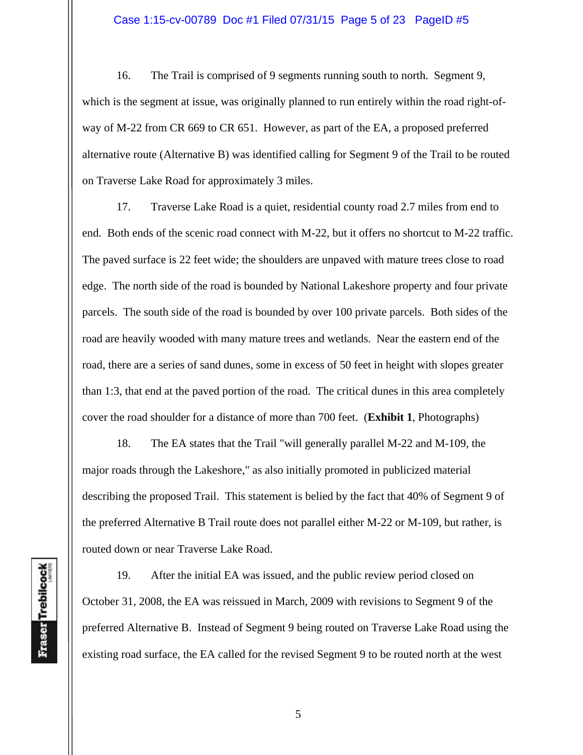16. The Trail is comprised of 9 segments running south to north. Segment 9, which is the segment at issue, was originally planned to run entirely within the road right-of-way of M-22 from CR 669 to CR 651. However, as part of the EA, a proposed preferred alternative route (Alternative B) was identified calling for Segment 9 of the Trail to be routed on Traverse Lake Road for approximately 3 miles.

17. Traverse Lake Road is a quiet, residential county road 2.7 miles from end to end. Both ends of the scenic road connect with M-22, but it offers no shortcut to M-22 traffic. The paved surface is 22 feet wide; the shoulders are unpaved with mature trees close to road edge. The north side of the road is bounded by National Lakeshore property and four private parcels. The south side of the road is bounded by over 100 private parcels. Both sides of the road are heavily wooded with many mature trees and wetlands. Near the eastern end of the road, there are a series of sand dunes, some in excess of 50 feet in height with slopes greater than 1:3, that end at the paved portion of the road. The critical dunes in this area completely cover the road shoulder for a distance of more than 700 feet. (**Exhibit 1**, Photographs)

18. The EA states that the Trail "will generally parallel M-22 and M-109, the major roads through the Lakeshore," as also initially promoted in publicized material describing the proposed Trail. This statement is belied by the fact that 40% of Segment 9 of the preferred Alternative B Trail route does not parallel either M-22 or M-109, but rather, is routed down or near Traverse Lake Road.

19. After the initial EA was issued, and the public review period closed on October 31, 2008, the EA was reissued in March, 2009 with revisions to Segment 9 of the preferred Alternative B. Instead of Segment 9 being routed on Traverse Lake Road using the existing road surface, the EA called for the revised Segment 9 to be routed north at the west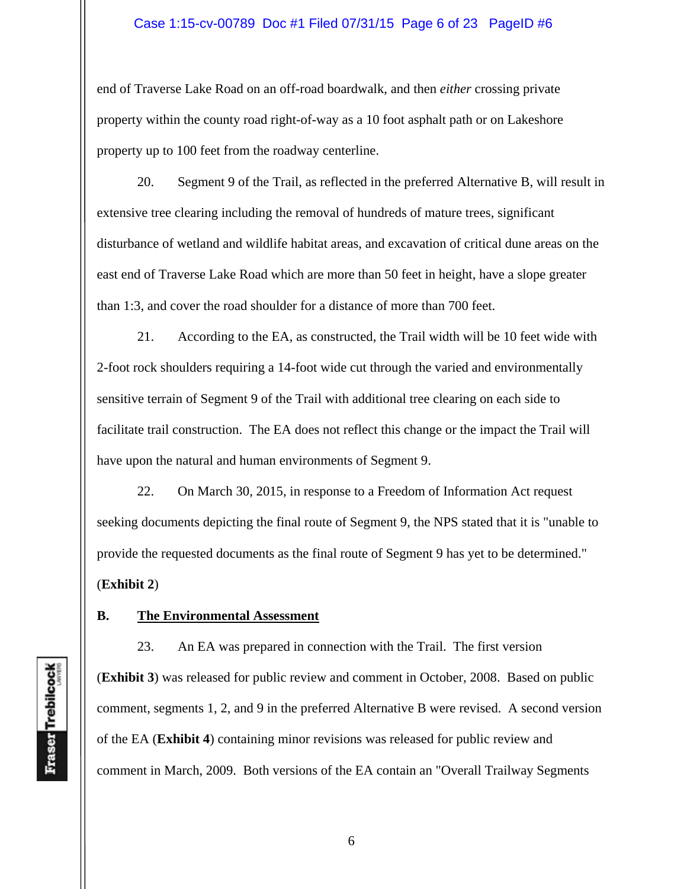end of Traverse Lake Road on an off-road boardwalk, and then *either* crossing private property within the county road right-of-way as a 10 foot asphalt path or on Lakeshore property up to 100 feet from the roadway centerline.

20. Segment 9 of the Trail, as reflected in the preferred Alternative B, will result in extensive tree clearing including the removal of hundreds of mature trees, significant disturbance of wetland and wildlife habitat areas, and excavation of critical dune areas on the east end of Traverse Lake Road which are more than 50 feet in height, have a slope greater than 1:3, and cover the road shoulder for a distance of more than 700 feet.

21. According to the EA, as constructed, the Trail width will be 10 feet wide with 2-foot rock shoulders requiring a 14-foot wide cut through the varied and environmentally sensitive terrain of Segment 9 of the Trail with additional tree clearing on each side to facilitate trail construction. The EA does not reflect this change or the impact the Trail will have upon the natural and human environments of Segment 9.

22. On March 30, 2015, in response to a Freedom of Information Act request seeking documents depicting the final route of Segment 9, the NPS stated that it is "unable to provide the requested documents as the final route of Segment 9 has yet to be determined." (**Exhibit 2**)

**B. <u>The Environmental Assessment</u>**

23. An EA was prepared in connection with the Trail. The first version (**Exhibit 3**) was released for public review and comment in October, 2008. Based on public comment, segments 1, 2, and 9 in the preferred Alternative B were revised. A second version of the EA (**Exhibit 4**) containing minor revisions was released for public review and comment in March, 2009. Both versions of the EA contain an "Overall Trailway Segments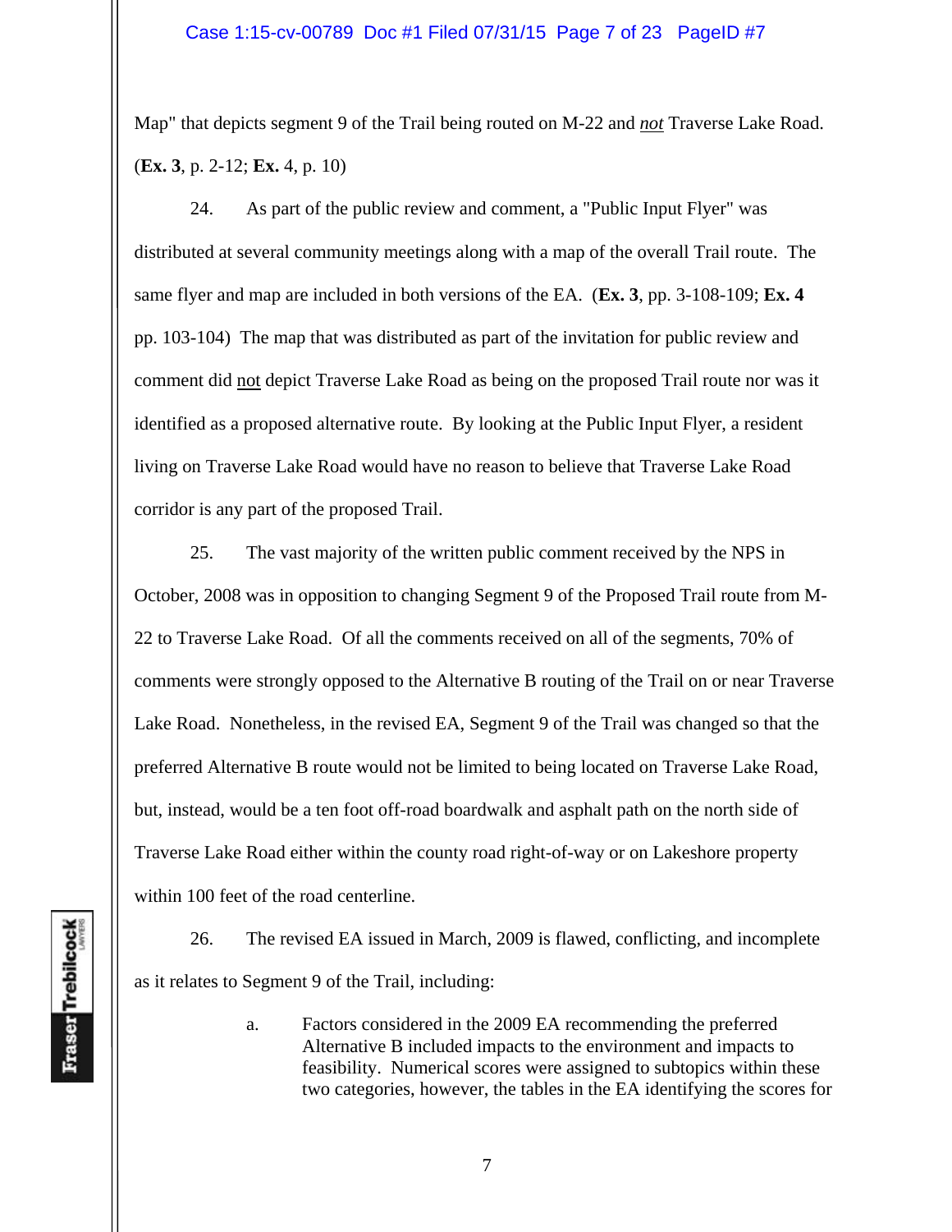Map" that depicts segment 9 of the Trail being routed on M-22 and *not* Traverse Lake Road. (**Ex. 3**, p. 2-12; **Ex.** 4, p. 10)

24. As part of the public review and comment, a "Public Input Flyer" was distributed at several community meetings along with a map of the overall Trail route. The same flyer and map are included in both versions of the EA. (**Ex. 3**, pp. 3-108-109; **Ex. 4** pp. 103-104) The map that was distributed as part of the invitation for public review and comment did not depict Traverse Lake Road as being on the proposed Trail route nor was it identified as a proposed alternative route. By looking at the Public Input Flyer, a resident living on Traverse Lake Road would have no reason to believe that Traverse Lake Road corridor is any part of the proposed Trail.

25. The vast majority of the written public comment received by the NPS in October, 2008 was in opposition to changing Segment 9 of the Proposed Trail route from M-22 to Traverse Lake Road. Of all the comments received on all of the segments, 70% of comments were strongly opposed to the Alternative B routing of the Trail on or near Traverse Lake Road. Nonetheless, in the revised EA, Segment 9 of the Trail was changed so that the preferred Alternative B route would not be limited to being located on Traverse Lake Road, but, instead, would be a ten foot off-road boardwalk and asphalt path on the north side of Traverse Lake Road either within the county road right-of-way or on Lakeshore property within 100 feet of the road centerline.

26. The revised EA issued in March, 2009 is flawed, conflicting, and incomplete as it relates to Segment 9 of the Trail, including:

a. Factors considered in the 2009 EA recommending the preferred Alternative B included impacts to the environment and impacts to feasibility. Numerical scores were assigned to subtopics within these two categories, however, the tables in the EA identifying the scores for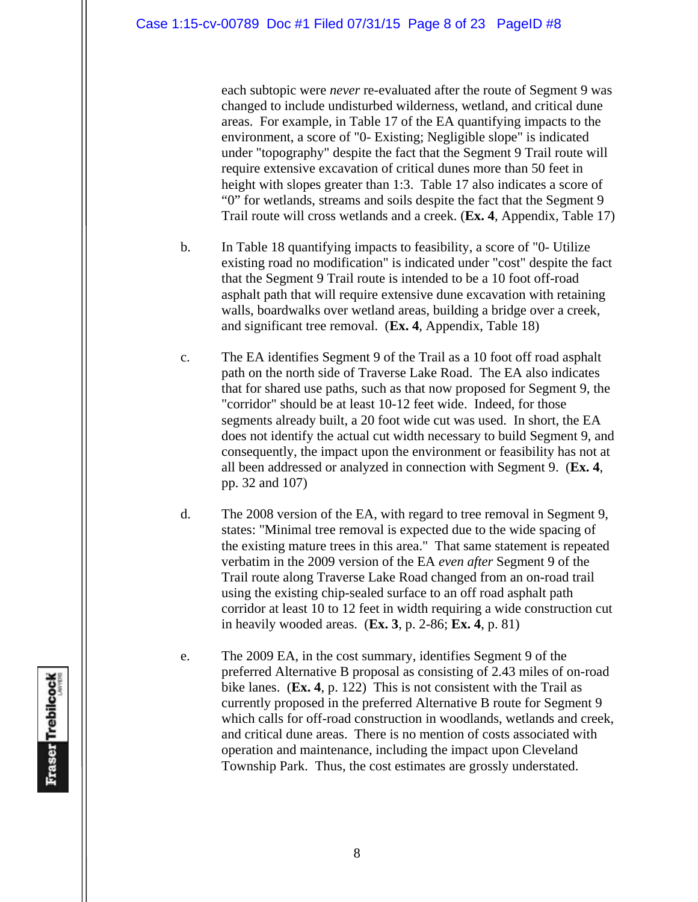each subtopic were *never* re-evaluated after the route of Segment 9 was changed to include undisturbed wilderness, wetland, and critical dune areas. For example, in Table 17 of the EA quantifying impacts to the environment, a score of "0- Existing; Negligible slope" is indicated under "topography" despite the fact that the Segment 9 Trail route will require extensive excavation of critical dunes more than 50 feet in height with slopes greater than 1:3. Table 17 also indicates a score of "0" for wetlands, streams and soils despite the fact that the Segment 9 Trail route will cross wetlands and a creek. (**Ex. 4**, Appendix, Table 17)

b. In Table 18 quantifying impacts to feasibility, a score of "0- Utilize existing road no modification" is indicated under "cost" despite the fact that the Segment 9 Trail route is intended to be a 10 foot off-road asphalt path that will require extensive dune excavation with retaining walls, boardwalks over wetland areas, building a bridge over a creek, and significant tree removal. (**Ex. 4**, Appendix, Table 18)

c. The EA identifies Segment 9 of the Trail as a 10 foot off road asphalt path on the north side of Traverse Lake Road. The EA also indicates that for shared use paths, such as that now proposed for Segment 9, the "corridor" should be at least 10-12 feet wide. Indeed, for those segments already built, a 20 foot wide cut was used. In short, the EA does not identify the actual cut width necessary to build Segment 9, and consequently, the impact upon the environment or feasibility has not at all been addressed or analyzed in connection with Segment 9. (**Ex. 4**, pp. 32 and 107)

d. The 2008 version of the EA, with regard to tree removal in Segment 9, states: "Minimal tree removal is expected due to the wide spacing of the existing mature trees in this area." That same statement is repeated verbatim in the 2009 version of the EA *even after* Segment 9 of the Trail route along Traverse Lake Road changed from an on-road trail using the existing chip-sealed surface to an off road asphalt path corridor at least 10 to 12 feet in width requiring a wide construction cut in heavily wooded areas. (**Ex. 3**, p. 2-86; **Ex. 4**, p. 81)

e. The 2009 EA, in the cost summary, identifies Segment 9 of the preferred Alternative B proposal as consisting of 2.43 miles of on-road bike lanes. (**Ex. 4**, p. 122) This is not consistent with the Trail as currently proposed in the preferred Alternative B route for Segment 9 which calls for off-road construction in woodlands, wetlands and creek, and critical dune areas. There is no mention of costs associated with operation and maintenance, including the impact upon Cleveland Township Park. Thus, the cost estimates are grossly understated.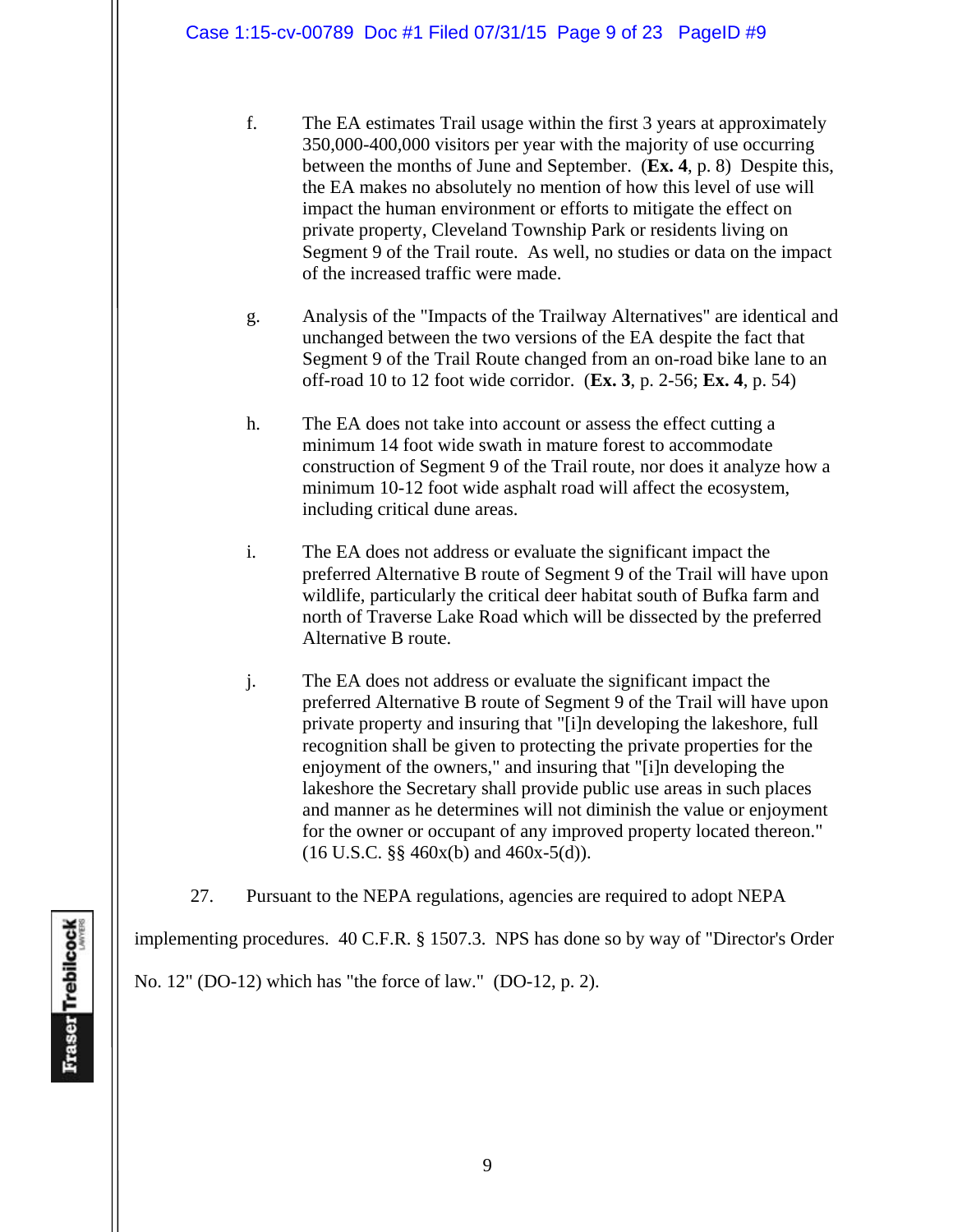f. The EA estimates Trail usage within the first 3 years at approximately 350,000-400,000 visitors per year with the majority of use occurring between the months of June and September. (**Ex. 4**, p. 8) Despite this, the EA makes no absolutely no mention of how this level of use will impact the human environment or efforts to mitigate the effect on private property, Cleveland Township Park or residents living on Segment 9 of the Trail route. As well, no studies or data on the impact of the increased traffic were made.

g. Analysis of the "Impacts of the Trailway Alternatives" are identical and unchanged between the two versions of the EA despite the fact that Segment 9 of the Trail Route changed from an on-road bike lane to an off-road 10 to 12 foot wide corridor. (**Ex. 3**, p. 2-56; **Ex. 4**, p. 54)

h. The EA does not take into account or assess the effect cutting a minimum 14 foot wide swath in mature forest to accommodate construction of Segment 9 of the Trail route, nor does it analyze how a minimum 10-12 foot wide asphalt road will affect the ecosystem, including critical dune areas.

i. The EA does not address or evaluate the significant impact the preferred Alternative B route of Segment 9 of the Trail will have upon wildlife, particularly the critical deer habitat south of Bufka farm and north of Traverse Lake Road which will be dissected by the preferred Alternative B route.

j. The EA does not address or evaluate the significant impact the preferred Alternative B route of Segment 9 of the Trail will have upon private property and insuring that "[i]n developing the lakeshore, full recognition shall be given to protecting the private properties for the enjoyment of the owners," and insuring that "[i]n developing the lakeshore the Secretary shall provide public use areas in such places and manner as he determines will not diminish the value or enjoyment for the owner or occupant of any improved property located thereon." (16 U.S.C. §§ 460x(b) and 460x-5(d)).

27. Pursuant to the NEPA regulations, agencies are required to adopt NEPA implementing procedures. 40 C.F.R. § 1507.3. NPS has done so by way of "Director's Order No. 12" (DO-12) which has "the force of law." (DO-12, p. 2).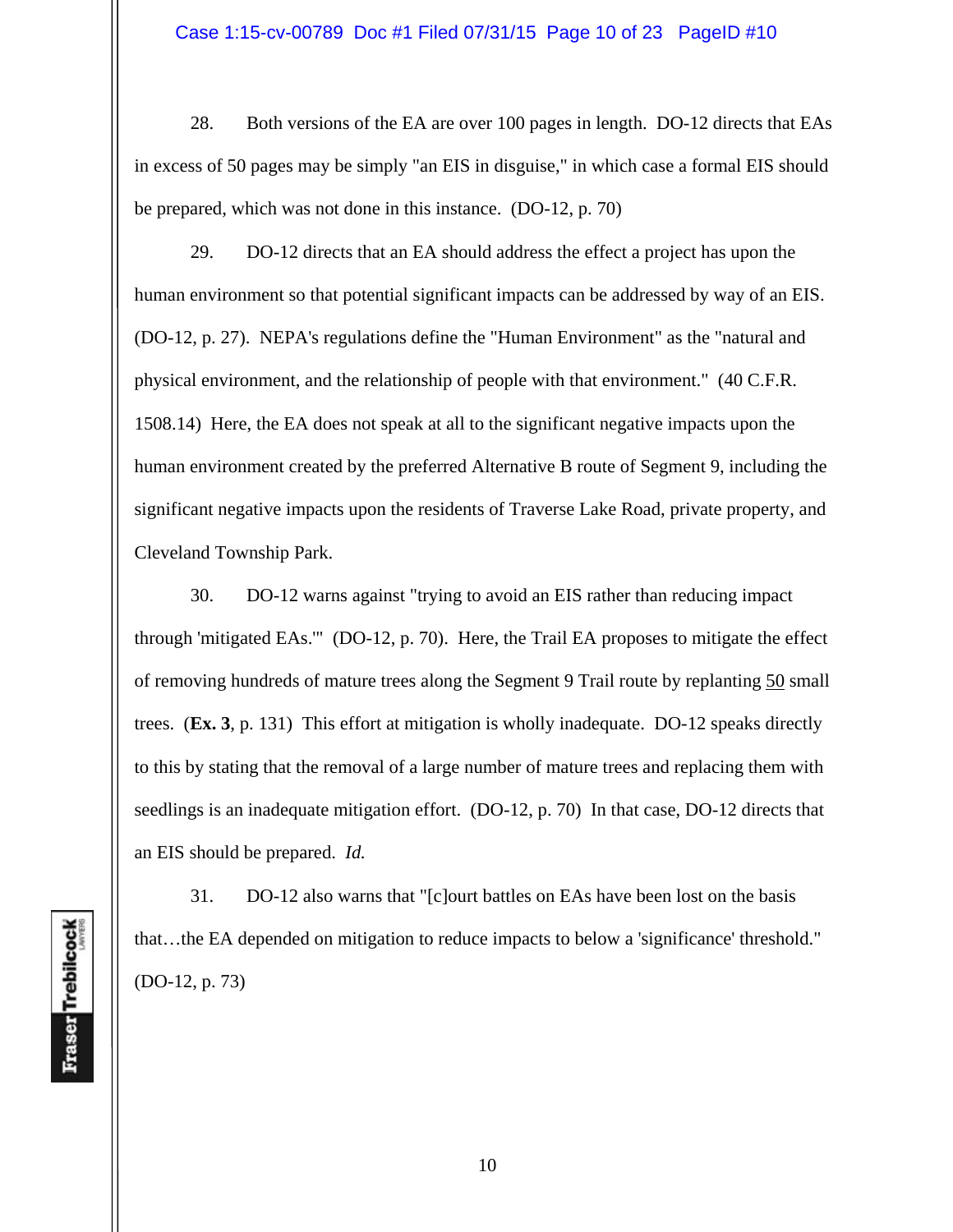28. Both versions of the EA are over 100 pages in length. DO-12 directs that EAs in excess of 50 pages may be simply "an EIS in disguise," in which case a formal EIS should be prepared, which was not done in this instance. (DO-12, p. 70)

29. DO-12 directs that an EA should address the effect a project has upon the human environment so that potential significant impacts can be addressed by way of an EIS. (DO-12, p. 27). NEPA's regulations define the "Human Environment" as the "natural and physical environment, and the relationship of people with that environment." (40 C.F.R. 1508.14) Here, the EA does not speak at all to the significant negative impacts upon the human environment created by the preferred Alternative B route of Segment 9, including the significant negative impacts upon the residents of Traverse Lake Road, private property, and Cleveland Township Park.

30. DO-12 warns against "trying to avoid an EIS rather than reducing impact through 'mitigated EAs.'" (DO-12, p. 70). Here, the Trail EA proposes to mitigate the effect of removing hundreds of mature trees along the Segment 9 Trail route by replanting <u>50</u> small trees. (**Ex. 3**, p. 131) This effort at mitigation is wholly inadequate. DO-12 speaks directly to this by stating that the removal of a large number of mature trees and replacing them with seedlings is an inadequate mitigation effort. (DO-12, p. 70) In that case, DO-12 directs that an EIS should be prepared. *Id.*

31. DO-12 also warns that "[c]ourt battles on EAs have been lost on the basis that…the EA depended on mitigation to reduce impacts to below a 'significance' threshold." (DO-12, p. 73)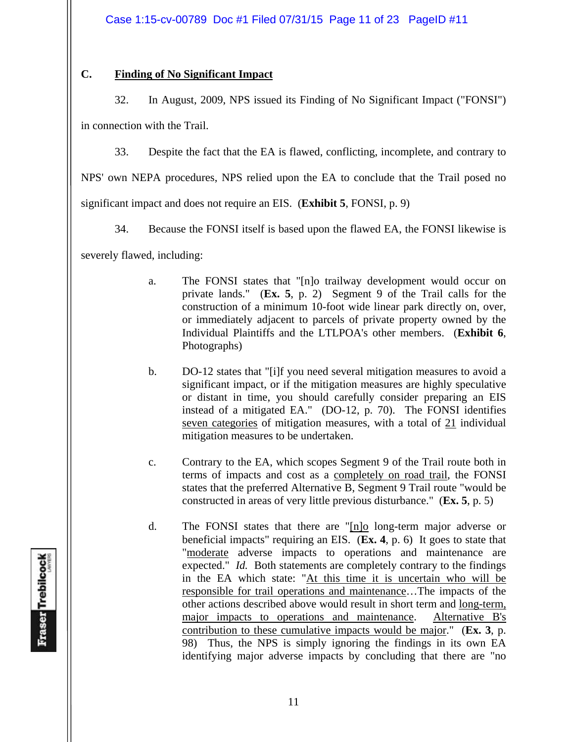### C. Finding of No Significant Impact

32. In August, 2009, NPS issued its Finding of No Significant Impact ("FONSI") in connection with the Trail.

33. Despite the fact that the EA is flawed, conflicting, incomplete, and contrary to NPS' own NEPA procedures, NPS relied upon the EA to conclude that the Trail posed no significant impact and does not require an EIS. (**Exhibit 5**, FONSI, p. 9)

34. Because the FONSI itself is based upon the flawed EA, the FONSI likewise is severely flawed, including:

> a. The FONSI states that "[n]o trailway development would occur on private lands." (**Ex. 5**, p. 2) Segment 9 of the Trail calls for the construction of a minimum 10-foot wide linear park directly on, over, or immediately adjacent to parcels of private property owned by the Individual Plaintiffs and the LTLPOA's other members. (**Exhibit 6**, Photographs)
>
> b. DO-12 states that "[i]f you need several mitigation measures to avoid a significant impact, or if the mitigation measures are highly speculative or distant in time, you should carefully consider preparing an EIS instead of a mitigated EA." (DO-12, p. 70). The FONSI identifies seven categories of mitigation measures, with a total of 21 individual mitigation measures to be undertaken.
>
> c. Contrary to the EA, which scopes Segment 9 of the Trail route both in terms of impacts and cost as a completely on road trail, the FONSI states that the preferred Alternative B, Segment 9 Trail route "would be constructed in areas of very little previous disturbance." (**Ex. 5**, p. 5)
>
> d. The FONSI states that there are "[n]o long-term major adverse or beneficial impacts" requiring an EIS. (**Ex. 4**, p. 6) It goes to state that "moderate adverse impacts to operations and maintenance are expected." *Id.* Both statements are completely contrary to the findings in the EA which state: "At this time it is uncertain who will be responsible for trail operations and maintenance…The impacts of the other actions described above would result in short term and long-term, major impacts to operations and maintenance. Alternative B's contribution to these cumulative impacts would be major." (**Ex. 3**, p. 98) Thus, the NPS is simply ignoring the findings in its own EA identifying major adverse impacts by concluding that there are "no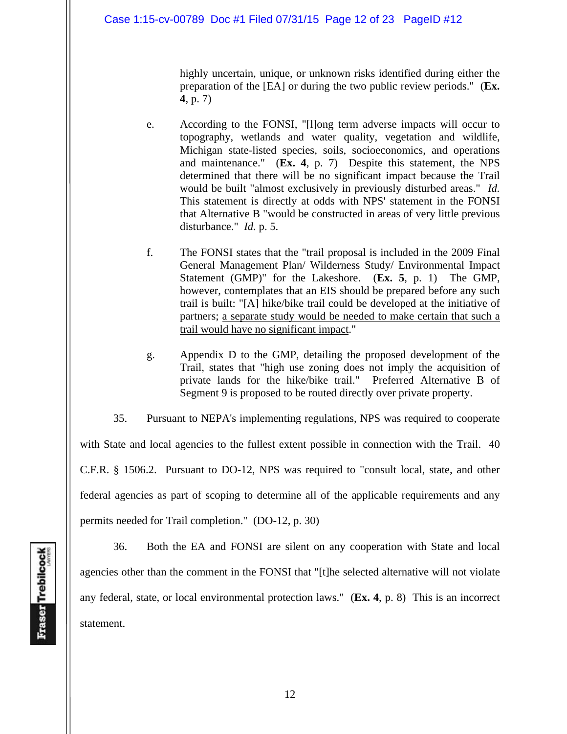highly uncertain, unique, or unknown risks identified during either the preparation of the [EA] or during the two public review periods." (**Ex. 4**, p. 7)

e. According to the FONSI, "[l]ong term adverse impacts will occur to topography, wetlands and water quality, vegetation and wildlife, Michigan state-listed species, soils, socioeconomics, and operations and maintenance." (**Ex. 4**, p. 7) Despite this statement, the NPS determined that there will be no significant impact because the Trail would be built "almost exclusively in previously disturbed areas." *Id.* This statement is directly at odds with NPS' statement in the FONSI that Alternative B "would be constructed in areas of very little previous disturbance." *Id.* p. 5.

f. The FONSI states that the "trail proposal is included in the 2009 Final General Management Plan/ Wilderness Study/ Environmental Impact Statement (GMP)" for the Lakeshore. (**Ex. 5**, p. 1) The GMP, however, contemplates that an EIS should be prepared before any such trail is built: "[A] hike/bike trail could be developed at the initiative of partners; <u>a separate study would be needed to make certain that such a trail would have no significant impact</u>."

g. Appendix D to the GMP, detailing the proposed development of the Trail, states that "high use zoning does not imply the acquisition of private lands for the hike/bike trail." Preferred Alternative B of Segment 9 is proposed to be routed directly over private property.

35. Pursuant to NEPA's implementing regulations, NPS was required to cooperate with State and local agencies to the fullest extent possible in connection with the Trail. 40 C.F.R. § 1506.2. Pursuant to DO-12, NPS was required to "consult local, state, and other federal agencies as part of scoping to determine all of the applicable requirements and any permits needed for Trail completion." (DO-12, p. 30)

36. Both the EA and FONSI are silent on any cooperation with State and local agencies other than the comment in the FONSI that "[t]he selected alternative will not violate any federal, state, or local environmental protection laws." (**Ex. 4**, p. 8) This is an incorrect statement.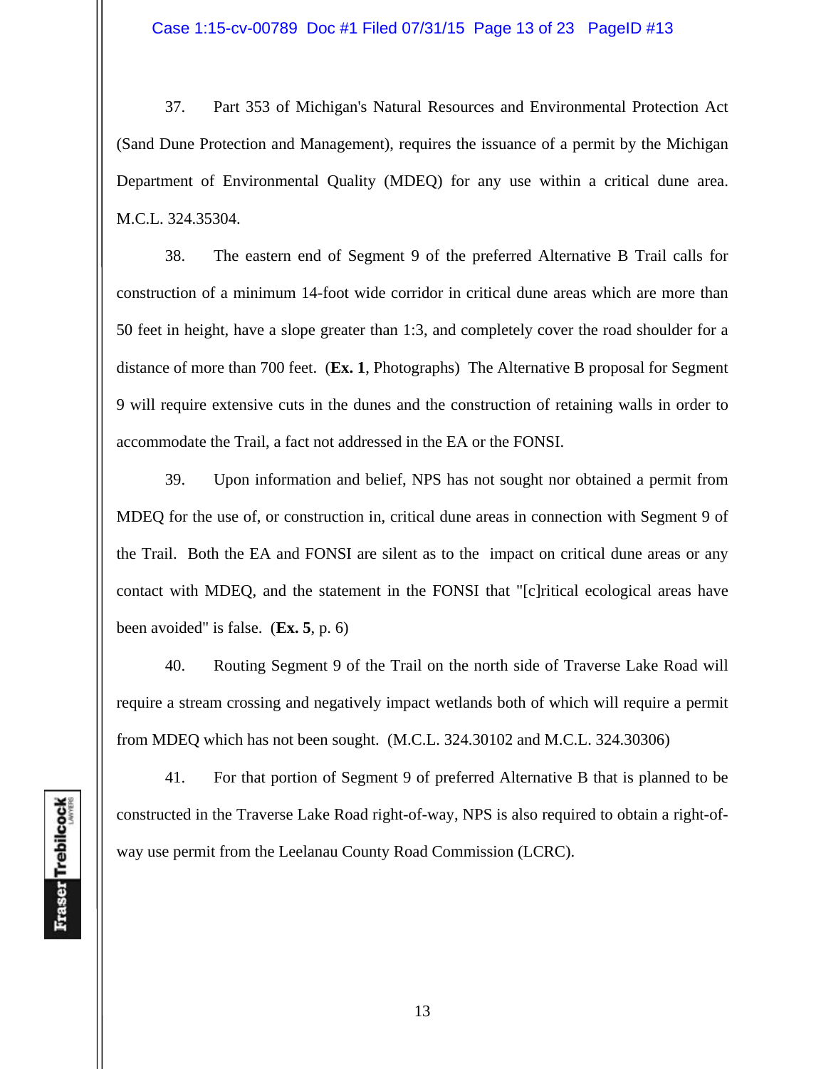37. Part 353 of Michigan's Natural Resources and Environmental Protection Act (Sand Dune Protection and Management), requires the issuance of a permit by the Michigan Department of Environmental Quality (MDEQ) for any use within a critical dune area. M.C.L. 324.35304.

38. The eastern end of Segment 9 of the preferred Alternative B Trail calls for construction of a minimum 14-foot wide corridor in critical dune areas which are more than 50 feet in height, have a slope greater than 1:3, and completely cover the road shoulder for a distance of more than 700 feet. (**Ex. 1**, Photographs) The Alternative B proposal for Segment 9 will require extensive cuts in the dunes and the construction of retaining walls in order to accommodate the Trail, a fact not addressed in the EA or the FONSI.

39. Upon information and belief, NPS has not sought nor obtained a permit from MDEQ for the use of, or construction in, critical dune areas in connection with Segment 9 of the Trail. Both the EA and FONSI are silent as to the impact on critical dune areas or any contact with MDEQ, and the statement in the FONSI that "[c]ritical ecological areas have been avoided" is false. (**Ex. 5**, p. 6)

40. Routing Segment 9 of the Trail on the north side of Traverse Lake Road will require a stream crossing and negatively impact wetlands both of which will require a permit from MDEQ which has not been sought. (M.C.L. 324.30102 and M.C.L. 324.30306)

41. For that portion of Segment 9 of preferred Alternative B that is planned to be constructed in the Traverse Lake Road right-of-way, NPS is also required to obtain a right-of-way use permit from the Leelanau County Road Commission (LCRC).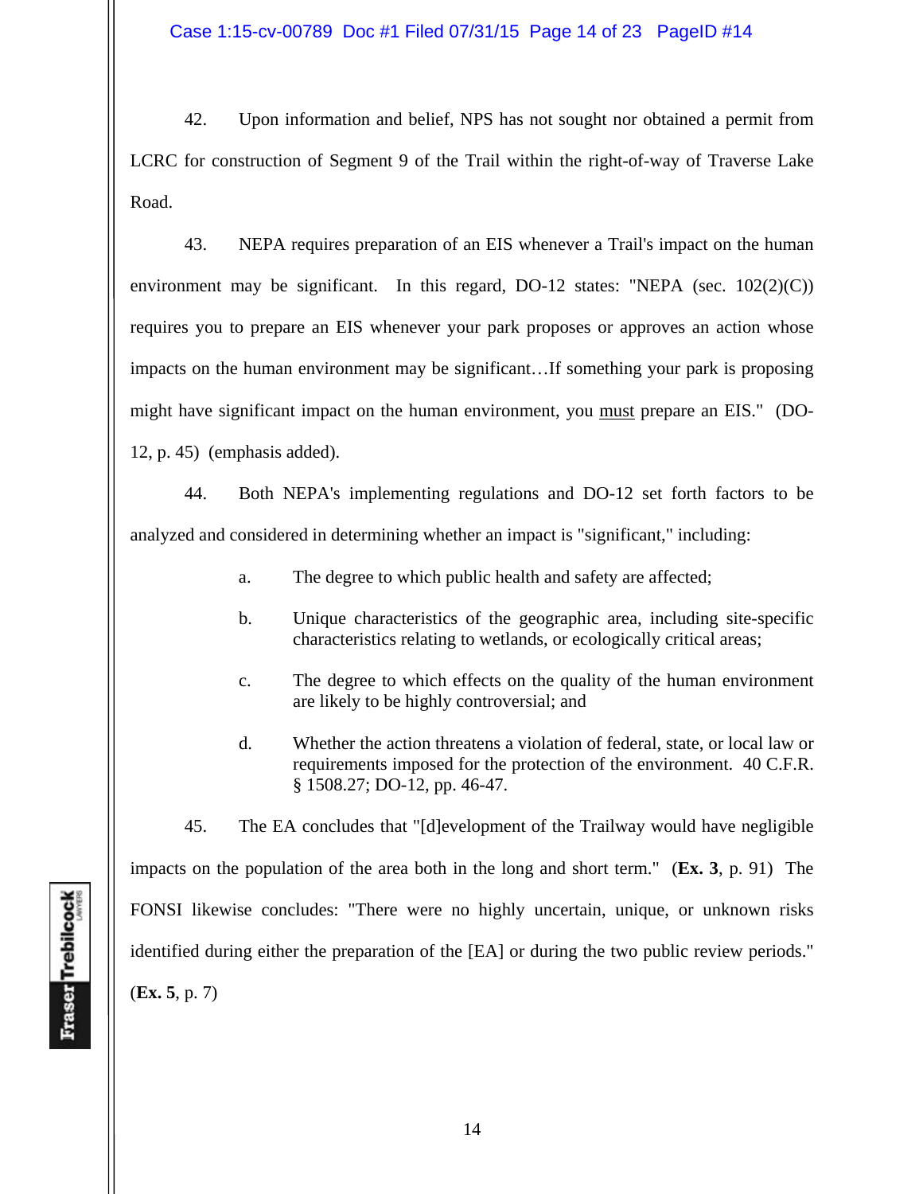42. Upon information and belief, NPS has not sought nor obtained a permit from LCRC for construction of Segment 9 of the Trail within the right-of-way of Traverse Lake Road.

43. NEPA requires preparation of an EIS whenever a Trail's impact on the human environment may be significant. In this regard, DO-12 states: "NEPA (sec. 102(2)(C)) requires you to prepare an EIS whenever your park proposes or approves an action whose impacts on the human environment may be significant…If something your park is proposing might have significant impact on the human environment, you <u>must</u> prepare an EIS." (DO-12, p. 45) (emphasis added).

44. Both NEPA's implementing regulations and DO-12 set forth factors to be analyzed and considered in determining whether an impact is "significant," including:

a. The degree to which public health and safety are affected;

b. Unique characteristics of the geographic area, including site-specific characteristics relating to wetlands, or ecologically critical areas;

c. The degree to which effects on the quality of the human environment are likely to be highly controversial; and

d. Whether the action threatens a violation of federal, state, or local law or requirements imposed for the protection of the environment. 40 C.F.R. § 1508.27; DO-12, pp. 46-47.

45. The EA concludes that "[d]evelopment of the Trailway would have negligible impacts on the population of the area both in the long and short term." (**Ex. 3**, p. 91) The FONSI likewise concludes: "There were no highly uncertain, unique, or unknown risks identified during either the preparation of the [EA] or during the two public review periods." (**Ex. 5**, p. 7)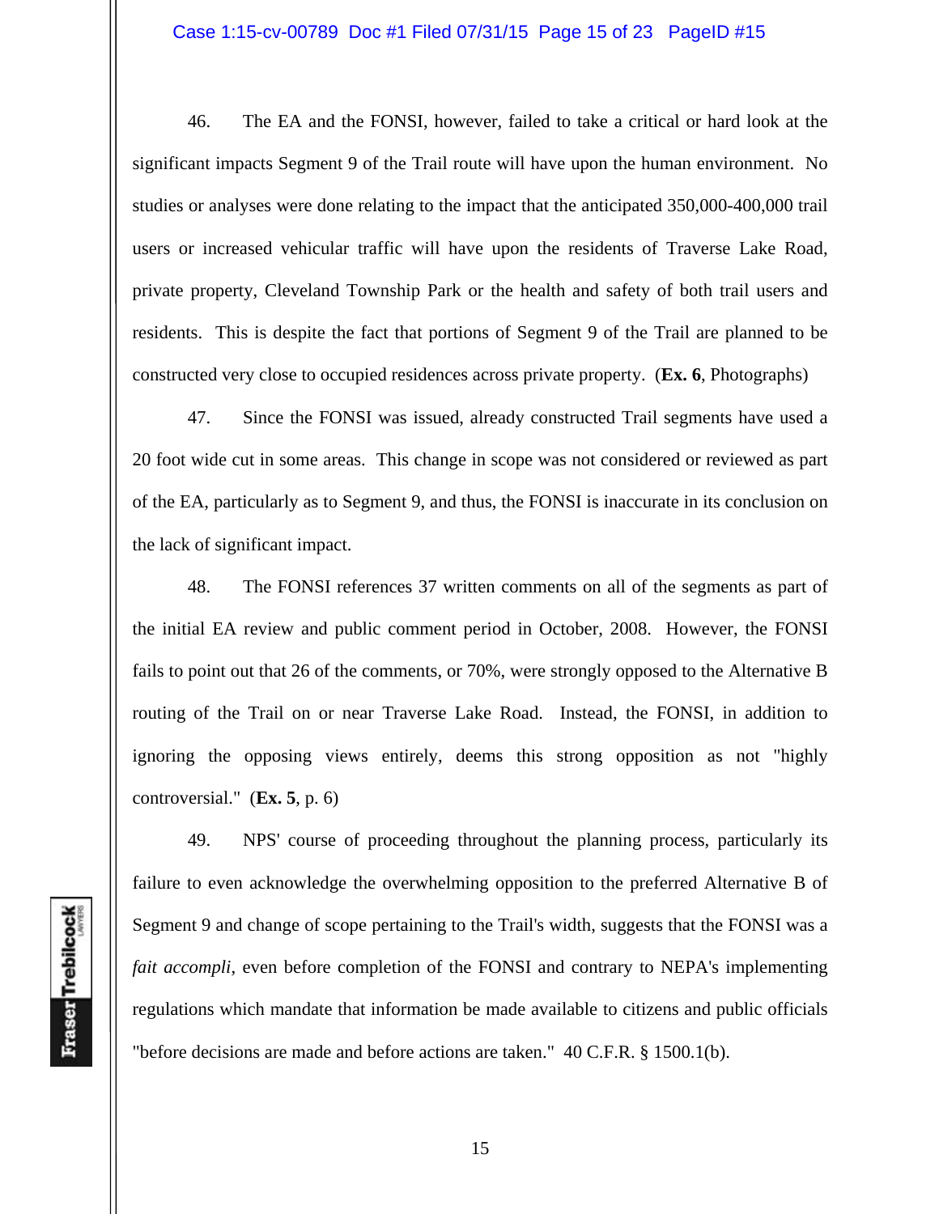46. The EA and the FONSI, however, failed to take a critical or hard look at the significant impacts Segment 9 of the Trail route will have upon the human environment. No studies or analyses were done relating to the impact that the anticipated 350,000-400,000 trail users or increased vehicular traffic will have upon the residents of Traverse Lake Road, private property, Cleveland Township Park or the health and safety of both trail users and residents. This is despite the fact that portions of Segment 9 of the Trail are planned to be constructed very close to occupied residences across private property. (**Ex. 6**, Photographs)

47. Since the FONSI was issued, already constructed Trail segments have used a 20 foot wide cut in some areas. This change in scope was not considered or reviewed as part of the EA, particularly as to Segment 9, and thus, the FONSI is inaccurate in its conclusion on the lack of significant impact.

48. The FONSI references 37 written comments on all of the segments as part of the initial EA review and public comment period in October, 2008. However, the FONSI fails to point out that 26 of the comments, or 70%, were strongly opposed to the Alternative B routing of the Trail on or near Traverse Lake Road. Instead, the FONSI, in addition to ignoring the opposing views entirely, deems this strong opposition as not "highly controversial." (**Ex. 5**, p. 6)

49. NPS' course of proceeding throughout the planning process, particularly its failure to even acknowledge the overwhelming opposition to the preferred Alternative B of Segment 9 and change of scope pertaining to the Trail's width, suggests that the FONSI was a *fait accompli*, even before completion of the FONSI and contrary to NEPA's implementing regulations which mandate that information be made available to citizens and public officials "before decisions are made and before actions are taken." 40 C.F.R. § 1500.1(b).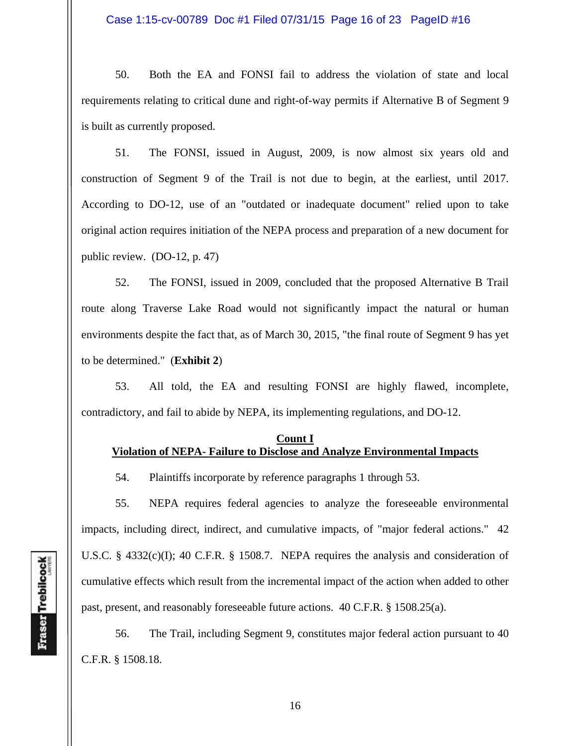50. Both the EA and FONSI fail to address the violation of state and local requirements relating to critical dune and right-of-way permits if Alternative B of Segment 9 is built as currently proposed.

51. The FONSI, issued in August, 2009, is now almost six years old and construction of Segment 9 of the Trail is not due to begin, at the earliest, until 2017. According to DO-12, use of an "outdated or inadequate document" relied upon to take original action requires initiation of the NEPA process and preparation of a new document for public review. (DO-12, p. 47)

52. The FONSI, issued in 2009, concluded that the proposed Alternative B Trail route along Traverse Lake Road would not significantly impact the natural or human environments despite the fact that, as of March 30, 2015, "the final route of Segment 9 has yet to be determined." (**Exhibit 2**)

53. All told, the EA and resulting FONSI are highly flawed, incomplete, contradictory, and fail to abide by NEPA, its implementing regulations, and DO-12.

## Count I
## Violation of NEPA- Failure to Disclose and Analyze Environmental Impacts

54. Plaintiffs incorporate by reference paragraphs 1 through 53.

55. NEPA requires federal agencies to analyze the foreseeable environmental impacts, including direct, indirect, and cumulative impacts, of "major federal actions." 42 U.S.C. § 4332(c)(I); 40 C.F.R. § 1508.7. NEPA requires the analysis and consideration of cumulative effects which result from the incremental impact of the action when added to other past, present, and reasonably foreseeable future actions. 40 C.F.R. § 1508.25(a).

56. The Trail, including Segment 9, constitutes major federal action pursuant to 40 C.F.R. § 1508.18.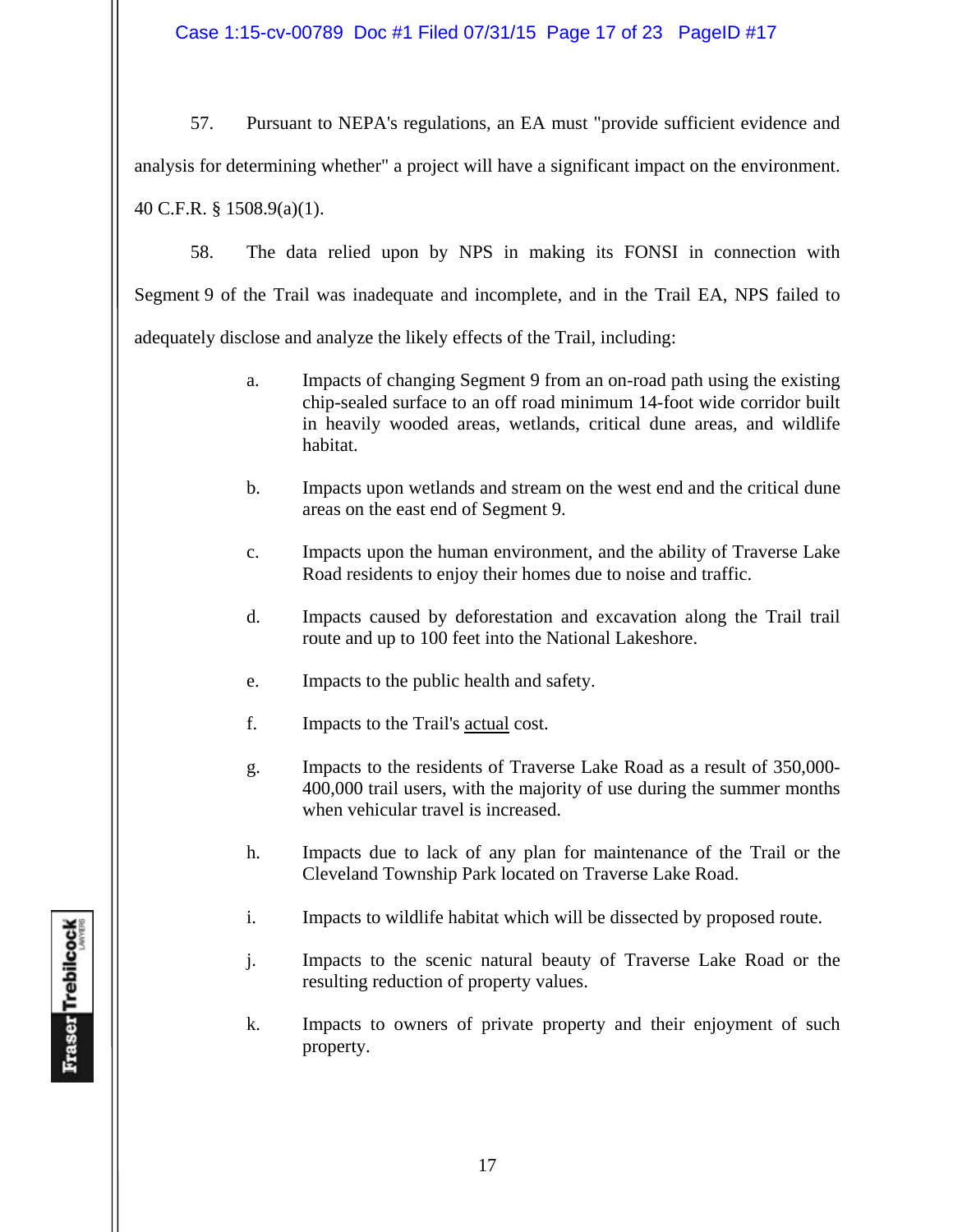57. Pursuant to NEPA's regulations, an EA must "provide sufficient evidence and analysis for determining whether" a project will have a significant impact on the environment. 40 C.F.R. § 1508.9(a)(1).

58. The data relied upon by NPS in making its FONSI in connection with Segment 9 of the Trail was inadequate and incomplete, and in the Trail EA, NPS failed to adequately disclose and analyze the likely effects of the Trail, including:

a. Impacts of changing Segment 9 from an on-road path using the existing chip-sealed surface to an off road minimum 14-foot wide corridor built in heavily wooded areas, wetlands, critical dune areas, and wildlife habitat.

b. Impacts upon wetlands and stream on the west end and the critical dune areas on the east end of Segment 9.

c. Impacts upon the human environment, and the ability of Traverse Lake Road residents to enjoy their homes due to noise and traffic.

d. Impacts caused by deforestation and excavation along the Trail trail route and up to 100 feet into the National Lakeshore.

e. Impacts to the public health and safety.

f. Impacts to the Trail's <u>actual</u> cost.

g. Impacts to the residents of Traverse Lake Road as a result of 350,000-400,000 trail users, with the majority of use during the summer months when vehicular travel is increased.

h. Impacts due to lack of any plan for maintenance of the Trail or the Cleveland Township Park located on Traverse Lake Road.

i. Impacts to wildlife habitat which will be dissected by proposed route.

j. Impacts to the scenic natural beauty of Traverse Lake Road or the resulting reduction of property values.

k. Impacts to owners of private property and their enjoyment of such property.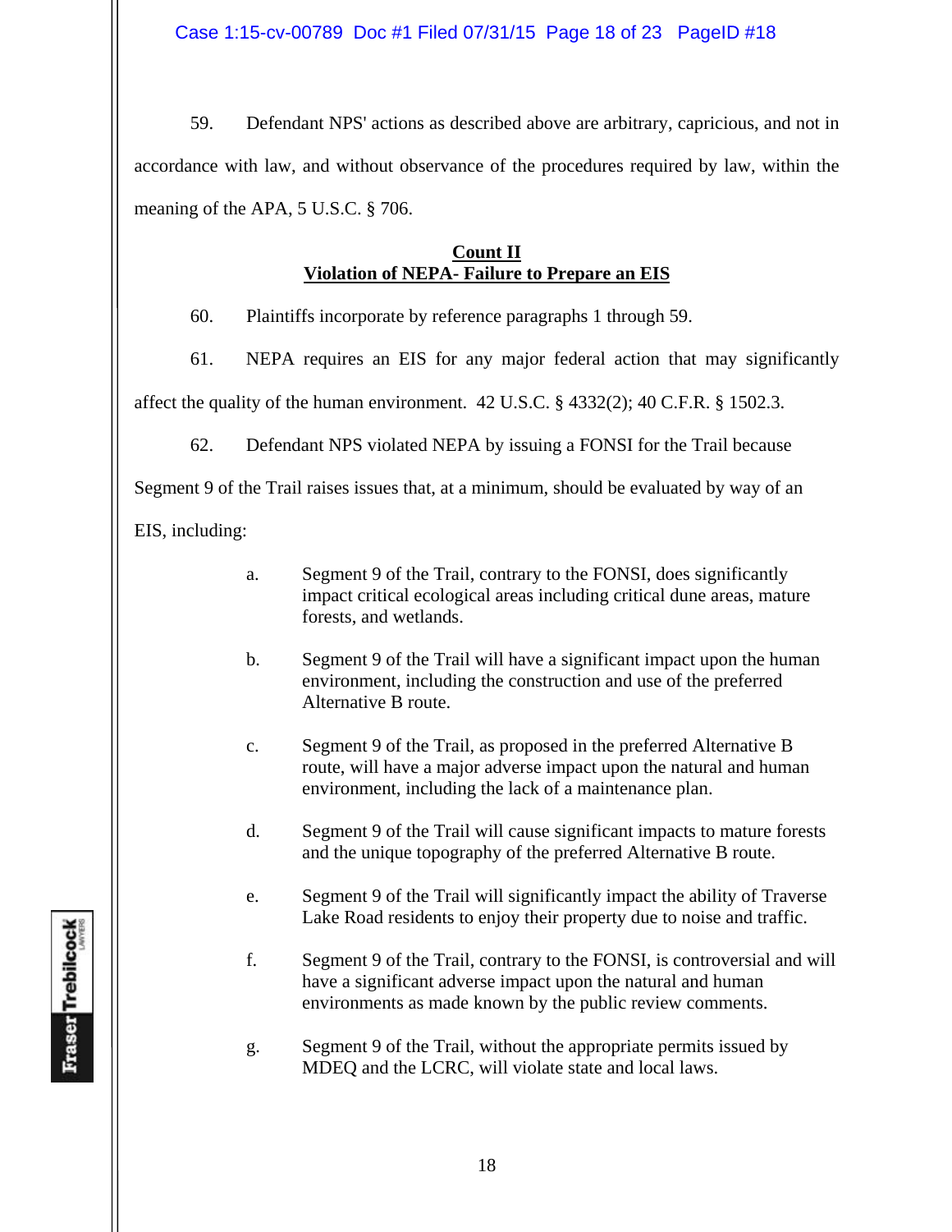59. Defendant NPS' actions as described above are arbitrary, capricious, and not in accordance with law, and without observance of the procedures required by law, within the meaning of the APA, 5 U.S.C. § 706.

## Count II
## Violation of NEPA- Failure to Prepare an EIS

60. Plaintiffs incorporate by reference paragraphs 1 through 59.

61. NEPA requires an EIS for any major federal action that may significantly affect the quality of the human environment. 42 U.S.C. § 4332(2); 40 C.F.R. § 1502.3.

62. Defendant NPS violated NEPA by issuing a FONSI for the Trail because Segment 9 of the Trail raises issues that, at a minimum, should be evaluated by way of an EIS, including:

a. Segment 9 of the Trail, contrary to the FONSI, does significantly impact critical ecological areas including critical dune areas, mature forests, and wetlands.

b. Segment 9 of the Trail will have a significant impact upon the human environment, including the construction and use of the preferred Alternative B route.

c. Segment 9 of the Trail, as proposed in the preferred Alternative B route, will have a major adverse impact upon the natural and human environment, including the lack of a maintenance plan.

d. Segment 9 of the Trail will cause significant impacts to mature forests and the unique topography of the preferred Alternative B route.

e. Segment 9 of the Trail will significantly impact the ability of Traverse Lake Road residents to enjoy their property due to noise and traffic.

f. Segment 9 of the Trail, contrary to the FONSI, is controversial and will have a significant adverse impact upon the natural and human environments as made known by the public review comments.

g. Segment 9 of the Trail, without the appropriate permits issued by MDEQ and the LCRC, will violate state and local laws.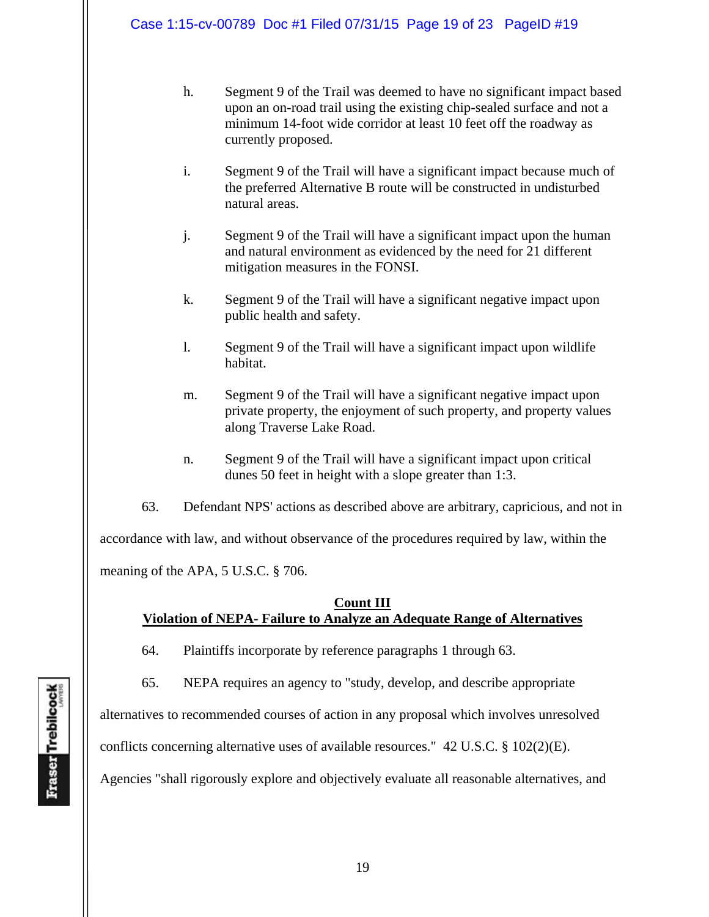h. Segment 9 of the Trail was deemed to have no significant impact based upon an on-road trail using the existing chip-sealed surface and not a minimum 14-foot wide corridor at least 10 feet off the roadway as currently proposed.

i. Segment 9 of the Trail will have a significant impact because much of the preferred Alternative B route will be constructed in undisturbed natural areas.

j. Segment 9 of the Trail will have a significant impact upon the human and natural environment as evidenced by the need for 21 different mitigation measures in the FONSI.

k. Segment 9 of the Trail will have a significant negative impact upon public health and safety.

l. Segment 9 of the Trail will have a significant impact upon wildlife habitat.

m. Segment 9 of the Trail will have a significant negative impact upon private property, the enjoyment of such property, and property values along Traverse Lake Road.

n. Segment 9 of the Trail will have a significant impact upon critical dunes 50 feet in height with a slope greater than 1:3.

63. Defendant NPS' actions as described above are arbitrary, capricious, and not in accordance with law, and without observance of the procedures required by law, within the meaning of the APA, 5 U.S.C. § 706.

**Count III**
**Violation of NEPA- Failure to Analyze an Adequate Range of Alternatives**

64. Plaintiffs incorporate by reference paragraphs 1 through 63.

65. NEPA requires an agency to "study, develop, and describe appropriate alternatives to recommended courses of action in any proposal which involves unresolved conflicts concerning alternative uses of available resources." 42 U.S.C. § 102(2)(E). Agencies "shall rigorously explore and objectively evaluate all reasonable alternatives, and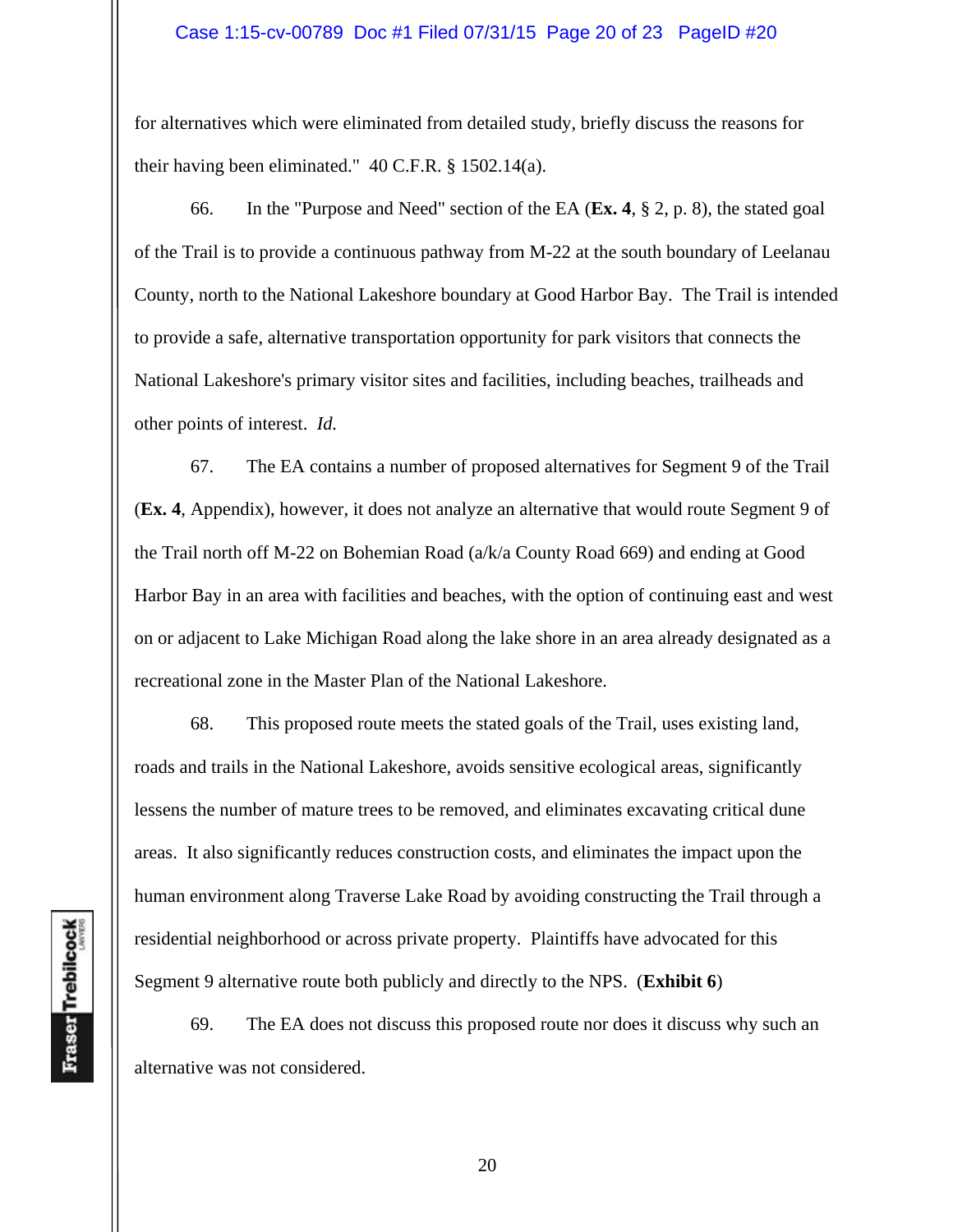for alternatives which were eliminated from detailed study, briefly discuss the reasons for their having been eliminated." 40 C.F.R. § 1502.14(a).

66. In the "Purpose and Need" section of the EA (**Ex. 4**, § 2, p. 8), the stated goal of the Trail is to provide a continuous pathway from M-22 at the south boundary of Leelanau County, north to the National Lakeshore boundary at Good Harbor Bay. The Trail is intended to provide a safe, alternative transportation opportunity for park visitors that connects the National Lakeshore's primary visitor sites and facilities, including beaches, trailheads and other points of interest. *Id.*

67. The EA contains a number of proposed alternatives for Segment 9 of the Trail (**Ex. 4**, Appendix), however, it does not analyze an alternative that would route Segment 9 of the Trail north off M-22 on Bohemian Road (a/k/a County Road 669) and ending at Good Harbor Bay in an area with facilities and beaches, with the option of continuing east and west on or adjacent to Lake Michigan Road along the lake shore in an area already designated as a recreational zone in the Master Plan of the National Lakeshore.

68. This proposed route meets the stated goals of the Trail, uses existing land, roads and trails in the National Lakeshore, avoids sensitive ecological areas, significantly lessens the number of mature trees to be removed, and eliminates excavating critical dune areas. It also significantly reduces construction costs, and eliminates the impact upon the human environment along Traverse Lake Road by avoiding constructing the Trail through a residential neighborhood or across private property. Plaintiffs have advocated for this Segment 9 alternative route both publicly and directly to the NPS. (**Exhibit 6**)

69. The EA does not discuss this proposed route nor does it discuss why such an alternative was not considered.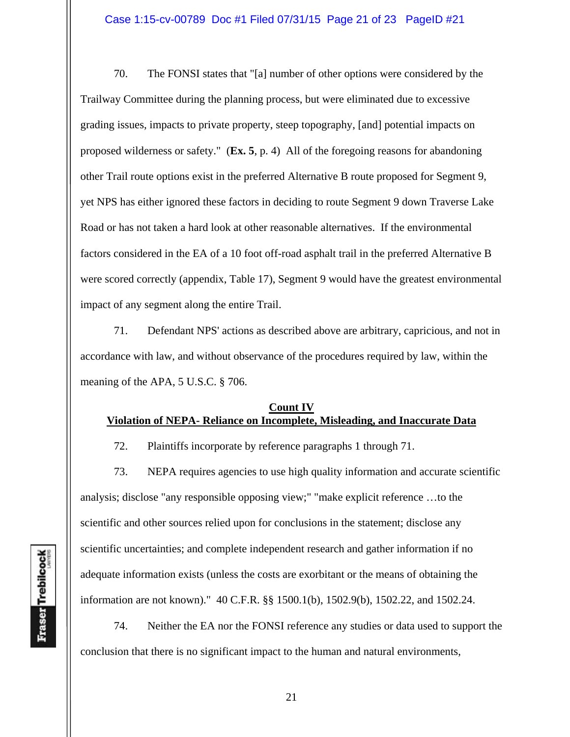70. The FONSI states that "[a] number of other options were considered by the Trailway Committee during the planning process, but were eliminated due to excessive grading issues, impacts to private property, steep topography, [and] potential impacts on proposed wilderness or safety." (**Ex. 5**, p. 4) All of the foregoing reasons for abandoning other Trail route options exist in the preferred Alternative B route proposed for Segment 9, yet NPS has either ignored these factors in deciding to route Segment 9 down Traverse Lake Road or has not taken a hard look at other reasonable alternatives. If the environmental factors considered in the EA of a 10 foot off-road asphalt trail in the preferred Alternative B were scored correctly (appendix, Table 17), Segment 9 would have the greatest environmental impact of any segment along the entire Trail.

71. Defendant NPS' actions as described above are arbitrary, capricious, and not in accordance with law, and without observance of the procedures required by law, within the meaning of the APA, 5 U.S.C. § 706.

**Count IV**
**Violation of NEPA- Reliance on Incomplete, Misleading, and Inaccurate Data**

72. Plaintiffs incorporate by reference paragraphs 1 through 71.

73. NEPA requires agencies to use high quality information and accurate scientific analysis; disclose "any responsible opposing view;" "make explicit reference …to the scientific and other sources relied upon for conclusions in the statement; disclose any scientific uncertainties; and complete independent research and gather information if no adequate information exists (unless the costs are exorbitant or the means of obtaining the information are not known)." 40 C.F.R. §§ 1500.1(b), 1502.9(b), 1502.22, and 1502.24.

74. Neither the EA nor the FONSI reference any studies or data used to support the conclusion that there is no significant impact to the human and natural environments,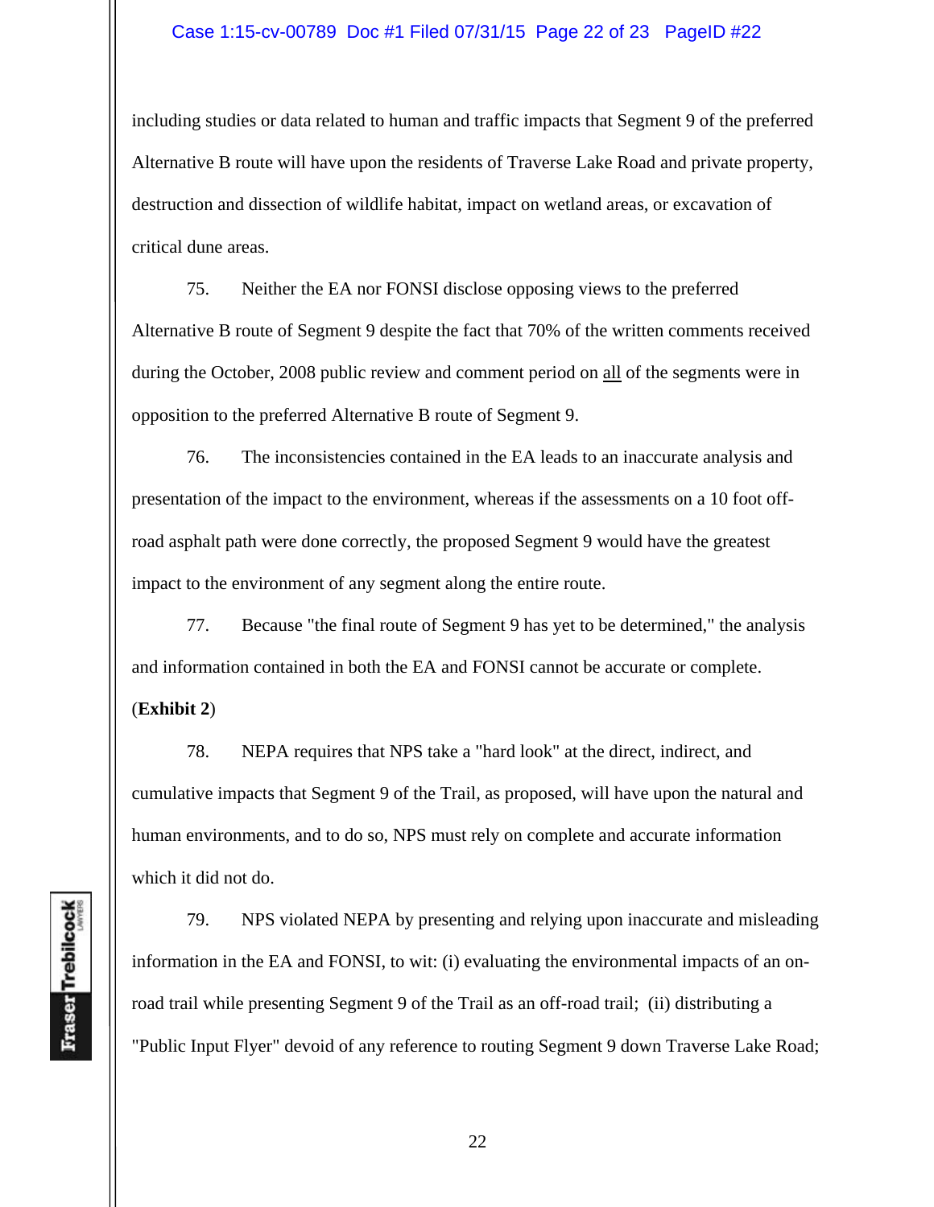including studies or data related to human and traffic impacts that Segment 9 of the preferred Alternative B route will have upon the residents of Traverse Lake Road and private property, destruction and dissection of wildlife habitat, impact on wetland areas, or excavation of critical dune areas.

75. Neither the EA nor FONSI disclose opposing views to the preferred Alternative B route of Segment 9 despite the fact that 70% of the written comments received during the October, 2008 public review and comment period on <u>all</u> of the segments were in opposition to the preferred Alternative B route of Segment 9.

76. The inconsistencies contained in the EA leads to an inaccurate analysis and presentation of the impact to the environment, whereas if the assessments on a 10 foot off-road asphalt path were done correctly, the proposed Segment 9 would have the greatest impact to the environment of any segment along the entire route.

77. Because "the final route of Segment 9 has yet to be determined," the analysis and information contained in both the EA and FONSI cannot be accurate or complete. (**Exhibit 2**)

78. NEPA requires that NPS take a "hard look" at the direct, indirect, and cumulative impacts that Segment 9 of the Trail, as proposed, will have upon the natural and human environments, and to do so, NPS must rely on complete and accurate information which it did not do.

79. NPS violated NEPA by presenting and relying upon inaccurate and misleading information in the EA and FONSI, to wit: (i) evaluating the environmental impacts of an on-road trail while presenting Segment 9 of the Trail as an off-road trail; (ii) distributing a "Public Input Flyer" devoid of any reference to routing Segment 9 down Traverse Lake Road;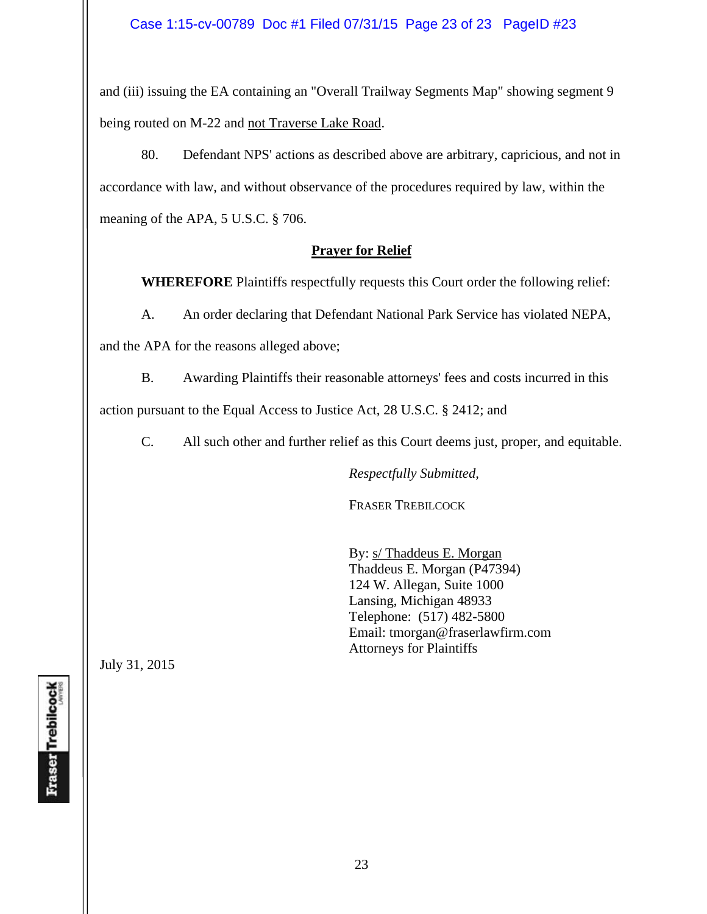and (iii) issuing the EA containing an "Overall Trailway Segments Map" showing segment 9 being routed on M-22 and not Traverse Lake Road.

80. Defendant NPS' actions as described above are arbitrary, capricious, and not in accordance with law, and without observance of the procedures required by law, within the meaning of the APA, 5 U.S.C. § 706.

## **Prayer for Relief**

**WHEREFORE** Plaintiffs respectfully requests this Court order the following relief:

A. An order declaring that Defendant National Park Service has violated NEPA, and the APA for the reasons alleged above;

B. Awarding Plaintiffs their reasonable attorneys' fees and costs incurred in this action pursuant to the Equal Access to Justice Act, 28 U.S.C. § 2412; and

C. All such other and further relief as this Court deems just, proper, and equitable.

*Respectfully Submitted,*

FRASER TREBILCOCK

By: s/ Thaddeus E. Morgan
Thaddeus E. Morgan (P47394)
124 W. Allegan, Suite 1000
Lansing, Michigan 48933
Telephone: (517) 482-5800
Email: tmorgan@fraserlawfirm.com
Attorneys for Plaintiffs

July 31, 2015